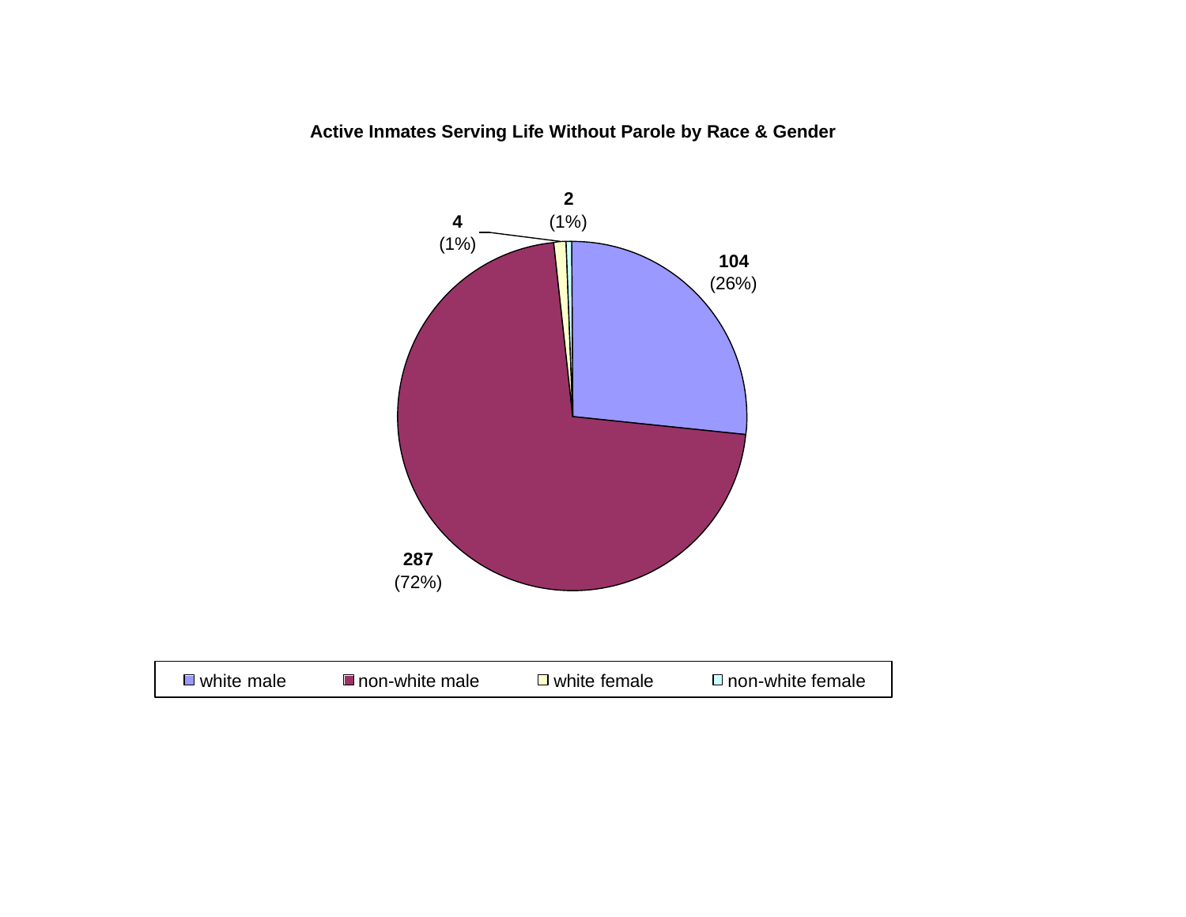**Active Inmates Serving Life Without Parole by Race & Gender**

| Category | Count | Percent |
|---|---|---|
| white male | 104 | (26%) |
| non-white male | 287 | (72%) |
| white female | 4 | (1%) |
| non-white female | 2 | (1%) |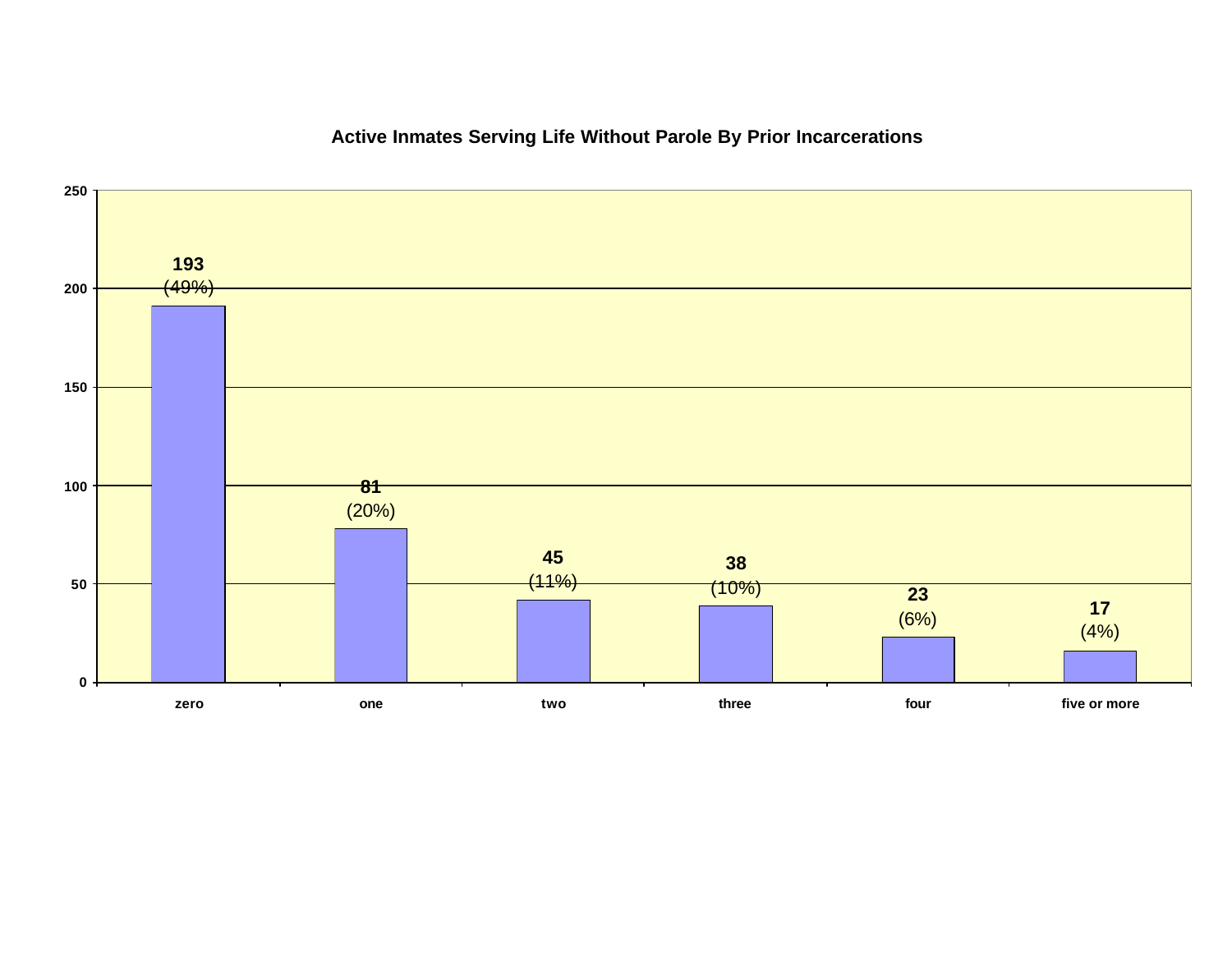## Active Inmates Serving Life Without Parole By Prior Incarcerations

| Prior Incarcerations | Number | Percent |
|---|---|---|
| zero | 193 | (49%) |
| one | 81 | (20%) |
| two | 45 | (11%) |
| three | 38 | (10%) |
| four | 23 | (6%) |
| five or more | 17 | (4%) |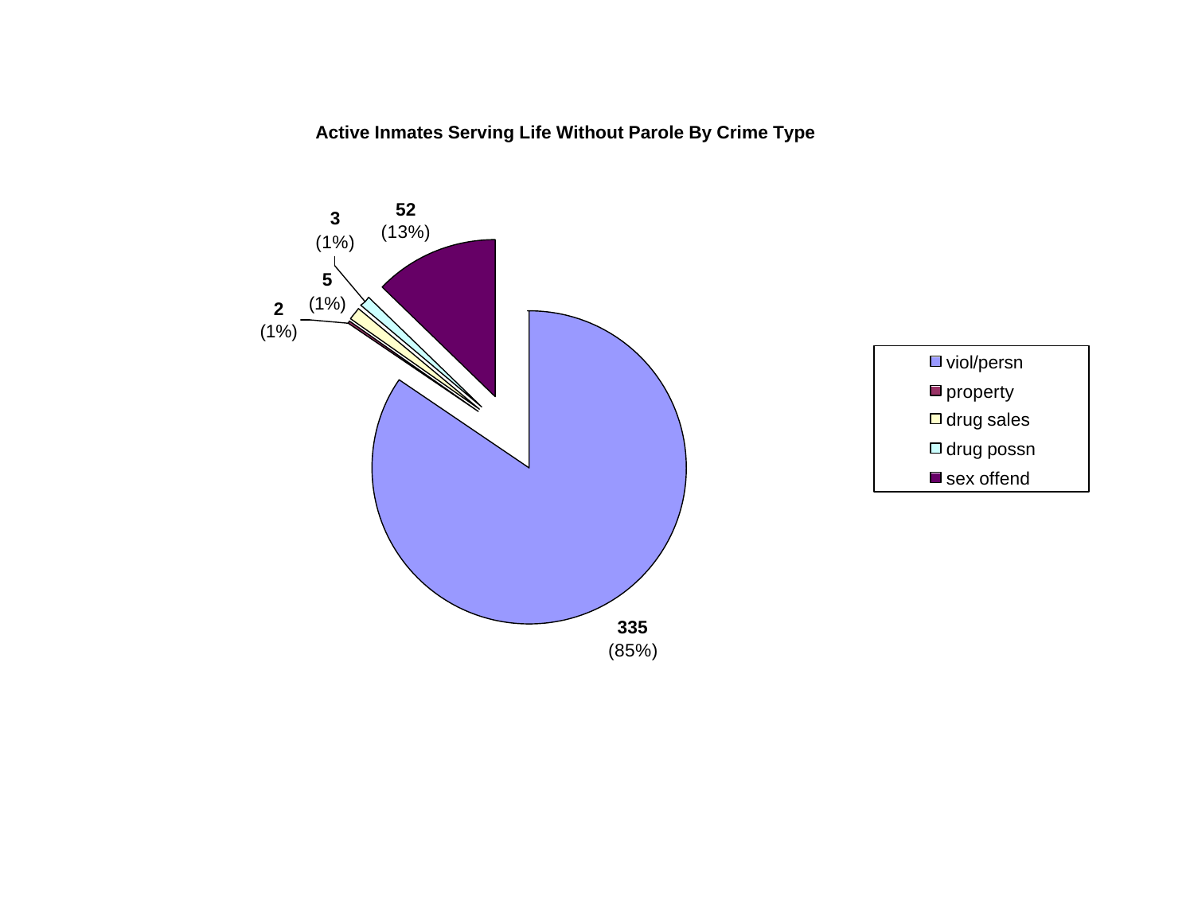**Active Inmates Serving Life Without Parole By Crime Type**

| Crime Type | Count | Percent |
|---|---|---|
| viol/persn | 335 | (85%) |
| property | 2 | (1%) |
| drug sales | 5 | (1%) |
| drug possn | 3 | (1%) |
| sex offend | 52 | (13%) |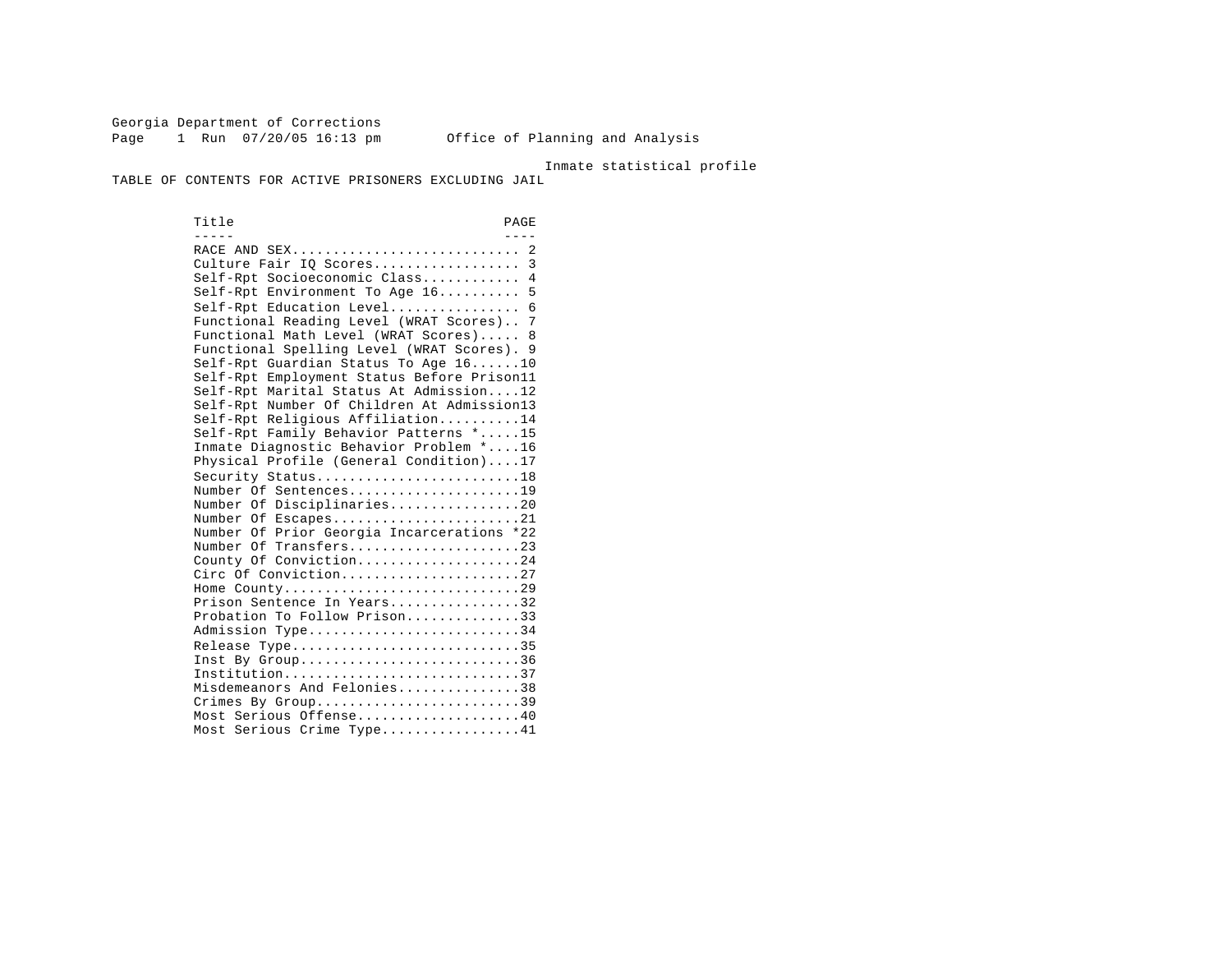Georgia Department of Corrections

Office of Planning and Analysis

Inmate statistical profile

# TABLE OF CONTENTS FOR ACTIVE PRISONERS EXCLUDING JAIL

| Title | PAGE |
|---|---|
| RACE AND SEX | 2 |
| Culture Fair IQ Scores | 3 |
| Self-Rpt Socioeconomic Class | 4 |
| Self-Rpt Environment To Age 16 | 5 |
| Self-Rpt Education Level | 6 |
| Functional Reading Level (WRAT Scores) | 7 |
| Functional Math Level (WRAT Scores) | 8 |
| Functional Spelling Level (WRAT Scores) | 9 |
| Self-Rpt Guardian Status To Age 16 | 10 |
| Self-Rpt Employment Status Before Prison | 11 |
| Self-Rpt Marital Status At Admission | 12 |
| Self-Rpt Number Of Children At Admission | 13 |
| Self-Rpt Religious Affiliation | 14 |
| Self-Rpt Family Behavior Patterns * | 15 |
| Inmate Diagnostic Behavior Problem * | 16 |
| Physical Profile (General Condition) | 17 |
| Security Status | 18 |
| Number Of Sentences | 19 |
| Number Of Disciplinaries | 20 |
| Number Of Escapes | 21 |
| Number Of Prior Georgia Incarcerations * | 22 |
| Number Of Transfers | 23 |
| County Of Conviction | 24 |
| Circ Of Conviction | 27 |
| Home County | 29 |
| Prison Sentence In Years | 32 |
| Probation To Follow Prison | 33 |
| Admission Type | 34 |
| Release Type | 35 |
| Inst By Group | 36 |
| Institution | 37 |
| Misdemeanors And Felonies | 38 |
| Crimes By Group | 39 |
| Most Serious Offense | 40 |
| Most Serious Crime Type | 41 |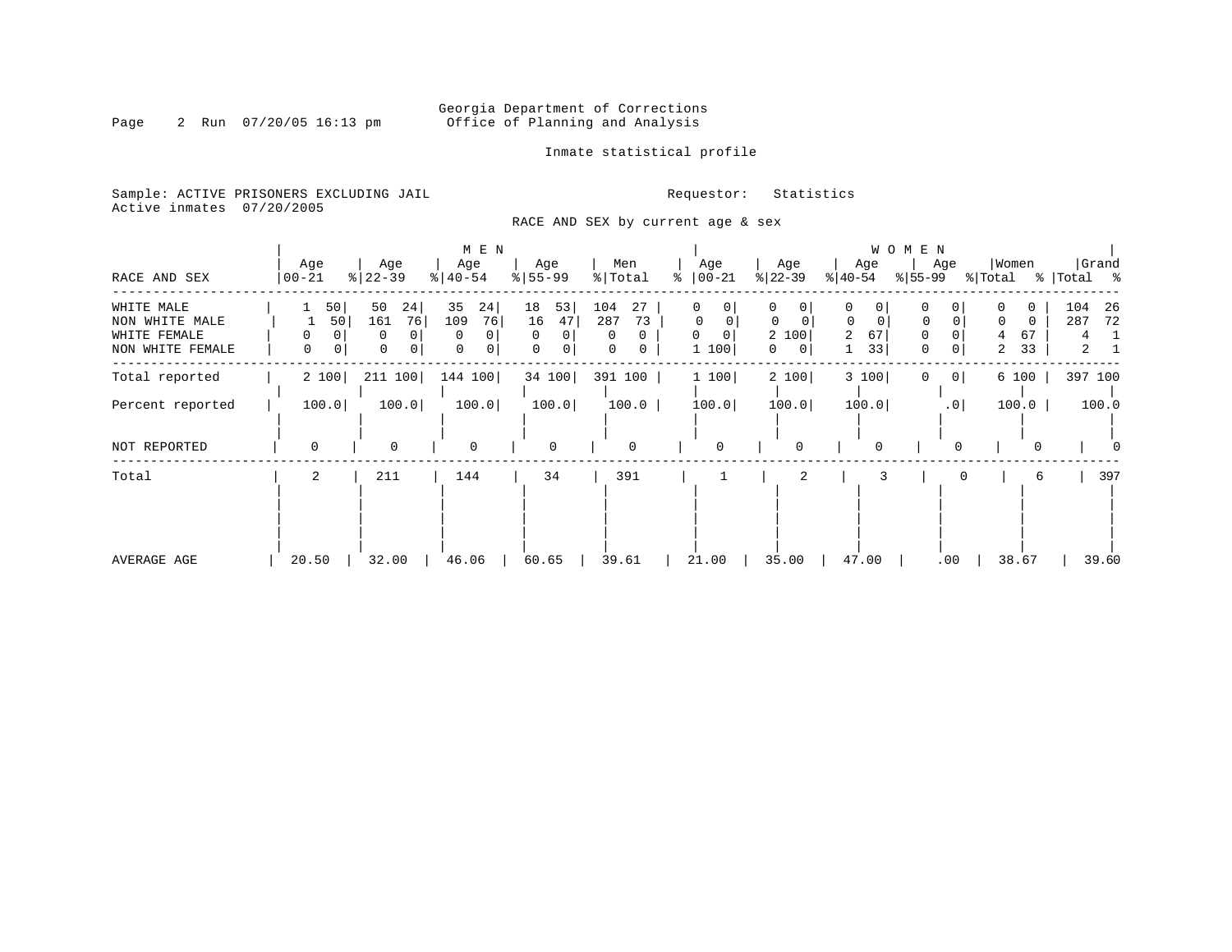Georgia Department of Corrections
Office of Planning and Analysis

Inmate statistical profile

Sample: ACTIVE PRISONERS EXCLUDING JAIL
Active inmates 07/20/2005

Requestor: Statistics

RACE AND SEX by current age & sex

| RACE AND SEX | MEN Age 00-21 | % | Age 22-39 | % | Age 40-54 | % | Age 55-99 | % | Men Total | % | WOMEN Age 00-21 | % | Age 22-39 | % | Age 40-54 | % | Age 55-99 | % | Women Total | % | Grand Total | % |
|---|---|---|---|---|---|---|---|---|---|---|---|---|---|---|---|---|---|---|---|---|---|---|
| WHITE MALE | 1 | 50 | 50 | 24 | 35 | 24 | 18 | 53 | 104 | 27 | 0 | 0 | 0 | 0 | 0 | 0 | 0 | 0 | 0 | 0 | 104 | 26 |
| NON WHITE MALE | 1 | 50 | 161 | 76 | 109 | 76 | 16 | 47 | 287 | 73 | 0 | 0 | 0 | 0 | 0 | 0 | 0 | 0 | 0 | 0 | 287 | 72 |
| WHITE FEMALE | 0 | 0 | 0 | 0 | 0 | 0 | 0 | 0 | 0 | 0 | 0 | 0 | 2 | 100 | 2 | 67 | 0 | 0 | 4 | 67 | 4 | 1 |
| NON WHITE FEMALE | 0 | 0 | 0 | 0 | 0 | 0 | 0 | 0 | 0 | 0 | 1 | 100 | 0 | 0 | 1 | 33 | 0 | 0 | 2 | 33 | 2 | 1 |
| Total reported | 2 | 100 | 211 | 100 | 144 | 100 | 34 | 100 | 391 | 100 | 1 | 100 | 2 | 100 | 3 | 100 | 0 | 0 | 6 | 100 | 397 | 100 |
| Percent reported | 100.0 | | 100.0 | | 100.0 | | 100.0 | | 100.0 | | 100.0 | | 100.0 | | 100.0 | | .0 | | 100.0 | | 100.0 | |
| NOT REPORTED | 0 | | 0 | | 0 | | 0 | | 0 | | 0 | | 0 | | 0 | | 0 | | 0 | | 0 | |
| Total | 2 | | 211 | | 144 | | 34 | | 391 | | 1 | | 2 | | 3 | | 0 | | 6 | | 397 | |
| AVERAGE AGE | 20.50 | | 32.00 | | 46.06 | | 60.65 | | 39.61 | | 21.00 | | 35.00 | | 47.00 | | .00 | | 38.67 | | 39.60 | |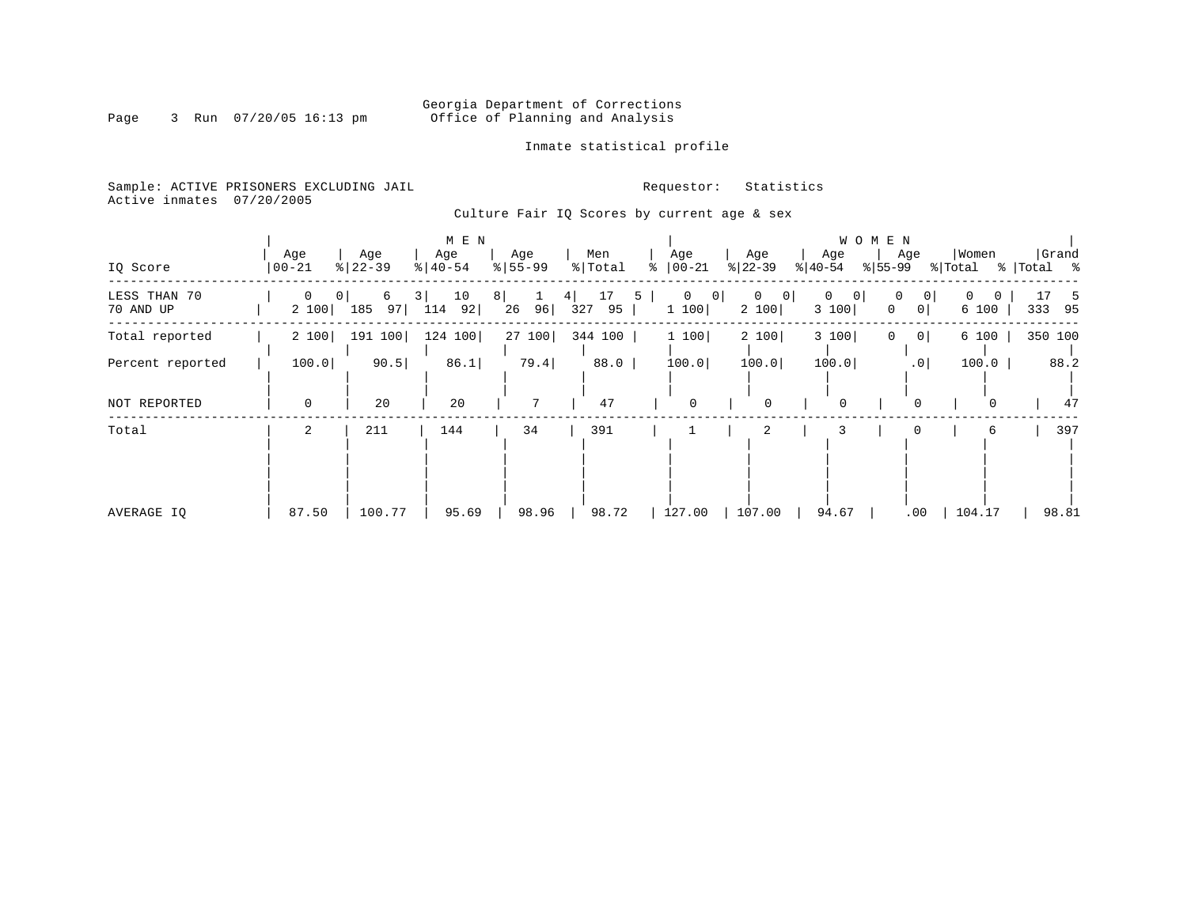Georgia Department of Corrections
Office of Planning and Analysis

Inmate statistical profile

Sample: ACTIVE PRISONERS EXCLUDING JAIL
Active inmates 07/20/2005

Requestor: Statistics

Culture Fair IQ Scores by current age & sex

| IQ Score | MEN Age 00-21 | % | Age 22-39 | % | Age 40-54 | % | Age 55-99 | % | Men Total | % | WOMEN Age 00-21 | % | Age 22-39 | % | Age 40-54 | % | Age 55-99 | % | Women Total | % | Grand Total | % |
|---|---|---|---|---|---|---|---|---|---|---|---|---|---|---|---|---|---|---|---|---|---|---|
| LESS THAN 70 | 0 | 0 | 6 | 3 | 10 | 8 | 1 | 4 | 17 | 5 | 0 | 0 | 0 | 0 | 0 | 0 | 0 | 0 | 0 | 0 | 17 | 5 |
| 70 AND UP | 2 | 100 | 185 | 97 | 114 | 92 | 26 | 96 | 327 | 95 | 1 | 100 | 2 | 100 | 3 | 100 | 0 | 0 | 6 | 100 | 333 | 95 |
| Total reported | 2 | 100 | 191 | 100 | 124 | 100 | 27 | 100 | 344 | 100 | 1 | 100 | 2 | 100 | 3 | 100 | 0 | 0 | 6 | 100 | 350 | 100 |
| Percent reported | 100.0 | | 90.5 | | 86.1 | | 79.4 | | 88.0 | | 100.0 | | 100.0 | | 100.0 | | .0 | | 100.0 | | 88.2 | |
| NOT REPORTED | 0 | | 20 | | 20 | | 7 | | 47 | | 0 | | 0 | | 0 | | 0 | | 0 | | 47 | |
| Total | 2 | | 211 | | 144 | | 34 | | 391 | | 1 | | 2 | | 3 | | 0 | | 6 | | 397 | |
| AVERAGE IQ | 87.50 | | 100.77 | | 95.69 | | 98.96 | | 98.72 | | 127.00 | | 107.00 | | 94.67 | | .00 | | 104.17 | | 98.81 | |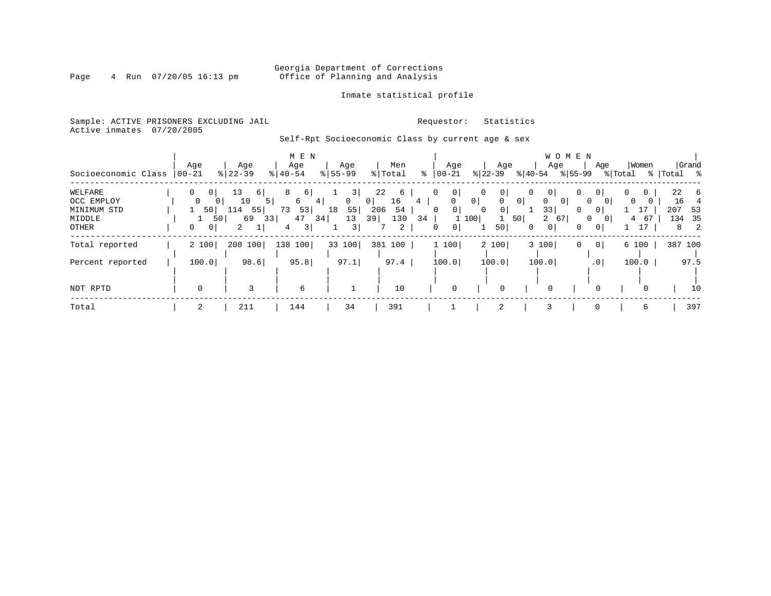Georgia Department of Corrections
Office of Planning and Analysis

Inmate statistical profile

Sample: ACTIVE PRISONERS EXCLUDING JAIL    Requestor: Statistics
Active inmates 07/20/2005

Self-Rpt Socioeconomic Class by current age & sex

| Socioeconomic Class | MEN Age 00-21 | % | Age 22-39 | % | Age 40-54 | % | Age 55-99 | % | Men Total | % | WOMEN Age 00-21 | % | Age 22-39 | % | Age 40-54 | % | Age 55-99 | % | Women Total | % | Grand Total | % |
|---|---|---|---|---|---|---|---|---|---|---|---|---|---|---|---|---|---|---|---|---|---|---|
| WELFARE | 0 | 0 | 13 | 6 | 8 | 6 | 1 | 3 | 22 | 6 | 0 | 0 | 0 | 0 | 0 | 0 | 0 | 0 | 0 | 0 | 22 | 6 |
| OCC EMPLOY | 0 | 0 | 10 | 5 | 6 | 4 | 0 | 0 | 16 | 4 | 0 | 0 | 0 | 0 | 0 | 0 | 0 | 0 | 0 | 0 | 16 | 4 |
| MINIMUM STD | 1 | 50 | 114 | 55 | 73 | 53 | 18 | 55 | 206 | 54 | 0 | 0 | 0 | 0 | 1 | 33 | 0 | 0 | 1 | 17 | 207 | 53 |
| MIDDLE | 1 | 50 | 69 | 33 | 47 | 34 | 13 | 39 | 130 | 34 | 1 | 100 | 1 | 50 | 2 | 67 | 0 | 0 | 4 | 67 | 134 | 35 |
| OTHER | 0 | 0 | 2 | 1 | 4 | 3 | 1 | 3 | 7 | 2 | 0 | 0 | 1 | 50 | 0 | 0 | 0 | 0 | 1 | 17 | 8 | 2 |
| Total reported | 2 | 100 | 208 | 100 | 138 | 100 | 33 | 100 | 381 | 100 | 1 | 100 | 2 | 100 | 3 | 100 | 0 | 0 | 6 | 100 | 387 | 100 |
| Percent reported | 100.0 | | 98.6 | | 95.8 | | 97.1 | | 97.4 | | 100.0 | | 100.0 | | 100.0 | | .0 | | 100.0 | | 97.5 | |
| NOT RPTD | 0 | | 3 | | 6 | | 1 | | 10 | | 0 | | 0 | | 0 | | 0 | | 0 | | 10 | |
| Total | 2 | | 211 | | 144 | | 34 | | 391 | | 1 | | 2 | | 3 | | 0 | | 6 | | 397 | |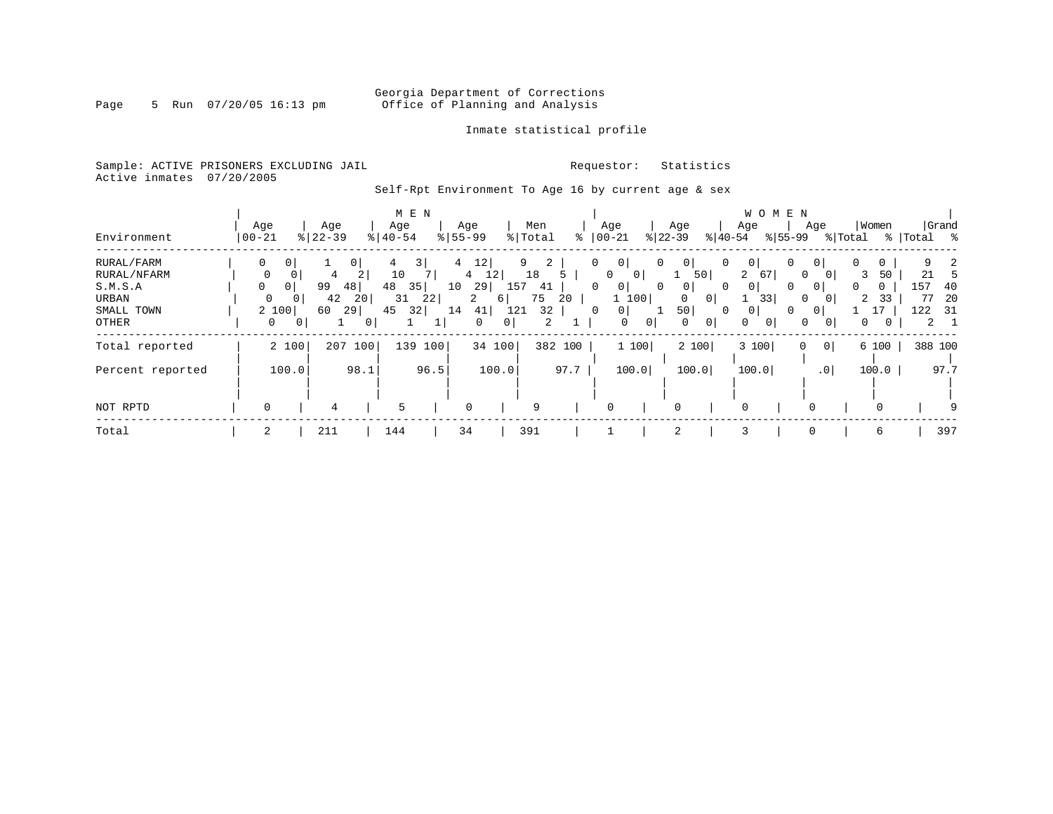Georgia Department of Corrections
Office of Planning and Analysis

Inmate statistical profile

Sample: ACTIVE PRISONERS EXCLUDING JAIL

Requestor: Statistics

Active inmates 07/20/2005

Self-Rpt Environment To Age 16 by current age & sex

| Environment | MEN Age 00-21 | % | Age 22-39 | % | Age 40-54 | % | Age 55-99 | % | Men Total | % | WOMEN Age 00-21 | % | Age 22-39 | % | Age 40-54 | % | Age 55-99 | % | Women Total | % | Grand Total | % |
|---|---|---|---|---|---|---|---|---|---|---|---|---|---|---|---|---|---|---|---|---|---|---|
| RURAL/FARM | 0 | 0 | 1 | 0 | 4 | 3 | 4 | 12 | 9 | 2 | 0 | 0 | 0 | 0 | 0 | 0 | 0 | 0 | 0 | 0 | 9 | 2 |
| RURAL/NFARM | 0 | 0 | 4 | 2 | 10 | 7 | 4 | 12 | 18 | 5 | 0 | 0 | 1 | 50 | 2 | 67 | 0 | 0 | 3 | 50 | 21 | 5 |
| S.M.S.A | 0 | 0 | 99 | 48 | 48 | 35 | 10 | 29 | 157 | 41 | 0 | 0 | 0 | 0 | 0 | 0 | 0 | 0 | 0 | 0 | 157 | 40 |
| URBAN | 0 | 0 | 42 | 20 | 31 | 22 | 2 | 6 | 75 | 20 | 1 | 100 | 0 | 0 | 1 | 33 | 0 | 0 | 2 | 33 | 77 | 20 |
| SMALL TOWN | 2 | 100 | 60 | 29 | 45 | 32 | 14 | 41 | 121 | 32 | 0 | 0 | 1 | 50 | 0 | 0 | 0 | 0 | 1 | 17 | 122 | 31 |
| OTHER | 0 | 0 | 1 | 0 | 1 | 1 | 0 | 0 | 2 | 1 | 0 | 0 | 0 | 0 | 0 | 0 | 0 | 0 | 0 | 0 | 2 | 1 |
| Total reported | 2 | 100 | 207 | 100 | 139 | 100 | 34 | 100 | 382 | 100 | 1 | 100 | 2 | 100 | 3 | 100 | 0 | 0 | 6 | 100 | 388 | 100 |
| Percent reported | | 100.0 | | 98.1 | | 96.5 | | 100.0 | | 97.7 | | 100.0 | | 100.0 | | 100.0 | | .0 | | 100.0 | | 97.7 |
| NOT RPTD | 0 | | 4 | | 5 | | 0 | | 9 | | 0 | | 0 | | 0 | | 0 | | 0 | | 9 | |
| Total | 2 | | 211 | | 144 | | 34 | | 391 | | 1 | | 2 | | 3 | | 0 | | 6 | | 397 | |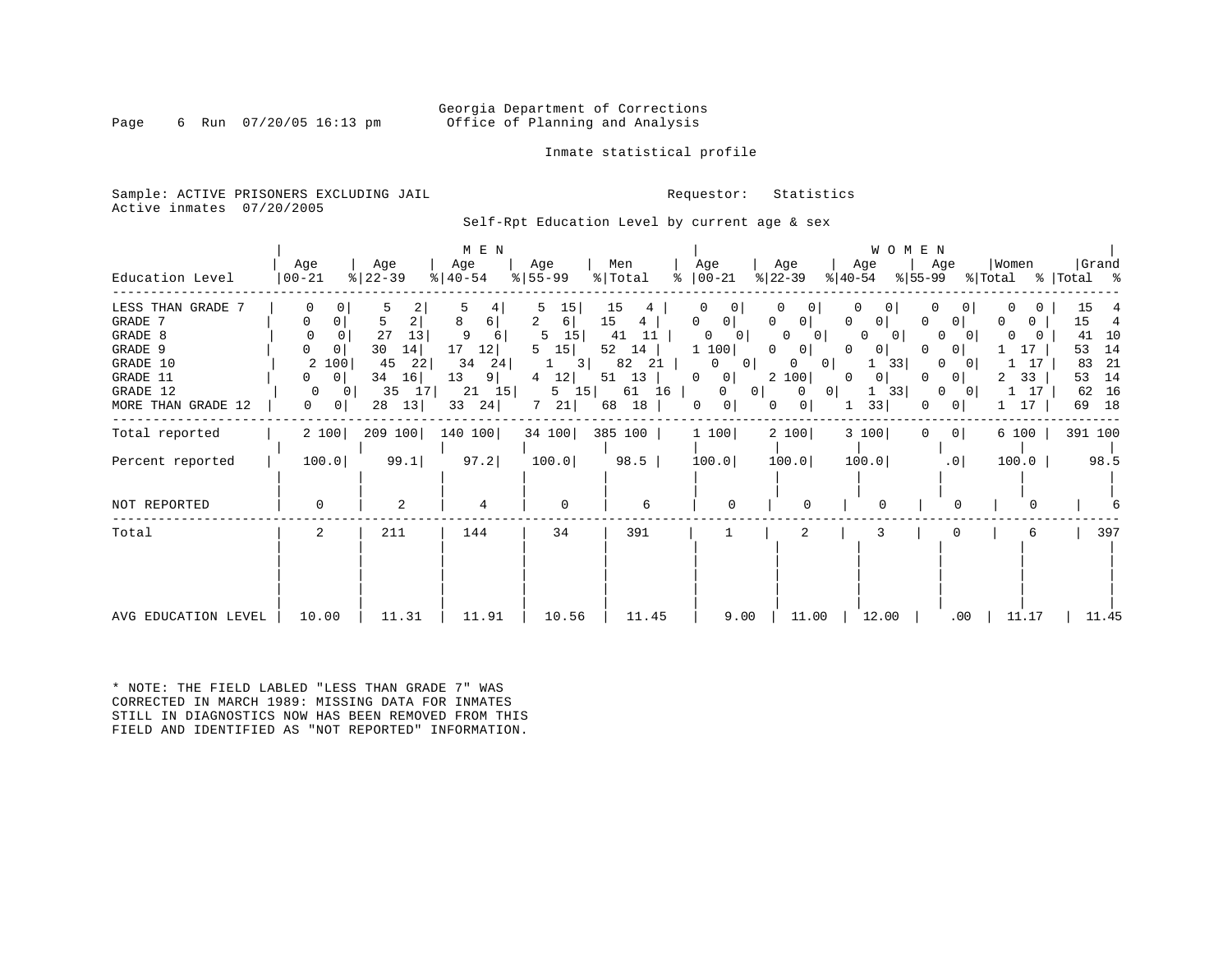Georgia Department of Corrections
Office of Planning and Analysis

Inmate statistical profile

Sample: ACTIVE PRISONERS EXCLUDING JAIL
Active inmates 07/20/2005

Requestor: Statistics

Self-Rpt Education Level by current age & sex

| Education Level | MEN Age 00-21 | % | Age 22-39 | % | Age 40-54 | % | Age 55-99 | % | Men Total | % | WOMEN Age 00-21 | % | Age 22-39 | % | Age 40-54 | % | Age 55-99 | % | Women Total | % | Grand Total | % |
|---|---|---|---|---|---|---|---|---|---|---|---|---|---|---|---|---|---|---|---|---|---|---|
| LESS THAN GRADE 7 | 0 | 0 | 5 | 2 | 5 | 4 | 5 | 15 | 15 | 4 | 0 | 0 | 0 | 0 | 0 | 0 | 0 | 0 | 0 | 0 | 15 | 4 |
| GRADE 7 | 0 | 0 | 5 | 2 | 8 | 6 | 2 | 6 | 15 | 4 | 0 | 0 | 0 | 0 | 0 | 0 | 0 | 0 | 0 | 0 | 15 | 4 |
| GRADE 8 | 0 | 0 | 27 | 13 | 9 | 6 | 5 | 15 | 41 | 11 | 0 | 0 | 0 | 0 | 0 | 0 | 0 | 0 | 0 | 0 | 41 | 10 |
| GRADE 9 | 0 | 0 | 30 | 14 | 17 | 12 | 5 | 15 | 52 | 14 | 1 | 100 | 0 | 0 | 0 | 0 | 0 | 0 | 1 | 17 | 53 | 14 |
| GRADE 10 | 2 | 100 | 45 | 22 | 34 | 24 | 1 | 3 | 82 | 21 | 0 | 0 | 0 | 0 | 1 | 33 | 0 | 0 | 1 | 17 | 83 | 21 |
| GRADE 11 | 0 | 0 | 34 | 16 | 13 | 9 | 4 | 12 | 51 | 13 | 0 | 0 | 2 | 100 | 0 | 0 | 0 | 0 | 2 | 33 | 53 | 14 |
| GRADE 12 | 0 | 0 | 35 | 17 | 21 | 15 | 5 | 15 | 61 | 16 | 0 | 0 | 0 | 0 | 1 | 33 | 0 | 0 | 1 | 17 | 62 | 16 |
| MORE THAN GRADE 12 | 0 | 0 | 28 | 13 | 33 | 24 | 7 | 21 | 68 | 18 | 0 | 0 | 0 | 0 | 1 | 33 | 0 | 0 | 1 | 17 | 69 | 18 |
| Total reported | 2 | 100 | 209 | 100 | 140 | 100 | 34 | 100 | 385 | 100 | 1 | 100 | 2 | 100 | 3 | 100 | 0 | 0 | 6 | 100 | 391 | 100 |
| Percent reported | 100.0 | | 99.1 | | 97.2 | | 100.0 | | 98.5 | | 100.0 | | 100.0 | | 100.0 | | .0 | | 100.0 | | 98.5 | |
| NOT REPORTED | 0 | | 2 | | 4 | | 0 | | 6 | | 0 | | 0 | | 0 | | 0 | | 0 | | 6 | |
| Total | 2 | | 211 | | 144 | | 34 | | 391 | | 1 | | 2 | | 3 | | 0 | | 6 | | 397 | |
| AVG EDUCATION LEVEL | 10.00 | | 11.31 | | 11.91 | | 10.56 | | 11.45 | | 9.00 | | 11.00 | | 12.00 | | .00 | | 11.17 | | 11.45 | |

* NOTE: THE FIELD LABLED "LESS THAN GRADE 7" WAS CORRECTED IN MARCH 1989: MISSING DATA FOR INMATES STILL IN DIAGNOSTICS NOW HAS BEEN REMOVED FROM THIS FIELD AND IDENTIFIED AS "NOT REPORTED" INFORMATION.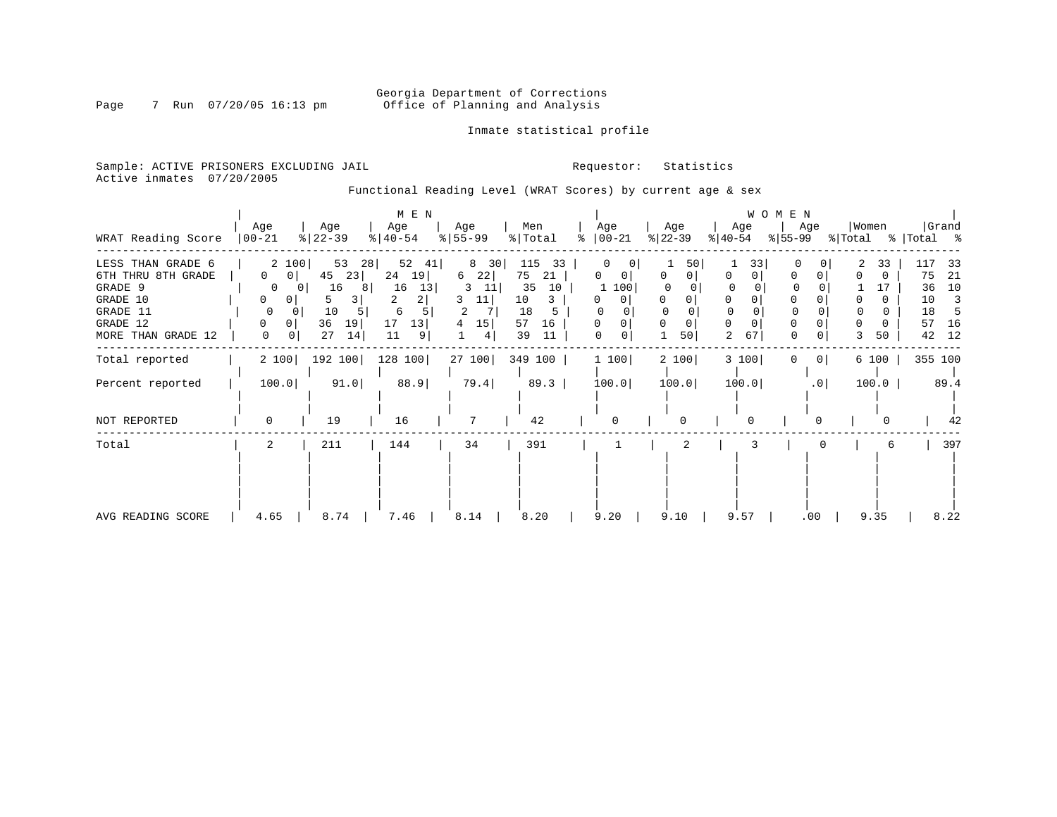Georgia Department of Corrections
Office of Planning and Analysis

Inmate statistical profile

Sample: ACTIVE PRISONERS EXCLUDING JAIL
Active inmates 07/20/2005

Requestor: Statistics

Functional Reading Level (WRAT Scores) by current age & sex

| WRAT Reading Score | MEN Age 00-21 | % | MEN Age 22-39 | % | MEN Age 40-54 | % | MEN Age 55-99 | % | Men Total | % | WOMEN Age 00-21 | % | WOMEN Age 22-39 | % | WOMEN Age 40-54 | % | WOMEN Age 55-99 | % | Women Total | % | Grand Total | % |
|---|---|---|---|---|---|---|---|---|---|---|---|---|---|---|---|---|---|---|---|---|---|---|
| LESS THAN GRADE 6 | 2 | 100 | 53 | 28 | 52 | 41 | 8 | 30 | 115 | 33 | 0 | 0 | 1 | 50 | 1 | 33 | 0 | 0 | 2 | 33 | 117 | 33 |
| 6TH THRU 8TH GRADE | 0 | 0 | 45 | 23 | 24 | 19 | 6 | 22 | 75 | 21 | 0 | 0 | 0 | 0 | 0 | 0 | 0 | 0 | 0 | 0 | 75 | 21 |
| GRADE 9 | 0 | 0 | 16 | 8 | 16 | 13 | 3 | 11 | 35 | 10 | 1 | 100 | 0 | 0 | 0 | 0 | 0 | 0 | 1 | 17 | 36 | 10 |
| GRADE 10 | 0 | 0 | 5 | 3 | 2 | 2 | 3 | 11 | 10 | 3 | 0 | 0 | 0 | 0 | 0 | 0 | 0 | 0 | 0 | 0 | 10 | 3 |
| GRADE 11 | 0 | 0 | 10 | 5 | 6 | 5 | 2 | 7 | 18 | 5 | 0 | 0 | 0 | 0 | 0 | 0 | 0 | 0 | 0 | 0 | 18 | 5 |
| GRADE 12 | 0 | 0 | 36 | 19 | 17 | 13 | 4 | 15 | 57 | 16 | 0 | 0 | 0 | 0 | 0 | 0 | 0 | 0 | 0 | 0 | 57 | 16 |
| MORE THAN GRADE 12 | 0 | 0 | 27 | 14 | 11 | 9 | 1 | 4 | 39 | 11 | 0 | 0 | 1 | 50 | 2 | 67 | 0 | 0 | 3 | 50 | 42 | 12 |
| Total reported | 2 | 100 | 192 | 100 | 128 | 100 | 27 | 100 | 349 | 100 | 1 | 100 | 2 | 100 | 3 | 100 | 0 | 0 | 6 | 100 | 355 | 100 |
| Percent reported | 100.0 | | 91.0 | | 88.9 | | 79.4 | | 89.3 | | 100.0 | | 100.0 | | 100.0 | | .0 | | 100.0 | | 89.4 | |
| NOT REPORTED | 0 | | 19 | | 16 | | 7 | | 42 | | 0 | | 0 | | 0 | | 0 | | 0 | | 42 | |
| Total | 2 | | 211 | | 144 | | 34 | | 391 | | 1 | | 2 | | 3 | | 0 | | 6 | | 397 | |
| AVG READING SCORE | 4.65 | | 8.74 | | 7.46 | | 8.14 | | 8.20 | | 9.20 | | 9.10 | | 9.57 | | .00 | | 9.35 | | 8.22 | |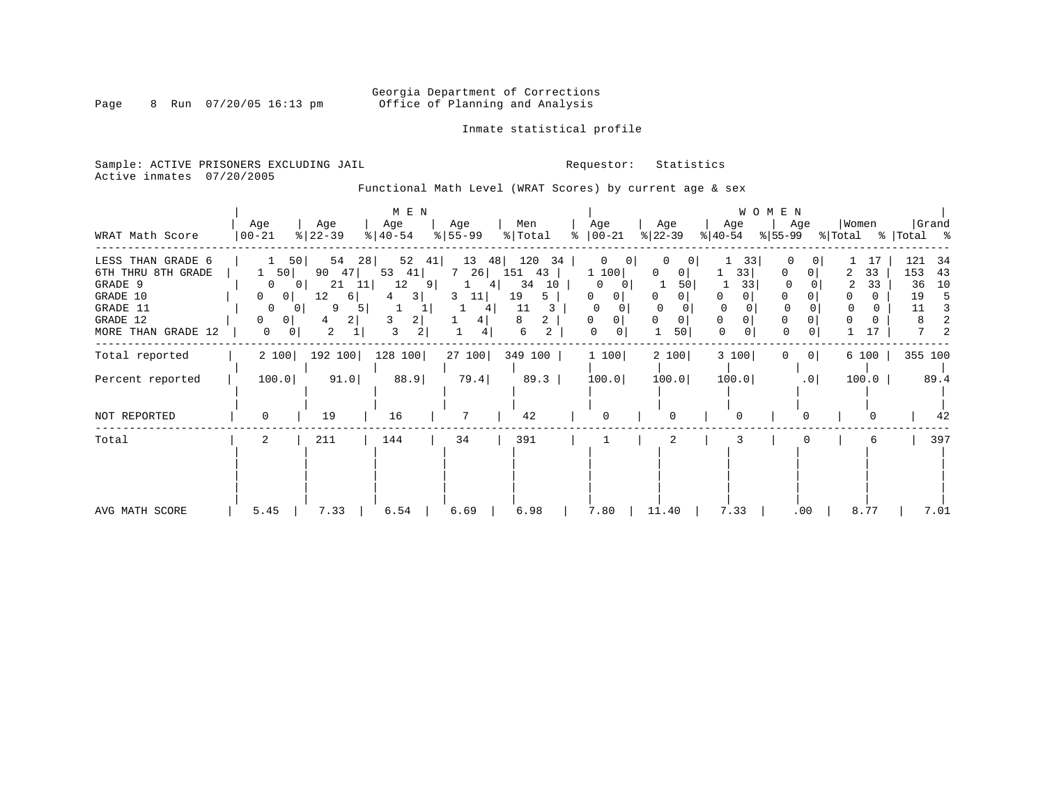Georgia Department of Corrections
Office of Planning and Analysis

Inmate statistical profile

Sample: ACTIVE PRISONERS EXCLUDING JAIL
Active inmates 07/20/2005

Requestor: Statistics

Functional Math Level (WRAT Scores) by current age & sex

| WRAT Math Score | MEN Age 00-21 | % | Age 22-39 | % | Age 40-54 | % | Age 55-99 | % | Men Total | % | WOMEN Age 00-21 | % | Age 22-39 | % | Age 40-54 | % | Age 55-99 | % | Women Total | % | Grand Total | % |
|---|---|---|---|---|---|---|---|---|---|---|---|---|---|---|---|---|---|---|---|---|---|---|
| LESS THAN GRADE 6 | 1 | 50 | 54 | 28 | 52 | 41 | 13 | 48 | 120 | 34 | 0 | 0 | 0 | 0 | 1 | 33 | 0 | 0 | 1 | 17 | 121 | 34 |
| 6TH THRU 8TH GRADE | 1 | 50 | 90 | 47 | 53 | 41 | 7 | 26 | 151 | 43 | 1 | 100 | 0 | 0 | 1 | 33 | 0 | 0 | 2 | 33 | 153 | 43 |
| GRADE 9 | 0 | 0 | 21 | 11 | 12 | 9 | 1 | 4 | 34 | 10 | 0 | 0 | 1 | 50 | 1 | 33 | 0 | 0 | 2 | 33 | 36 | 10 |
| GRADE 10 | 0 | 0 | 12 | 6 | 4 | 3 | 3 | 11 | 19 | 5 | 0 | 0 | 0 | 0 | 0 | 0 | 0 | 0 | 0 | 0 | 19 | 5 |
| GRADE 11 | 0 | 0 | 9 | 5 | 1 | 1 | 1 | 4 | 11 | 3 | 0 | 0 | 0 | 0 | 0 | 0 | 0 | 0 | 0 | 0 | 11 | 3 |
| GRADE 12 | 0 | 0 | 4 | 2 | 3 | 2 | 1 | 4 | 8 | 2 | 0 | 0 | 0 | 0 | 0 | 0 | 0 | 0 | 0 | 0 | 8 | 2 |
| MORE THAN GRADE 12 | 0 | 0 | 2 | 1 | 3 | 2 | 1 | 4 | 6 | 2 | 0 | 0 | 1 | 50 | 0 | 0 | 0 | 0 | 1 | 17 | 7 | 2 |
| Total reported | 2 | 100 | 192 | 100 | 128 | 100 | 27 | 100 | 349 | 100 | 1 | 100 | 2 | 100 | 3 | 100 | 0 | 0 | 6 | 100 | 355 | 100 |
| Percent reported | 100.0 | | 91.0 | | 88.9 | | 79.4 | | 89.3 | | 100.0 | | 100.0 | | 100.0 | | .0 | | 100.0 | | 89.4 | |
| NOT REPORTED | 0 | | 19 | | 16 | | 7 | | 42 | | 0 | | 0 | | 0 | | 0 | | 0 | | 42 | |
| Total | 2 | | 211 | | 144 | | 34 | | 391 | | 1 | | 2 | | 3 | | 0 | | 6 | | 397 | |
| AVG MATH SCORE | 5.45 | | 7.33 | | 6.54 | | 6.69 | | 6.98 | | 7.80 | | 11.40 | | 7.33 | | .00 | | 8.77 | | 7.01 | |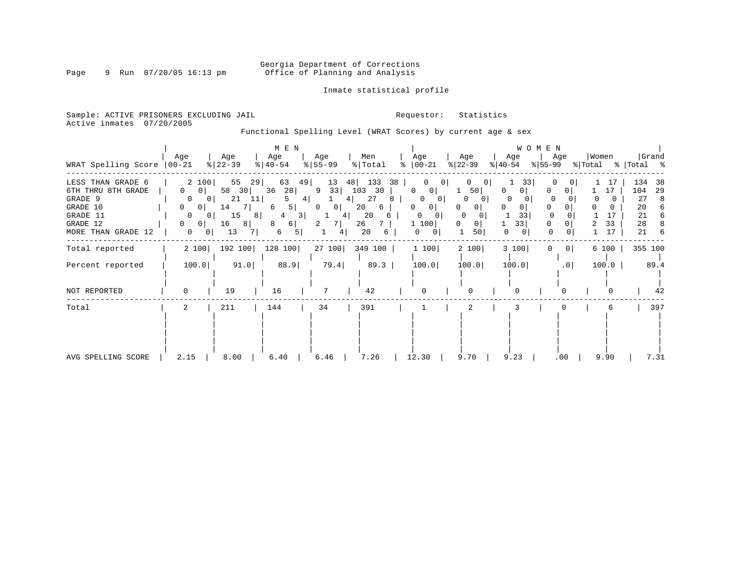Georgia Department of Corrections
Office of Planning and Analysis

Inmate statistical profile

Sample: ACTIVE PRISONERS EXCLUDING JAIL
Active inmates 07/20/2005

Requestor: Statistics

Functional Spelling Level (WRAT Scores) by current age & sex

| WRAT Spelling Score | MEN Age 00-21 | % | Age 22-39 | % | Age 40-54 | % | Age 55-99 | % | Men Total | % | WOMEN Age 00-21 | % | Age 22-39 | % | Age 40-54 | % | Age 55-99 | % | Women Total | % | Grand Total | % |
|---|---|---|---|---|---|---|---|---|---|---|---|---|---|---|---|---|---|---|---|---|---|---|
| LESS THAN GRADE 6 | 2 | 100 | 55 | 29 | 63 | 49 | 13 | 48 | 133 | 38 | 0 | 0 | 0 | 0 | 1 | 33 | 0 | 0 | 1 | 17 | 134 | 38 |
| 6TH THRU 8TH GRADE | 0 | 0 | 58 | 30 | 36 | 28 | 9 | 33 | 103 | 30 | 0 | 0 | 1 | 50 | 0 | 0 | 0 | 0 | 1 | 17 | 104 | 29 |
| GRADE 9 | 0 | 0 | 21 | 11 | 5 | 4 | 1 | 4 | 27 | 8 | 0 | 0 | 0 | 0 | 0 | 0 | 0 | 0 | 0 | 0 | 27 | 8 |
| GRADE 10 | 0 | 0 | 14 | 7 | 6 | 5 | 0 | 0 | 20 | 6 | 0 | 0 | 0 | 0 | 0 | 0 | 0 | 0 | 0 | 0 | 20 | 6 |
| GRADE 11 | 0 | 0 | 15 | 8 | 4 | 3 | 1 | 4 | 20 | 6 | 0 | 0 | 0 | 0 | 1 | 33 | 0 | 0 | 1 | 17 | 21 | 6 |
| GRADE 12 | 0 | 0 | 16 | 8 | 8 | 6 | 2 | 7 | 26 | 7 | 1 | 100 | 0 | 0 | 1 | 33 | 0 | 0 | 2 | 33 | 28 | 8 |
| MORE THAN GRADE 12 | 0 | 0 | 13 | 7 | 6 | 5 | 1 | 4 | 20 | 6 | 0 | 0 | 1 | 50 | 0 | 0 | 0 | 0 | 1 | 17 | 21 | 6 |
| Total reported | 2 | 100 | 192 | 100 | 128 | 100 | 27 | 100 | 349 | 100 | 1 | 100 | 2 | 100 | 3 | 100 | 0 | 0 | 6 | 100 | 355 | 100 |
| Percent reported | 100.0 | | 91.0 | | 88.9 | | 79.4 | | 89.3 | | 100.0 | | 100.0 | | 100.0 | | .0 | | 100.0 | | 89.4 | |
| NOT REPORTED | 0 | | 19 | | 16 | | 7 | | 42 | | 0 | | 0 | | 0 | | 0 | | 0 | | 42 | |
| Total | 2 | | 211 | | 144 | | 34 | | 391 | | 1 | | 2 | | 3 | | 0 | | 6 | | 397 | |
| AVG SPELLING SCORE | 2.15 | | 8.00 | | 6.40 | | 6.46 | | 7.26 | | 12.30 | | 9.70 | | 9.23 | | .00 | | 9.90 | | 7.31 | |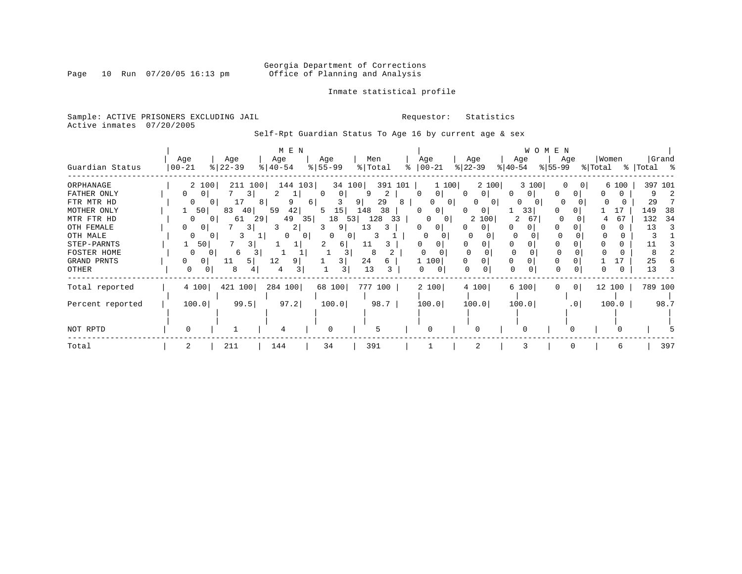Georgia Department of Corrections
Office of Planning and Analysis

Inmate statistical profile

Sample: ACTIVE PRISONERS EXCLUDING JAIL    Requestor: Statistics
Active inmates 07/20/2005

Self-Rpt Guardian Status To Age 16 by current age & sex

| | MEN | | | | | | | | | | WOMEN | | | | | | | | | | | |
|---|---|---|---|---|---|---|---|---|---|---|---|---|---|---|---|---|---|---|---|---|---|---|
| Guardian Status | Age 00-21 | % | Age 22-39 | % | Age 40-54 | % | Age 55-99 | % | Men Total | % | Age 00-21 | % | Age 22-39 | % | Age 40-54 | % | Age 55-99 | % | Women Total | % | Grand Total | % |
| ORPHANAGE | 2 | 100 | 211 | 100 | 144 | 103 | 34 | 100 | 391 | 101 | 1 | 100 | 2 | 100 | 3 | 100 | 0 | 0 | 6 | 100 | 397 | 101 |
| FATHER ONLY | 0 | 0 | 7 | 3 | 2 | 1 | 0 | 0 | 9 | 2 | 0 | 0 | 0 | 0 | 0 | 0 | 0 | 0 | 0 | 0 | 9 | 2 |
| FTR MTR HD | 0 | 0 | 17 | 8 | 9 | 6 | 3 | 9 | 29 | 8 | 0 | 0 | 0 | 0 | 0 | 0 | 0 | 0 | 0 | 0 | 29 | 7 |
| MOTHER ONLY | 1 | 50 | 83 | 40 | 59 | 42 | 5 | 15 | 148 | 38 | 0 | 0 | 0 | 0 | 1 | 33 | 0 | 0 | 1 | 17 | 149 | 38 |
| MTR FTR HD | 0 | 0 | 61 | 29 | 49 | 35 | 18 | 53 | 128 | 33 | 0 | 0 | 2 | 100 | 2 | 67 | 0 | 0 | 4 | 67 | 132 | 34 |
| OTH FEMALE | 0 | 0 | 7 | 3 | 3 | 2 | 3 | 9 | 13 | 3 | 0 | 0 | 0 | 0 | 0 | 0 | 0 | 0 | 0 | 0 | 13 | 3 |
| OTH MALE | 0 | 0 | 3 | 1 | 0 | 0 | 0 | 0 | 3 | 1 | 0 | 0 | 0 | 0 | 0 | 0 | 0 | 0 | 0 | 0 | 3 | 1 |
| STEP-PARNTS | 1 | 50 | 7 | 3 | 1 | 1 | 2 | 6 | 11 | 3 | 0 | 0 | 0 | 0 | 0 | 0 | 0 | 0 | 0 | 0 | 11 | 3 |
| FOSTER HOME | 0 | 0 | 6 | 3 | 1 | 1 | 1 | 3 | 8 | 2 | 0 | 0 | 0 | 0 | 0 | 0 | 0 | 0 | 0 | 0 | 8 | 2 |
| GRAND PRNTS | 0 | 0 | 11 | 5 | 12 | 9 | 1 | 3 | 24 | 6 | 1 | 100 | 0 | 0 | 0 | 0 | 0 | 0 | 1 | 17 | 25 | 6 |
| OTHER | 0 | 0 | 8 | 4 | 4 | 3 | 1 | 3 | 13 | 3 | 0 | 0 | 0 | 0 | 0 | 0 | 0 | 0 | 0 | 0 | 13 | 3 |
| Total reported | 4 | 100 | 421 | 100 | 284 | 100 | 68 | 100 | 777 | 100 | 2 | 100 | 4 | 100 | 6 | 100 | 0 | 0 | 12 | 100 | 789 | 100 |
| Percent reported | 100.0 | | 99.5 | | 97.2 | | 100.0 | | 98.7 | | 100.0 | | 100.0 | | 100.0 | | .0 | | 100.0 | | 98.7 | |
| NOT RPTD | 0 | | 1 | | 4 | | 0 | | 5 | | 0 | | 0 | | 0 | | 0 | | 0 | | 5 | |
| Total | 2 | | 211 | | 144 | | 34 | | 391 | | 1 | | 2 | | 3 | | 0 | | 6 | | 397 | |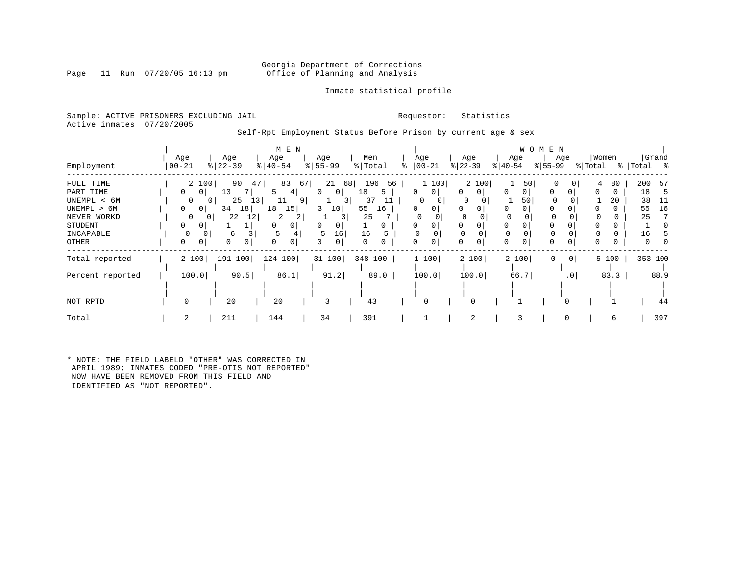Georgia Department of Corrections
Office of Planning and Analysis

Inmate statistical profile

Sample: ACTIVE PRISONERS EXCLUDING JAIL
Active inmates 07/20/2005

Requestor: Statistics

Self-Rpt Employment Status Before Prison by current age & sex

| Employment | MEN Age 00-21 | % | Age 22-39 | % | Age 40-54 | % | Age 55-99 | % | Men Total | % | WOMEN Age 00-21 | % | Age 22-39 | % | Age 40-54 | % | Age 55-99 | % | Women Total | % | Grand Total | % |
|---|---|---|---|---|---|---|---|---|---|---|---|---|---|---|---|---|---|---|---|---|---|---|
| FULL TIME | 2 | 100 | 90 | 47 | 83 | 67 | 21 | 68 | 196 | 56 | 1 | 100 | 2 | 100 | 1 | 50 | 0 | 0 | 4 | 80 | 200 | 57 |
| PART TIME | 0 | 0 | 13 | 7 | 5 | 4 | 0 | 0 | 18 | 5 | 0 | 0 | 0 | 0 | 0 | 0 | 0 | 0 | 0 | 0 | 18 | 5 |
| UNEMPL < 6M | 0 | 0 | 25 | 13 | 11 | 9 | 1 | 3 | 37 | 11 | 0 | 0 | 0 | 0 | 1 | 50 | 0 | 0 | 1 | 20 | 38 | 11 |
| UNEMPL > 6M | 0 | 0 | 34 | 18 | 18 | 15 | 3 | 10 | 55 | 16 | 0 | 0 | 0 | 0 | 0 | 0 | 0 | 0 | 0 | 0 | 55 | 16 |
| NEVER WORKD | 0 | 0 | 22 | 12 | 2 | 2 | 1 | 3 | 25 | 7 | 0 | 0 | 0 | 0 | 0 | 0 | 0 | 0 | 0 | 0 | 25 | 7 |
| STUDENT | 0 | 0 | 1 | 1 | 0 | 0 | 0 | 0 | 1 | 0 | 0 | 0 | 0 | 0 | 0 | 0 | 0 | 0 | 0 | 0 | 1 | 0 |
| INCAPABLE | 0 | 0 | 6 | 3 | 5 | 4 | 5 | 16 | 16 | 5 | 0 | 0 | 0 | 0 | 0 | 0 | 0 | 0 | 0 | 0 | 16 | 5 |
| OTHER | 0 | 0 | 0 | 0 | 0 | 0 | 0 | 0 | 0 | 0 | 0 | 0 | 0 | 0 | 0 | 0 | 0 | 0 | 0 | 0 | 0 | 0 |
| Total reported | 2 | 100 | 191 | 100 | 124 | 100 | 31 | 100 | 348 | 100 | 1 | 100 | 2 | 100 | 2 | 100 | 0 | 0 | 5 | 100 | 353 | 100 |
| Percent reported | 100.0 | | 90.5 | | 86.1 | | 91.2 | | 89.0 | | 100.0 | | 100.0 | | 66.7 | | .0 | | 83.3 | | 88.9 | |
| NOT RPTD | 0 | | 20 | | 20 | | 3 | | 43 | | 0 | | 0 | | 1 | | 0 | | 1 | | 44 | |
| Total | 2 | | 211 | | 144 | | 34 | | 391 | | 1 | | 2 | | 3 | | 0 | | 6 | | 397 | |

* NOTE: THE FIELD LABELD "OTHER" WAS CORRECTED IN APRIL 1989; INMATES CODED "PRE-OTIS NOT REPORTED" NOW HAVE BEEN REMOVED FROM THIS FIELD AND IDENTIFIED AS "NOT REPORTED".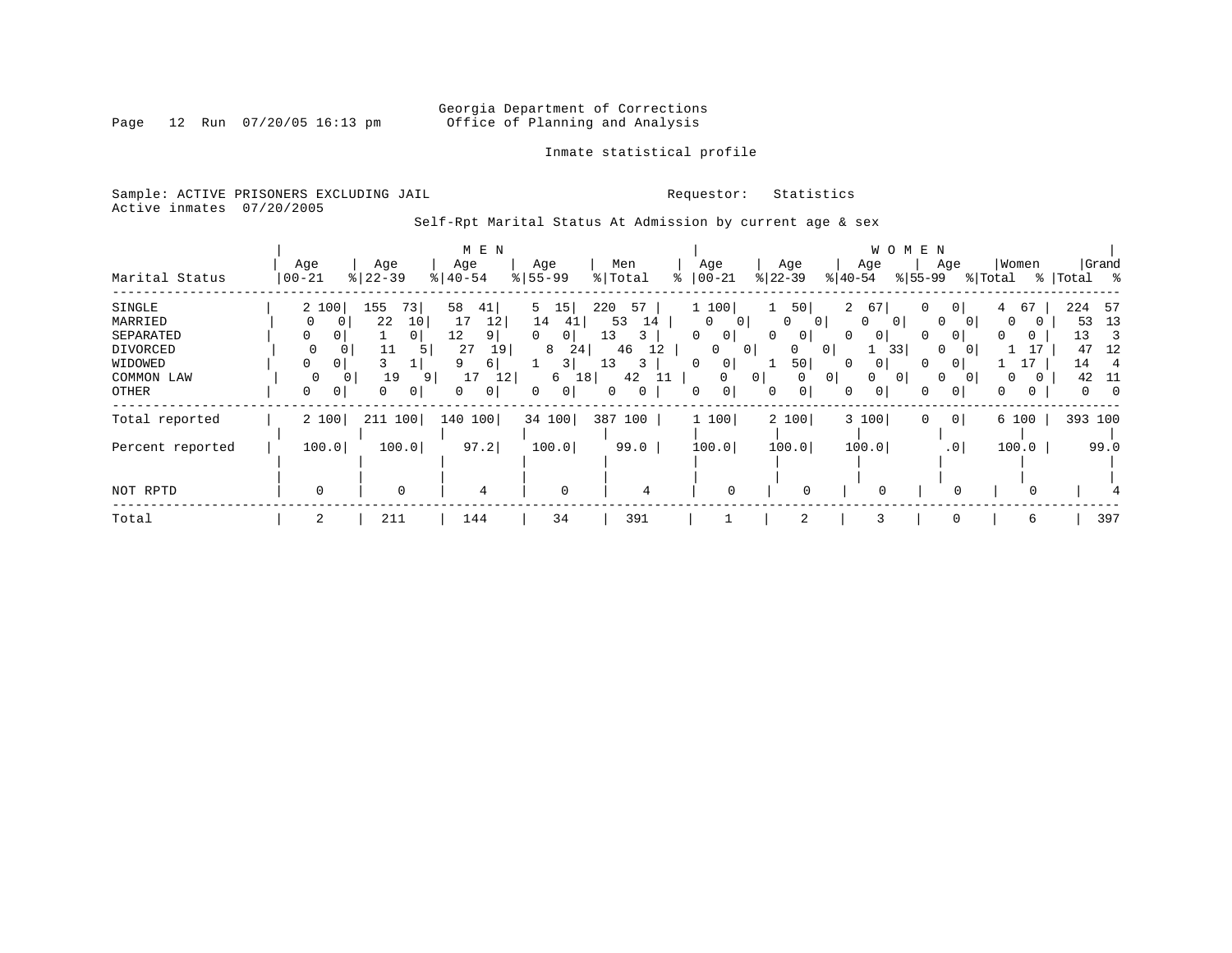Georgia Department of Corrections
Office of Planning and Analysis

Inmate statistical profile

Sample: ACTIVE PRISONERS EXCLUDING JAIL
Active inmates 07/20/2005

Requestor: Statistics

Self-Rpt Marital Status At Admission by current age & sex

| Marital Status | MEN Age 00-21 | % | Age 22-39 | % | Age 40-54 | % | Age 55-99 | % | Men Total | % | WOMEN Age 00-21 | % | Age 22-39 | % | Age 40-54 | % | Age 55-99 | % | Women Total | % | Grand Total | % |
|---|---|---|---|---|---|---|---|---|---|---|---|---|---|---|---|---|---|---|---|---|---|---|
| SINGLE | 2 | 100 | 155 | 73 | 58 | 41 | 5 | 15 | 220 | 57 | 1 | 100 | 1 | 50 | 2 | 67 | 0 | 0 | 4 | 67 | 224 | 57 |
| MARRIED | 0 | 0 | 22 | 10 | 17 | 12 | 14 | 41 | 53 | 14 | 0 | 0 | 0 | 0 | 0 | 0 | 0 | 0 | 0 | 0 | 53 | 13 |
| SEPARATED | 0 | 0 | 1 | 0 | 12 | 9 | 0 | 0 | 13 | 3 | 0 | 0 | 0 | 0 | 0 | 0 | 0 | 0 | 0 | 0 | 13 | 3 |
| DIVORCED | 0 | 0 | 11 | 5 | 27 | 19 | 8 | 24 | 46 | 12 | 0 | 0 | 0 | 0 | 1 | 33 | 0 | 0 | 1 | 17 | 47 | 12 |
| WIDOWED | 0 | 0 | 3 | 1 | 9 | 6 | 1 | 3 | 13 | 3 | 0 | 0 | 1 | 50 | 0 | 0 | 0 | 0 | 1 | 17 | 14 | 4 |
| COMMON LAW | 0 | 0 | 19 | 9 | 17 | 12 | 6 | 18 | 42 | 11 | 0 | 0 | 0 | 0 | 0 | 0 | 0 | 0 | 0 | 0 | 42 | 11 |
| OTHER | 0 | 0 | 0 | 0 | 0 | 0 | 0 | 0 | 0 | 0 | 0 | 0 | 0 | 0 | 0 | 0 | 0 | 0 | 0 | 0 | 0 | 0 |
| Total reported | 2 | 100 | 211 | 100 | 140 | 100 | 34 | 100 | 387 | 100 | 1 | 100 | 2 | 100 | 3 | 100 | 0 | 0 | 6 | 100 | 393 | 100 |
| Percent reported | 100.0 | | 100.0 | | 97.2 | | 100.0 | | 99.0 | | 100.0 | | 100.0 | | 100.0 | | .0 | | 100.0 | | 99.0 | |
| NOT RPTD | 0 | | 0 | | 4 | | 0 | | 4 | | 0 | | 0 | | 0 | | 0 | | 0 | | 4 | |
| Total | 2 | | 211 | | 144 | | 34 | | 391 | | 1 | | 2 | | 3 | | 0 | | 6 | | 397 | |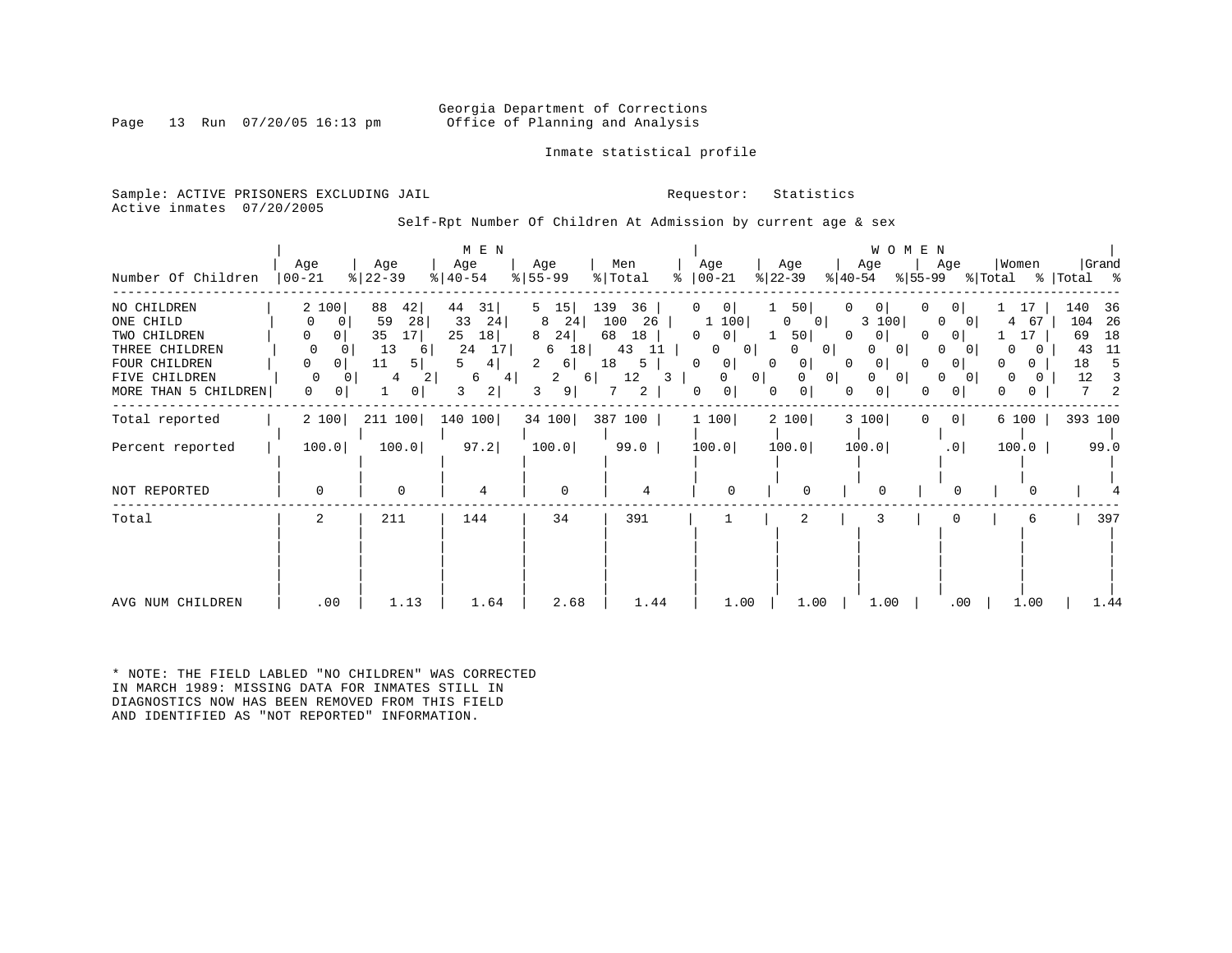Georgia Department of Corrections
Office of Planning and Analysis

Inmate statistical profile

Sample: ACTIVE PRISONERS EXCLUDING JAIL
Active inmates 07/20/2005

Requestor: Statistics

Self-Rpt Number Of Children At Admission by current age & sex

| Number Of Children | MEN Age 00-21 | % | Age 22-39 | % | Age 40-54 | % | Age 55-99 | % | Men Total | % | WOMEN Age 00-21 | % | Age 22-39 | % | Age 40-54 | % | Age 55-99 | % | Women Total | % | Grand Total | % |
|---|---|---|---|---|---|---|---|---|---|---|---|---|---|---|---|---|---|---|---|---|---|---|
| NO CHILDREN | 2 | 100 | 88 | 42 | 44 | 31 | 5 | 15 | 139 | 36 | 0 | 0 | 1 | 50 | 0 | 0 | 0 | 0 | 1 | 17 | 140 | 36 |
| ONE CHILD | 0 | 0 | 59 | 28 | 33 | 24 | 8 | 24 | 100 | 26 | 1 | 100 | 0 | 0 | 3 | 100 | 0 | 0 | 4 | 67 | 104 | 26 |
| TWO CHILDREN | 0 | 0 | 35 | 17 | 25 | 18 | 8 | 24 | 68 | 18 | 0 | 0 | 1 | 50 | 0 | 0 | 0 | 0 | 1 | 17 | 69 | 18 |
| THREE CHILDREN | 0 | 0 | 13 | 6 | 24 | 17 | 6 | 18 | 43 | 11 | 0 | 0 | 0 | 0 | 0 | 0 | 0 | 0 | 0 | 0 | 43 | 11 |
| FOUR CHILDREN | 0 | 0 | 11 | 5 | 5 | 4 | 2 | 6 | 18 | 5 | 0 | 0 | 0 | 0 | 0 | 0 | 0 | 0 | 0 | 0 | 18 | 5 |
| FIVE CHILDREN | 0 | 0 | 4 | 2 | 6 | 4 | 2 | 6 | 12 | 3 | 0 | 0 | 0 | 0 | 0 | 0 | 0 | 0 | 0 | 0 | 12 | 3 |
| MORE THAN 5 CHILDREN | 0 | 0 | 1 | 0 | 3 | 2 | 3 | 9 | 7 | 2 | 0 | 0 | 0 | 0 | 0 | 0 | 0 | 0 | 0 | 0 | 7 | 2 |
| Total reported | 2 | 100 | 211 | 100 | 140 | 100 | 34 | 100 | 387 | 100 | 1 | 100 | 2 | 100 | 3 | 100 | 0 | 0 | 6 | 100 | 393 | 100 |
| Percent reported | 100.0 | | 100.0 | | 97.2 | | 100.0 | | 99.0 | | 100.0 | | 100.0 | | 100.0 | | .0 | | 100.0 | | 99.0 | |
| NOT REPORTED | 0 | | 0 | | 4 | | 0 | | 4 | | 0 | | 0 | | 0 | | 0 | | 0 | | 4 | |
| Total | 2 | | 211 | | 144 | | 34 | | 391 | | 1 | | 2 | | 3 | | 0 | | 6 | | 397 | |
| AVG NUM CHILDREN | .00 | | 1.13 | | 1.64 | | 2.68 | | 1.44 | | 1.00 | | 1.00 | | 1.00 | | .00 | | 1.00 | | 1.44 | |

* NOTE: THE FIELD LABLED "NO CHILDREN" WAS CORRECTED IN MARCH 1989: MISSING DATA FOR INMATES STILL IN DIAGNOSTICS NOW HAS BEEN REMOVED FROM THIS FIELD AND IDENTIFIED AS "NOT REPORTED" INFORMATION.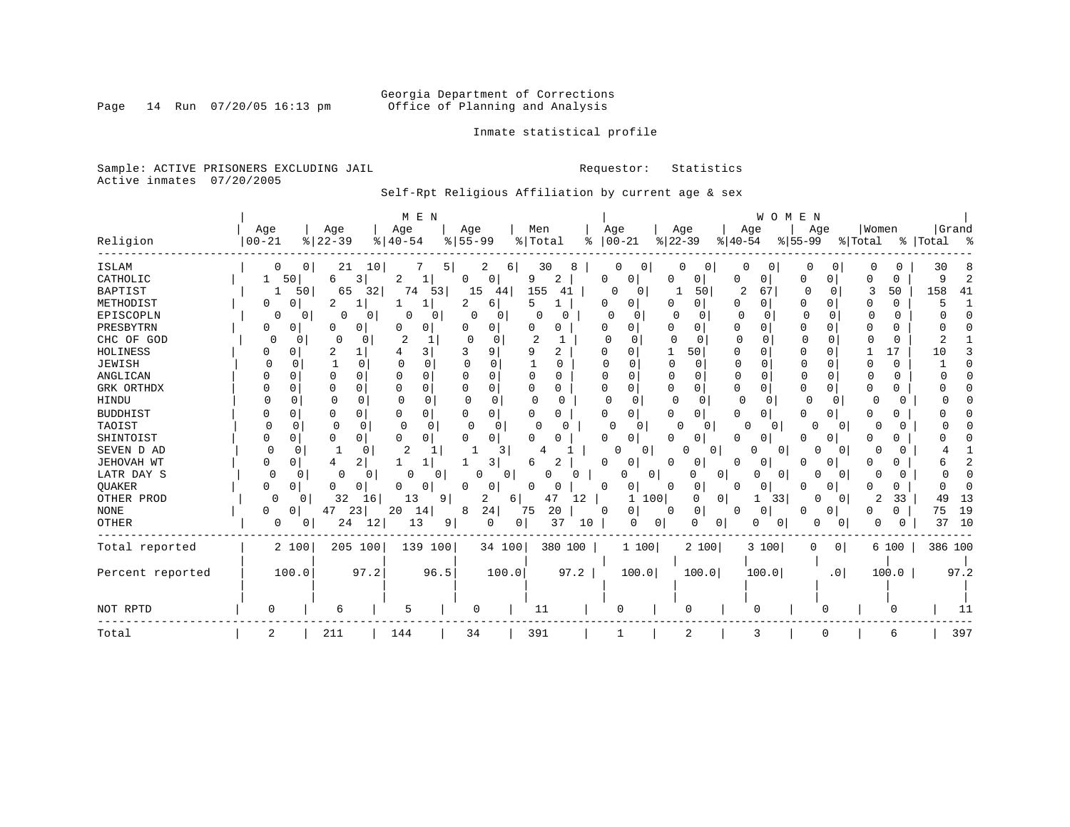Georgia Department of Corrections
Office of Planning and Analysis

Inmate statistical profile

Sample: ACTIVE PRISONERS EXCLUDING JAIL
Active inmates 07/20/2005

Requestor: Statistics

Self-Rpt Religious Affiliation by current age & sex

| Religion | MEN Age 00-21 | % | Age 22-39 | % | Age 40-54 | % | Age 55-99 | % | Men Total | % | WOMEN Age 00-21 | % | Age 22-39 | % | Age 40-54 | % | Age 55-99 | % | Women Total | % | Grand Total | % |
|---|---|---|---|---|---|---|---|---|---|---|---|---|---|---|---|---|---|---|---|---|---|---|
| ISLAM | 0 | 0 | 21 | 10 | 7 | 5 | 2 | 6 | 30 | 8 | 0 | 0 | 0 | 0 | 0 | 0 | 0 | 0 | 0 | 0 | 30 | 8 |
| CATHOLIC | 1 | 50 | 6 | 3 | 2 | 1 | 0 | 0 | 9 | 2 | 0 | 0 | 0 | 0 | 0 | 0 | 0 | 0 | 0 | 0 | 9 | 2 |
| BAPTIST | 1 | 50 | 65 | 32 | 74 | 53 | 15 | 44 | 155 | 41 | 0 | 0 | 1 | 50 | 2 | 67 | 0 | 0 | 3 | 50 | 158 | 41 |
| METHODIST | 0 | 0 | 2 | 1 | 1 | 1 | 2 | 6 | 5 | 1 | 0 | 0 | 0 | 0 | 0 | 0 | 0 | 0 | 0 | 0 | 5 | 1 |
| EPISCOPLN | 0 | 0 | 0 | 0 | 0 | 0 | 0 | 0 | 0 | 0 | 0 | 0 | 0 | 0 | 0 | 0 | 0 | 0 | 0 | 0 | 0 | 0 |
| PRESBYTRN | 0 | 0 | 0 | 0 | 0 | 0 | 0 | 0 | 0 | 0 | 0 | 0 | 0 | 0 | 0 | 0 | 0 | 0 | 0 | 0 | 0 | 0 |
| CHC OF GOD | 0 | 0 | 0 | 0 | 2 | 1 | 0 | 0 | 2 | 1 | 0 | 0 | 0 | 0 | 0 | 0 | 0 | 0 | 0 | 0 | 2 | 1 |
| HOLINESS | 0 | 0 | 2 | 1 | 4 | 3 | 3 | 9 | 9 | 2 | 0 | 0 | 1 | 50 | 0 | 0 | 0 | 0 | 1 | 17 | 10 | 3 |
| JEWISH | 0 | 0 | 1 | 0 | 0 | 0 | 0 | 0 | 1 | 0 | 0 | 0 | 0 | 0 | 0 | 0 | 0 | 0 | 0 | 0 | 1 | 0 |
| ANGLICAN | 0 | 0 | 0 | 0 | 0 | 0 | 0 | 0 | 0 | 0 | 0 | 0 | 0 | 0 | 0 | 0 | 0 | 0 | 0 | 0 | 0 | 0 |
| GRK ORTHDX | 0 | 0 | 0 | 0 | 0 | 0 | 0 | 0 | 0 | 0 | 0 | 0 | 0 | 0 | 0 | 0 | 0 | 0 | 0 | 0 | 0 | 0 |
| HINDU | 0 | 0 | 0 | 0 | 0 | 0 | 0 | 0 | 0 | 0 | 0 | 0 | 0 | 0 | 0 | 0 | 0 | 0 | 0 | 0 | 0 | 0 |
| BUDDHIST | 0 | 0 | 0 | 0 | 0 | 0 | 0 | 0 | 0 | 0 | 0 | 0 | 0 | 0 | 0 | 0 | 0 | 0 | 0 | 0 | 0 | 0 |
| TAOIST | 0 | 0 | 0 | 0 | 0 | 0 | 0 | 0 | 0 | 0 | 0 | 0 | 0 | 0 | 0 | 0 | 0 | 0 | 0 | 0 | 0 | 0 |
| SHINTOIST | 0 | 0 | 0 | 0 | 0 | 0 | 0 | 0 | 0 | 0 | 0 | 0 | 0 | 0 | 0 | 0 | 0 | 0 | 0 | 0 | 0 | 0 |
| SEVEN D AD | 0 | 0 | 1 | 0 | 2 | 1 | 1 | 3 | 4 | 1 | 0 | 0 | 0 | 0 | 0 | 0 | 0 | 0 | 0 | 0 | 4 | 1 |
| JEHOVAH WT | 0 | 0 | 4 | 2 | 1 | 1 | 1 | 3 | 6 | 2 | 0 | 0 | 0 | 0 | 0 | 0 | 0 | 0 | 0 | 0 | 6 | 2 |
| LATR DAY S | 0 | 0 | 0 | 0 | 0 | 0 | 0 | 0 | 0 | 0 | 0 | 0 | 0 | 0 | 0 | 0 | 0 | 0 | 0 | 0 | 0 | 0 |
| QUAKER | 0 | 0 | 0 | 0 | 0 | 0 | 0 | 0 | 0 | 0 | 0 | 0 | 0 | 0 | 0 | 0 | 0 | 0 | 0 | 0 | 0 | 0 |
| OTHER PROD | 0 | 0 | 32 | 16 | 13 | 9 | 2 | 6 | 47 | 12 | 1 | 100 | 0 | 0 | 1 | 33 | 0 | 0 | 2 | 33 | 49 | 13 |
| NONE | 0 | 0 | 47 | 23 | 20 | 14 | 8 | 24 | 75 | 20 | 0 | 0 | 0 | 0 | 0 | 0 | 0 | 0 | 0 | 0 | 75 | 19 |
| OTHER | 0 | 0 | 24 | 12 | 13 | 9 | 0 | 0 | 37 | 10 | 0 | 0 | 0 | 0 | 0 | 0 | 0 | 0 | 0 | 0 | 37 | 10 |
| Total reported | 2 | 100 | 205 | 100 | 139 | 100 | 34 | 100 | 380 | 100 | 1 | 100 | 2 | 100 | 3 | 100 | 0 | 0 | 6 | 100 | 386 | 100 |
| Percent reported | 100.0 | | 97.2 | | 96.5 | | 100.0 | | 97.2 | | 100.0 | | 100.0 | | 100.0 | | .0 | | 100.0 | | 97.2 | |
| NOT RPTD | 0 | | 6 | | 5 | | 0 | | 11 | | 0 | | 0 | | 0 | | 0 | | 0 | | 11 | |
| Total | 2 | | 211 | | 144 | | 34 | | 391 | | 1 | | 2 | | 3 | | 0 | | 6 | | 397 | |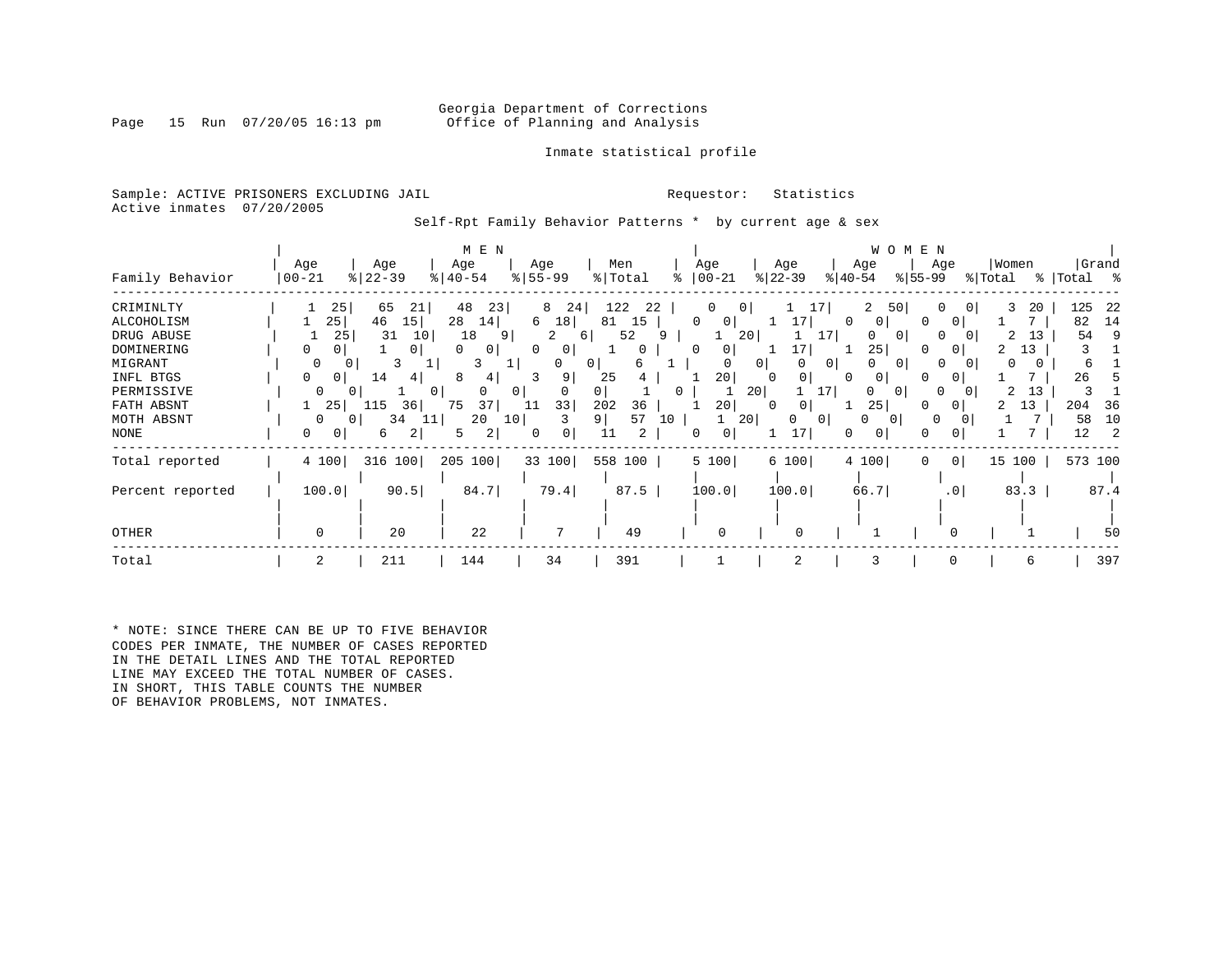Georgia Department of Corrections
Office of Planning and Analysis

Inmate statistical profile

Sample: ACTIVE PRISONERS EXCLUDING JAIL
Active inmates 07/20/2005

Requestor: Statistics

Self-Rpt Family Behavior Patterns * by current age & sex

| | MEN | | | | | | | | | | WOMEN | | | | | | | | | | | |
|---|---|---|---|---|---|---|---|---|---|---|---|---|---|---|---|---|---|---|---|---|---|---|
| Family Behavior | Age 00-21 | % | Age 22-39 | % | Age 40-54 | % | Age 55-99 | % | Men Total | % | Age 00-21 | % | Age 22-39 | % | Age 40-54 | % | Age 55-99 | % | Women Total | % | Grand Total | % |
| CRIMINLTY | 1 | 25 | 65 | 21 | 48 | 23 | 8 | 24 | 122 | 22 | 0 | 0 | 1 | 17 | 2 | 50 | 0 | 0 | 3 | 20 | 125 | 22 |
| ALCOHOLISM | 1 | 25 | 46 | 15 | 28 | 14 | 6 | 18 | 81 | 15 | 0 | 0 | 1 | 17 | 0 | 0 | 0 | 0 | 1 | 7 | 82 | 14 |
| DRUG ABUSE | 1 | 25 | 31 | 10 | 18 | 9 | 2 | 6 | 52 | 9 | 1 | 20 | 1 | 17 | 0 | 0 | 0 | 0 | 2 | 13 | 54 | 9 |
| DOMINERING | 0 | 0 | 1 | 0 | 0 | 0 | 0 | 0 | 1 | 0 | 0 | 0 | 1 | 17 | 1 | 25 | 0 | 0 | 2 | 13 | 3 | 1 |
| MIGRANT | 0 | 0 | 3 | 1 | 3 | 1 | 0 | 0 | 6 | 1 | 0 | 0 | 0 | 0 | 0 | 0 | 0 | 0 | 0 | 0 | 6 | 1 |
| INFL BTGS | 0 | 0 | 14 | 4 | 8 | 4 | 3 | 9 | 25 | 4 | 1 | 20 | 0 | 0 | 0 | 0 | 0 | 0 | 1 | 7 | 26 | 5 |
| PERMISSIVE | 0 | 0 | 1 | 0 | 0 | 0 | 0 | 0 | 1 | 0 | 1 | 20 | 1 | 17 | 0 | 0 | 0 | 0 | 2 | 13 | 3 | 1 |
| FATH ABSNT | 1 | 25 | 115 | 36 | 75 | 37 | 11 | 33 | 202 | 36 | 1 | 20 | 0 | 0 | 1 | 25 | 0 | 0 | 2 | 13 | 204 | 36 |
| MOTH ABSNT | 0 | 0 | 34 | 11 | 20 | 10 | 3 | 9 | 57 | 10 | 1 | 20 | 0 | 0 | 0 | 0 | 0 | 0 | 1 | 7 | 58 | 10 |
| NONE | 0 | 0 | 6 | 2 | 5 | 2 | 0 | 0 | 11 | 2 | 0 | 0 | 1 | 17 | 0 | 0 | 0 | 0 | 1 | 7 | 12 | 2 |
| Total reported | 4 | 100 | 316 | 100 | 205 | 100 | 33 | 100 | 558 | 100 | 5 | 100 | 6 | 100 | 4 | 100 | 0 | 0 | 15 | 100 | 573 | 100 |
| Percent reported | 100.0 | | 90.5 | | 84.7 | | 79.4 | | 87.5 | | 100.0 | | 100.0 | | 66.7 | | .0 | | 83.3 | | 87.4 | |
| OTHER | 0 | | 20 | | 22 | | 7 | | 49 | | 0 | | 0 | | 1 | | 0 | | 1 | | 50 | |
| Total | 2 | | 211 | | 144 | | 34 | | 391 | | 1 | | 2 | | 3 | | 0 | | 6 | | 397 | |

* NOTE: SINCE THERE CAN BE UP TO FIVE BEHAVIOR CODES PER INMATE, THE NUMBER OF CASES REPORTED IN THE DETAIL LINES AND THE TOTAL REPORTED LINE MAY EXCEED THE TOTAL NUMBER OF CASES. IN SHORT, THIS TABLE COUNTS THE NUMBER OF BEHAVIOR PROBLEMS, NOT INMATES.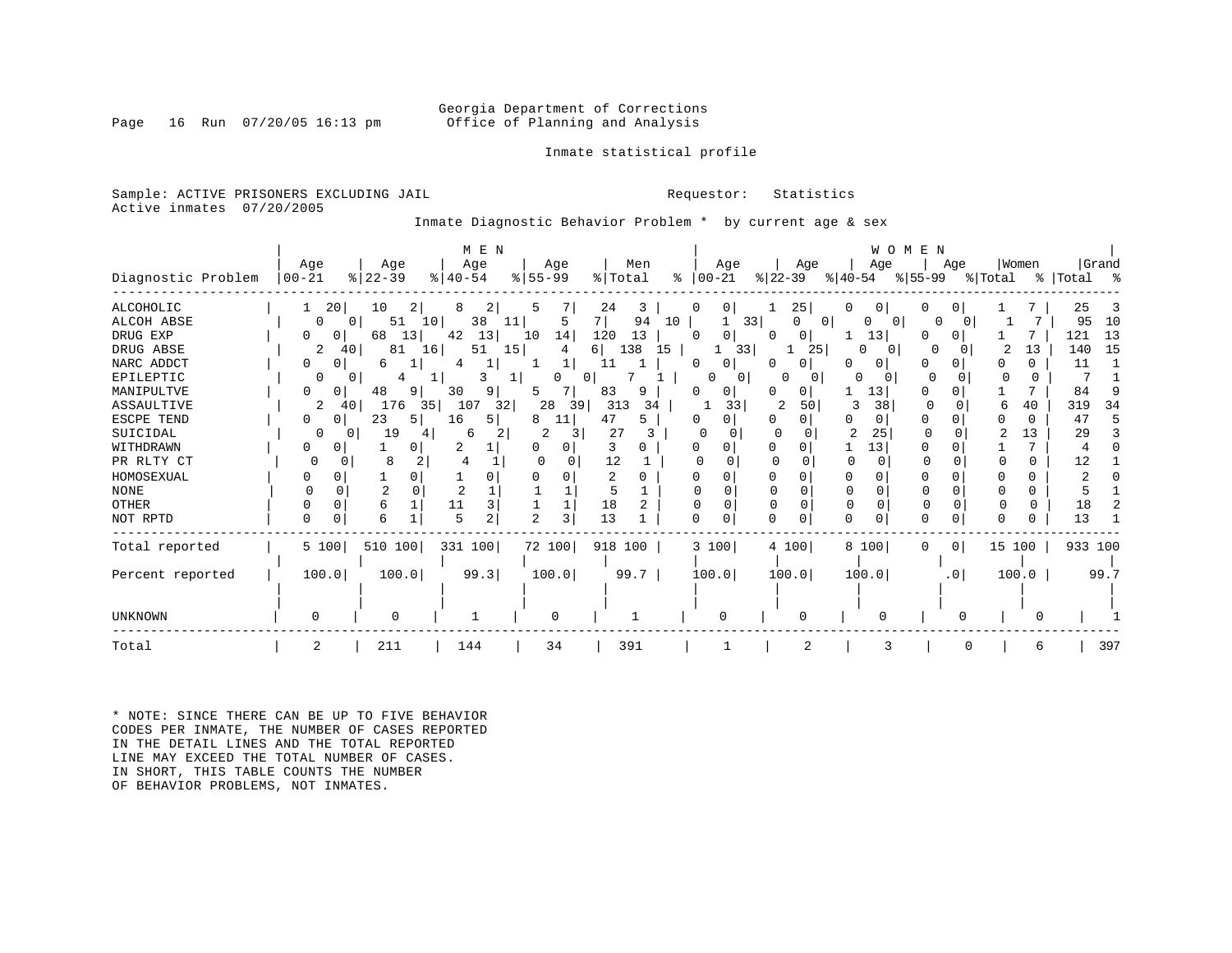Georgia Department of Corrections
Office of Planning and Analysis

Inmate statistical profile

Sample: ACTIVE PRISONERS EXCLUDING JAIL    Requestor: Statistics
Active inmates 07/20/2005

Inmate Diagnostic Behavior Problem * by current age & sex

| Diagnostic Problem | MEN Age 00-21 | % | Age 22-39 | % | Age 40-54 | % | Age 55-99 | % | Men Total | % | WOMEN Age 00-21 | % | Age 22-39 | % | Age 40-54 | % | Age 55-99 | % | Women Total | % | Grand Total | % |
|---|---|---|---|---|---|---|---|---|---|---|---|---|---|---|---|---|---|---|---|---|---|---|
| ALCOHOLIC | 1 | 20 | 10 | 2 | 8 | 2 | 5 | 7 | 24 | 3 | 0 | 0 | 1 | 25 | 0 | 0 | 0 | 0 | 1 | 7 | 25 | 3 |
| ALCOH ABSE | 0 | 0 | 51 | 10 | 38 | 11 | 5 | 7 | 94 | 10 | 1 | 33 | 0 | 0 | 0 | 0 | 0 | 0 | 1 | 7 | 95 | 10 |
| DRUG EXP | 0 | 0 | 68 | 13 | 42 | 13 | 10 | 14 | 120 | 13 | 0 | 0 | 0 | 0 | 1 | 13 | 0 | 0 | 1 | 7 | 121 | 13 |
| DRUG ABSE | 2 | 40 | 81 | 16 | 51 | 15 | 4 | 6 | 138 | 15 | 1 | 33 | 1 | 25 | 0 | 0 | 0 | 0 | 2 | 13 | 140 | 15 |
| NARC ADDCT | 0 | 0 | 6 | 1 | 4 | 1 | 1 | 1 | 11 | 1 | 0 | 0 | 0 | 0 | 0 | 0 | 0 | 0 | 0 | 0 | 11 | 1 |
| EPILEPTIC | 0 | 0 | 4 | 1 | 3 | 1 | 0 | 0 | 7 | 1 | 0 | 0 | 0 | 0 | 0 | 0 | 0 | 0 | 0 | 0 | 7 | 1 |
| MANIPULTVE | 0 | 0 | 48 | 9 | 30 | 9 | 5 | 7 | 83 | 9 | 0 | 0 | 0 | 0 | 1 | 13 | 0 | 0 | 1 | 7 | 84 | 9 |
| ASSAULTIVE | 2 | 40 | 176 | 35 | 107 | 32 | 28 | 39 | 313 | 34 | 1 | 33 | 2 | 50 | 3 | 38 | 0 | 0 | 6 | 40 | 319 | 34 |
| ESCPE TEND | 0 | 0 | 23 | 5 | 16 | 5 | 8 | 11 | 47 | 5 | 0 | 0 | 0 | 0 | 0 | 0 | 0 | 0 | 0 | 0 | 47 | 5 |
| SUICIDAL | 0 | 0 | 19 | 4 | 6 | 2 | 2 | 3 | 27 | 3 | 0 | 0 | 0 | 0 | 2 | 25 | 0 | 0 | 2 | 13 | 29 | 3 |
| WITHDRAWN | 0 | 0 | 1 | 0 | 2 | 1 | 0 | 0 | 3 | 0 | 0 | 0 | 0 | 0 | 1 | 13 | 0 | 0 | 1 | 7 | 4 | 0 |
| PR RLTY CT | 0 | 0 | 8 | 2 | 4 | 1 | 0 | 0 | 12 | 1 | 0 | 0 | 0 | 0 | 0 | 0 | 0 | 0 | 0 | 0 | 12 | 1 |
| HOMOSEXUAL | 0 | 0 | 1 | 0 | 1 | 0 | 0 | 0 | 2 | 0 | 0 | 0 | 0 | 0 | 0 | 0 | 0 | 0 | 0 | 0 | 2 | 0 |
| NONE | 0 | 0 | 2 | 0 | 2 | 1 | 1 | 1 | 5 | 1 | 0 | 0 | 0 | 0 | 0 | 0 | 0 | 0 | 0 | 0 | 5 | 1 |
| OTHER | 0 | 0 | 6 | 1 | 11 | 3 | 1 | 1 | 18 | 2 | 0 | 0 | 0 | 0 | 0 | 0 | 0 | 0 | 0 | 0 | 18 | 2 |
| NOT RPTD | 0 | 0 | 6 | 1 | 5 | 2 | 2 | 3 | 13 | 1 | 0 | 0 | 0 | 0 | 0 | 0 | 0 | 0 | 0 | 0 | 13 | 1 |
| Total reported | 5 | 100 | 510 | 100 | 331 | 100 | 72 | 100 | 918 | 100 | 3 | 100 | 4 | 100 | 8 | 100 | 0 | 0 | 15 | 100 | 933 | 100 |
| Percent reported | 100.0 | | 100.0 | | 99.3 | | 100.0 | | 99.7 | | 100.0 | | 100.0 | | 100.0 | | .0 | | 100.0 | | 99.7 | |
| UNKNOWN | 0 | | 0 | | 1 | | 0 | | 1 | | 0 | | 0 | | 0 | | 0 | | 0 | | 1 | |
| Total | 2 | | 211 | | 144 | | 34 | | 391 | | 1 | | 2 | | 3 | | 0 | | 6 | | 397 | |

* NOTE: SINCE THERE CAN BE UP TO FIVE BEHAVIOR CODES PER INMATE, THE NUMBER OF CASES REPORTED IN THE DETAIL LINES AND THE TOTAL REPORTED LINE MAY EXCEED THE TOTAL NUMBER OF CASES. IN SHORT, THIS TABLE COUNTS THE NUMBER OF BEHAVIOR PROBLEMS, NOT INMATES.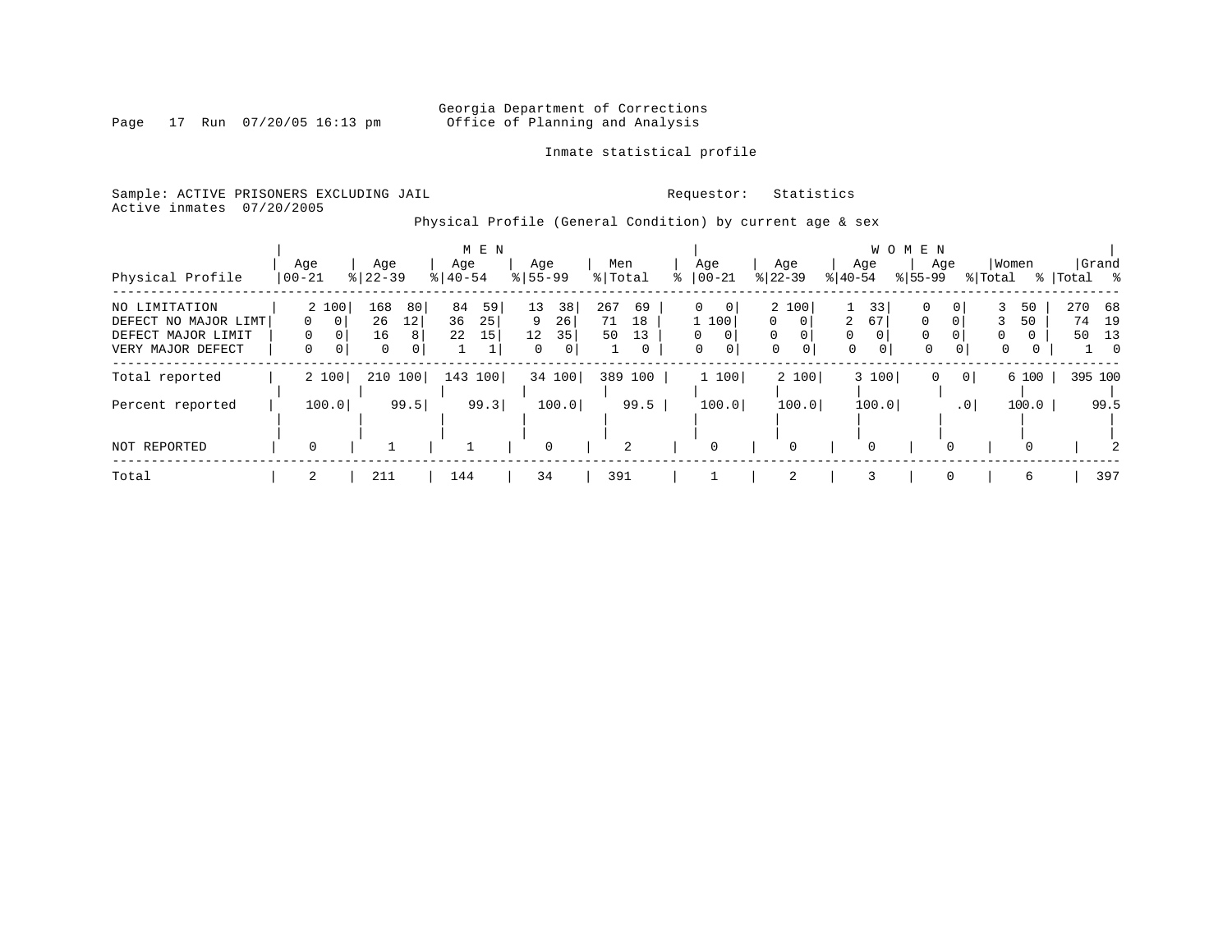Georgia Department of Corrections
Office of Planning and Analysis

Inmate statistical profile

Sample: ACTIVE PRISONERS EXCLUDING JAIL    Requestor: Statistics
Active inmates 07/20/2005

Physical Profile (General Condition) by current age & sex

| Physical Profile | MEN Age 00-21 | % | Age 22-39 | % | Age 40-54 | % | Age 55-99 | % | Men Total | % | WOMEN Age 00-21 | % | Age 22-39 | % | Age 40-54 | % | Age 55-99 | % | Women Total | % | Grand Total | % |
|---|---|---|---|---|---|---|---|---|---|---|---|---|---|---|---|---|---|---|---|---|---|---|
| NO LIMITATION | 2 | 100 | 168 | 80 | 84 | 59 | 13 | 38 | 267 | 69 | 0 | 0 | 2 | 100 | 1 | 33 | 0 | 0 | 3 | 50 | 270 | 68 |
| DEFECT NO MAJOR LIMT | 0 | 0 | 26 | 12 | 36 | 25 | 9 | 26 | 71 | 18 | 1 | 100 | 0 | 0 | 2 | 67 | 0 | 0 | 3 | 50 | 74 | 19 |
| DEFECT MAJOR LIMIT | 0 | 0 | 16 | 8 | 22 | 15 | 12 | 35 | 50 | 13 | 0 | 0 | 0 | 0 | 0 | 0 | 0 | 0 | 0 | 0 | 50 | 13 |
| VERY MAJOR DEFECT | 0 | 0 | 0 | 0 | 1 | 1 | 0 | 0 | 1 | 0 | 0 | 0 | 0 | 0 | 0 | 0 | 0 | 0 | 0 | 0 | 1 | 0 |
| Total reported | 2 | 100 | 210 | 100 | 143 | 100 | 34 | 100 | 389 | 100 | 1 | 100 | 2 | 100 | 3 | 100 | 0 | 0 | 6 | 100 | 395 | 100 |
| Percent reported | 100.0 | | 99.5 | | 99.3 | | 100.0 | | 99.5 | | 100.0 | | 100.0 | | 100.0 | | .0 | | 100.0 | | 99.5 | |
| NOT REPORTED | 0 | | 1 | | 1 | | 0 | | 2 | | 0 | | 0 | | 0 | | 0 | | 0 | | 2 | |
| Total | 2 | | 211 | | 144 | | 34 | | 391 | | 1 | | 2 | | 3 | | 0 | | 6 | | 397 | |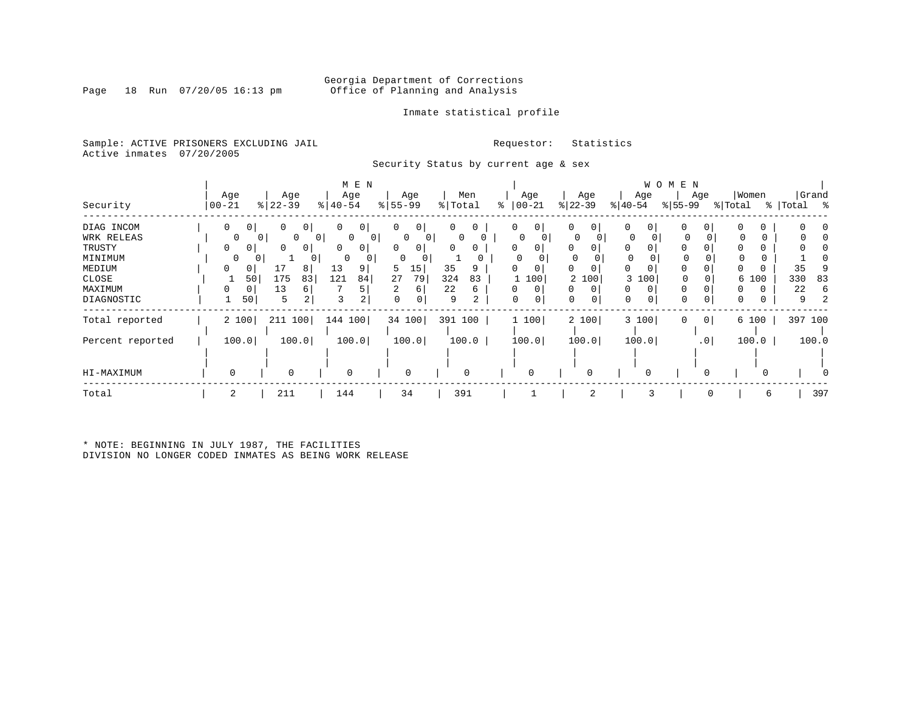Georgia Department of Corrections
Office of Planning and Analysis

Inmate statistical profile

Sample: ACTIVE PRISONERS EXCLUDING JAIL

Active inmates 07/20/2005

Requestor: Statistics

Security Status by current age & sex

| Security | MEN Age 00-21 | % | Age 22-39 | % | Age 40-54 | % | Age 55-99 | % | Men Total | % | WOMEN Age 00-21 | % | Age 22-39 | % | Age 40-54 | % | Age 55-99 | % | Women Total | % | Grand Total | % |
|---|---|---|---|---|---|---|---|---|---|---|---|---|---|---|---|---|---|---|---|---|---|---|
| DIAG INCOM | 0 | 0 | 0 | 0 | 0 | 0 | 0 | 0 | 0 | 0 | 0 | 0 | 0 | 0 | 0 | 0 | 0 | 0 | 0 | 0 | 0 | 0 |
| WRK RELEAS | 0 | 0 | 0 | 0 | 0 | 0 | 0 | 0 | 0 | 0 | 0 | 0 | 0 | 0 | 0 | 0 | 0 | 0 | 0 | 0 | 0 | 0 |
| TRUSTY | 0 | 0 | 0 | 0 | 0 | 0 | 0 | 0 | 0 | 0 | 0 | 0 | 0 | 0 | 0 | 0 | 0 | 0 | 0 | 0 | 0 | 0 |
| MINIMUM | 0 | 0 | 1 | 0 | 0 | 0 | 0 | 0 | 1 | 0 | 0 | 0 | 0 | 0 | 0 | 0 | 0 | 0 | 0 | 0 | 1 | 0 |
| MEDIUM | 0 | 0 | 17 | 8 | 13 | 9 | 5 | 15 | 35 | 9 | 0 | 0 | 0 | 0 | 0 | 0 | 0 | 0 | 0 | 0 | 35 | 9 |
| CLOSE | 1 | 50 | 175 | 83 | 121 | 84 | 27 | 79 | 324 | 83 | 1 | 100 | 2 | 100 | 3 | 100 | 0 | 0 | 6 | 100 | 330 | 83 |
| MAXIMUM | 0 | 0 | 13 | 6 | 7 | 5 | 2 | 6 | 22 | 6 | 0 | 0 | 0 | 0 | 0 | 0 | 0 | 0 | 0 | 0 | 22 | 6 |
| DIAGNOSTIC | 1 | 50 | 5 | 2 | 3 | 2 | 0 | 0 | 9 | 2 | 0 | 0 | 0 | 0 | 0 | 0 | 0 | 0 | 0 | 0 | 9 | 2 |
| Total reported | 2 | 100 | 211 | 100 | 144 | 100 | 34 | 100 | 391 | 100 | 1 | 100 | 2 | 100 | 3 | 100 | 0 | 0 | 6 | 100 | 397 | 100 |
| Percent reported | 100.0 | | 100.0 | | 100.0 | | 100.0 | | 100.0 | | 100.0 | | 100.0 | | 100.0 | | .0 | | 100.0 | | 100.0 | |
| HI-MAXIMUM | 0 | | 0 | | 0 | | 0 | | 0 | | 0 | | 0 | | 0 | | 0 | | 0 | | 0 | |
| Total | 2 | | 211 | | 144 | | 34 | | 391 | | 1 | | 2 | | 3 | | 0 | | 6 | | 397 | |

* NOTE: BEGINNING IN JULY 1987, THE FACILITIES DIVISION NO LONGER CODED INMATES AS BEING WORK RELEASE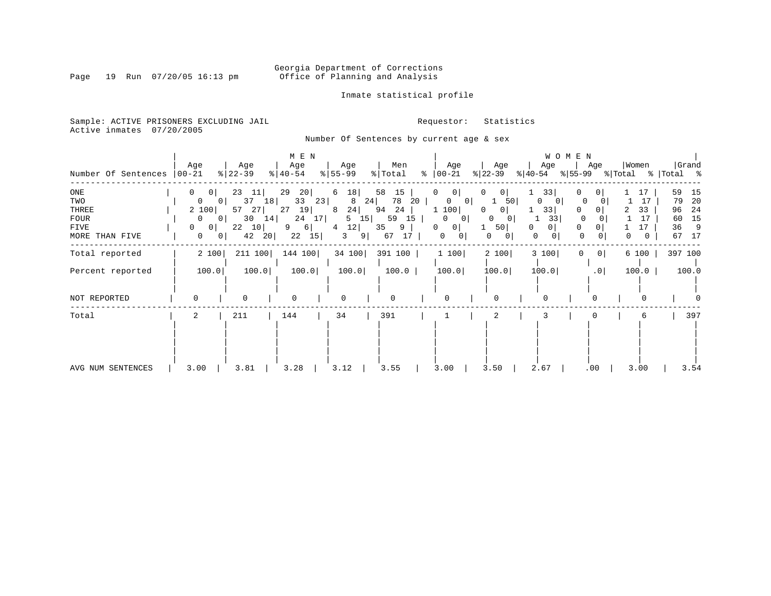Georgia Department of Corrections
Office of Planning and Analysis

Inmate statistical profile

Sample: ACTIVE PRISONERS EXCLUDING JAIL
Active inmates 07/20/2005

Requestor: Statistics

Number Of Sentences by current age & sex

| Number Of Sentences | MEN Age 00-21 | % | Age 22-39 | % | Age 40-54 | % | Age 55-99 | % | Men Total | % | WOMEN Age 00-21 | % | Age 22-39 | % | Age 40-54 | % | Age 55-99 | % | Women Total | % | Grand Total | % |
|---|---|---|---|---|---|---|---|---|---|---|---|---|---|---|---|---|---|---|---|---|---|---|
| ONE | 0 | 0 | 23 | 11 | 29 | 20 | 6 | 18 | 58 | 15 | 0 | 0 | 0 | 0 | 1 | 33 | 0 | 0 | 1 | 17 | 59 | 15 |
| TWO | 0 | 0 | 37 | 18 | 33 | 23 | 8 | 24 | 78 | 20 | 0 | 0 | 1 | 50 | 0 | 0 | 0 | 0 | 1 | 17 | 79 | 20 |
| THREE | 2 | 100 | 57 | 27 | 27 | 19 | 8 | 24 | 94 | 24 | 1 | 100 | 0 | 0 | 1 | 33 | 0 | 0 | 2 | 33 | 96 | 24 |
| FOUR | 0 | 0 | 30 | 14 | 24 | 17 | 5 | 15 | 59 | 15 | 0 | 0 | 0 | 0 | 1 | 33 | 0 | 0 | 1 | 17 | 60 | 15 |
| FIVE | 0 | 0 | 22 | 10 | 9 | 6 | 4 | 12 | 35 | 9 | 0 | 0 | 1 | 50 | 0 | 0 | 0 | 0 | 1 | 17 | 36 | 9 |
| MORE THAN FIVE | 0 | 0 | 42 | 20 | 22 | 15 | 3 | 9 | 67 | 17 | 0 | 0 | 0 | 0 | 0 | 0 | 0 | 0 | 0 | 0 | 67 | 17 |
| Total reported | 2 | 100 | 211 | 100 | 144 | 100 | 34 | 100 | 391 | 100 | 1 | 100 | 2 | 100 | 3 | 100 | 0 | 0 | 6 | 100 | 397 | 100 |
| Percent reported | | 100.0 | | 100.0 | | 100.0 | | 100.0 | | 100.0 | | 100.0 | | 100.0 | | 100.0 | | .0 | | 100.0 | | 100.0 |
| NOT REPORTED | 0 | | 0 | | 0 | | 0 | | 0 | | 0 | | 0 | | 0 | | 0 | | 0 | | 0 | |
| Total | 2 | | 211 | | 144 | | 34 | | 391 | | 1 | | 2 | | 3 | | 0 | | 6 | | 397 | |
| AVG NUM SENTENCES | 3.00 | | 3.81 | | 3.28 | | 3.12 | | 3.55 | | 3.00 | | 3.50 | | 2.67 | | .00 | | 3.00 | | 3.54 | |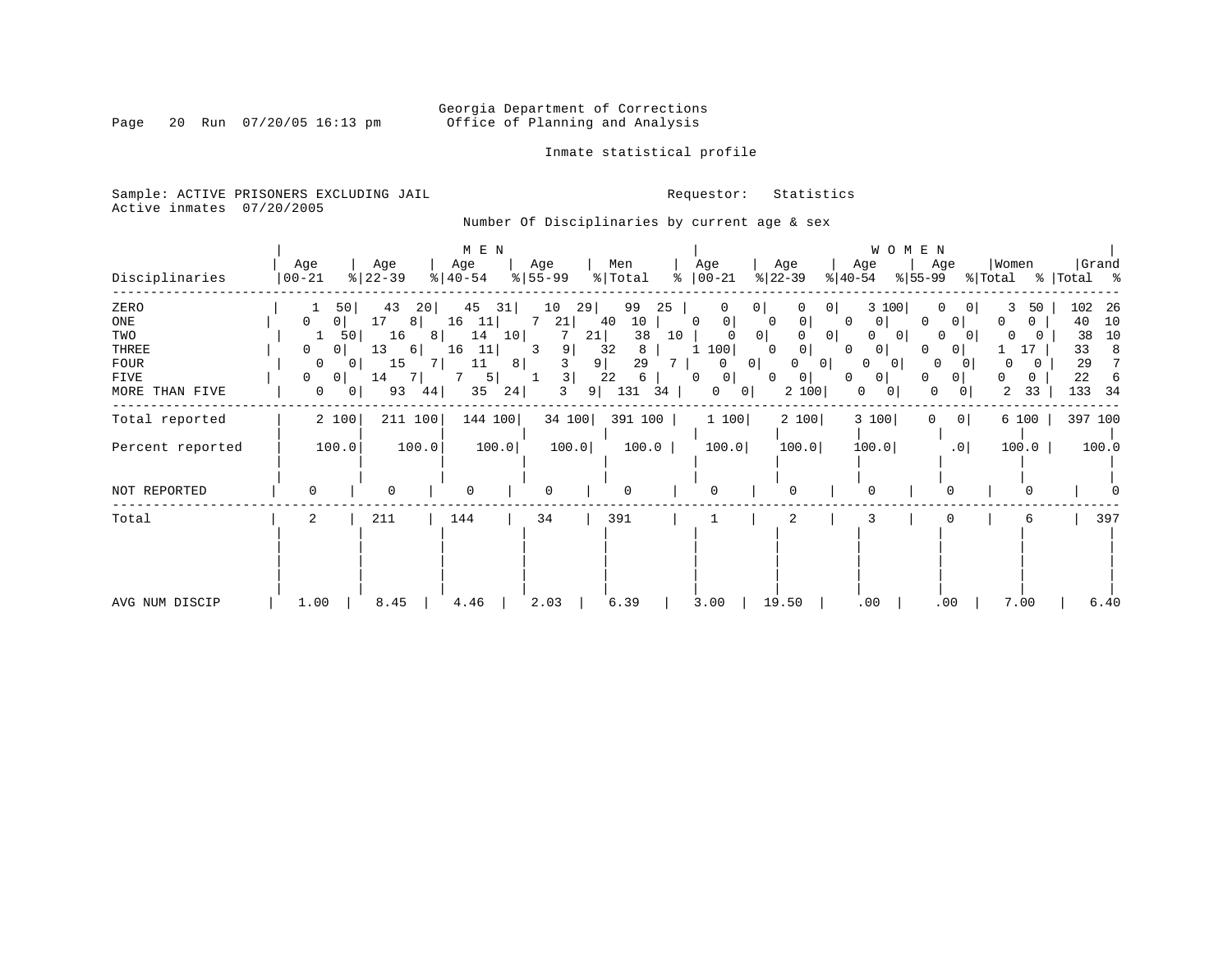Georgia Department of Corrections
Office of Planning and Analysis

Inmate statistical profile

Sample: ACTIVE PRISONERS EXCLUDING JAIL
Active inmates 07/20/2005

Requestor: Statistics

Number Of Disciplinaries by current age & sex

| Disciplinaries | MEN Age 00-21 | % | Age 22-39 | % | Age 40-54 | % | Age 55-99 | % | Men Total | % | WOMEN Age 00-21 | % | Age 22-39 | % | Age 40-54 | % | Age 55-99 | % | Women Total | % | Grand Total | % |
|---|---|---|---|---|---|---|---|---|---|---|---|---|---|---|---|---|---|---|---|---|---|---|
| ZERO | 1 | 50 | 43 | 20 | 45 | 31 | 10 | 29 | 99 | 25 | 0 | 0 | 0 | 0 | 3 | 100 | 0 | 0 | 3 | 50 | 102 | 26 |
| ONE | 0 | 0 | 17 | 8 | 16 | 11 | 7 | 21 | 40 | 10 | 0 | 0 | 0 | 0 | 0 | 0 | 0 | 0 | 0 | 0 | 40 | 10 |
| TWO | 1 | 50 | 16 | 8 | 14 | 10 | 7 | 21 | 38 | 10 | 0 | 0 | 0 | 0 | 0 | 0 | 0 | 0 | 0 | 0 | 38 | 10 |
| THREE | 0 | 0 | 13 | 6 | 16 | 11 | 3 | 9 | 32 | 8 | 1 | 100 | 0 | 0 | 0 | 0 | 0 | 0 | 1 | 17 | 33 | 8 |
| FOUR | 0 | 0 | 15 | 7 | 11 | 8 | 3 | 9 | 29 | 7 | 0 | 0 | 0 | 0 | 0 | 0 | 0 | 0 | 0 | 0 | 29 | 7 |
| FIVE | 0 | 0 | 14 | 7 | 7 | 5 | 1 | 3 | 22 | 6 | 0 | 0 | 0 | 0 | 0 | 0 | 0 | 0 | 0 | 0 | 22 | 6 |
| MORE THAN FIVE | 0 | 0 | 93 | 44 | 35 | 24 | 3 | 9 | 131 | 34 | 0 | 0 | 2 | 100 | 0 | 0 | 0 | 0 | 2 | 33 | 133 | 34 |
| Total reported | 2 | 100 | 211 | 100 | 144 | 100 | 34 | 100 | 391 | 100 | 1 | 100 | 2 | 100 | 3 | 100 | 0 | 0 | 6 | 100 | 397 | 100 |
| Percent reported | 100.0 | | 100.0 | | 100.0 | | 100.0 | | 100.0 | | 100.0 | | 100.0 | | 100.0 | | .0 | | 100.0 | | 100.0 | |
| NOT REPORTED | 0 | | 0 | | 0 | | 0 | | 0 | | 0 | | 0 | | 0 | | 0 | | 0 | | 0 | |
| Total | 2 | | 211 | | 144 | | 34 | | 391 | | 1 | | 2 | | 3 | | 0 | | 6 | | 397 | |
| AVG NUM DISCIP | 1.00 | | 8.45 | | 4.46 | | 2.03 | | 6.39 | | 3.00 | | 19.50 | | .00 | | .00 | | 7.00 | | 6.40 | |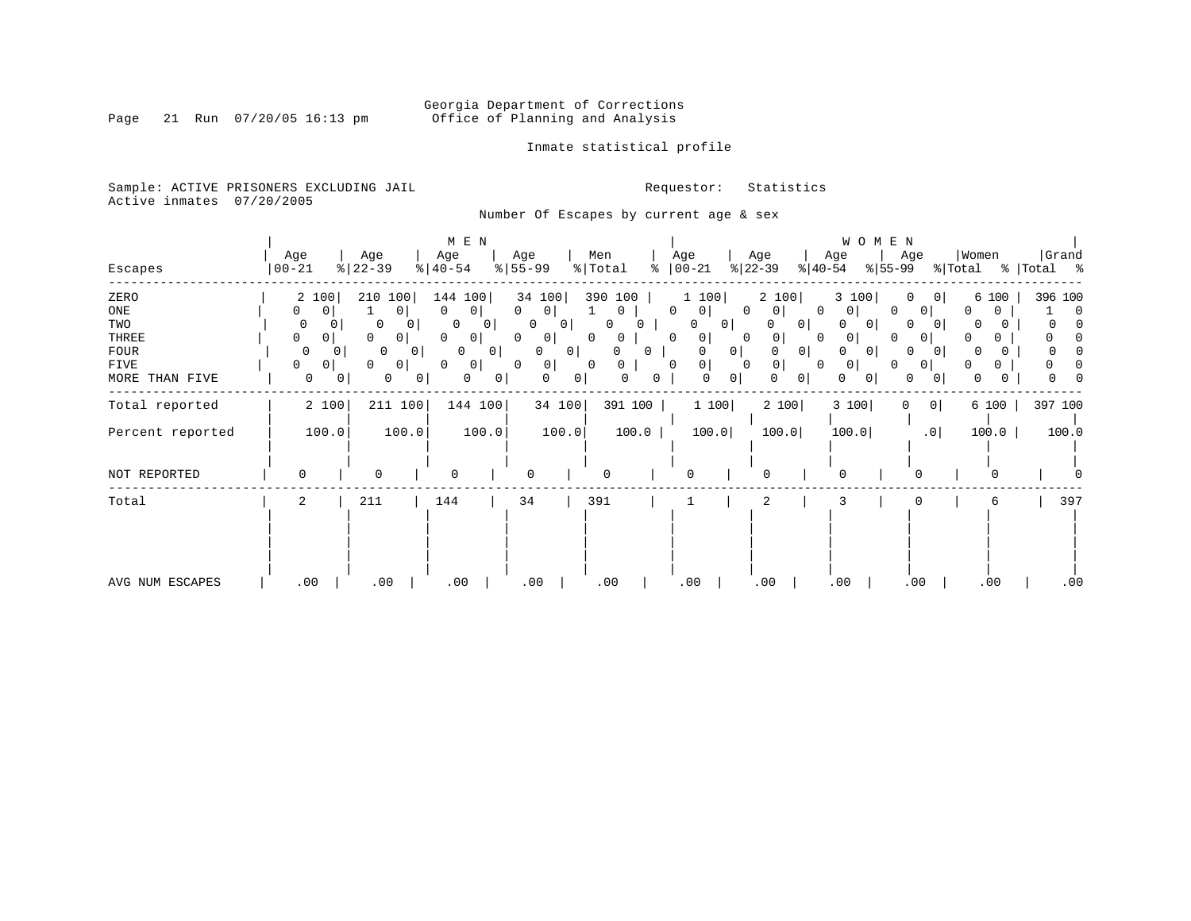Georgia Department of Corrections
Office of Planning and Analysis

Inmate statistical profile

Sample: ACTIVE PRISONERS EXCLUDING JAIL
Active inmates 07/20/2005

Requestor: Statistics

Number Of Escapes by current age & sex

| Escapes | MEN Age 00-21 | % | Age 22-39 | % | Age 40-54 | % | Age 55-99 | % | Men Total | % | WOMEN Age 00-21 | % | Age 22-39 | % | Age 40-54 | % | Age 55-99 | % | Women Total | % | Grand Total | % |
|---|---|---|---|---|---|---|---|---|---|---|---|---|---|---|---|---|---|---|---|---|---|---|
| ZERO | 2 | 100 | 210 | 100 | 144 | 100 | 34 | 100 | 390 | 100 | 1 | 100 | 2 | 100 | 3 | 100 | 0 | 0 | 6 | 100 | 396 | 100 |
| ONE | 0 | 0 | 1 | 0 | 0 | 0 | 0 | 0 | 1 | 0 | 0 | 0 | 0 | 0 | 0 | 0 | 0 | 0 | 0 | 0 | 1 | 0 |
| TWO | 0 | 0 | 0 | 0 | 0 | 0 | 0 | 0 | 0 | 0 | 0 | 0 | 0 | 0 | 0 | 0 | 0 | 0 | 0 | 0 | 0 | 0 |
| THREE | 0 | 0 | 0 | 0 | 0 | 0 | 0 | 0 | 0 | 0 | 0 | 0 | 0 | 0 | 0 | 0 | 0 | 0 | 0 | 0 | 0 | 0 |
| FOUR | 0 | 0 | 0 | 0 | 0 | 0 | 0 | 0 | 0 | 0 | 0 | 0 | 0 | 0 | 0 | 0 | 0 | 0 | 0 | 0 | 0 | 0 |
| FIVE | 0 | 0 | 0 | 0 | 0 | 0 | 0 | 0 | 0 | 0 | 0 | 0 | 0 | 0 | 0 | 0 | 0 | 0 | 0 | 0 | 0 | 0 |
| MORE THAN FIVE | 0 | 0 | 0 | 0 | 0 | 0 | 0 | 0 | 0 | 0 | 0 | 0 | 0 | 0 | 0 | 0 | 0 | 0 | 0 | 0 | 0 | 0 |
| Total reported | 2 | 100 | 211 | 100 | 144 | 100 | 34 | 100 | 391 | 100 | 1 | 100 | 2 | 100 | 3 | 100 | 0 | 0 | 6 | 100 | 397 | 100 |
| Percent reported | 100.0 | | 100.0 | | 100.0 | | 100.0 | | 100.0 | | 100.0 | | 100.0 | | 100.0 | | .0 | | 100.0 | | 100.0 | |
| NOT REPORTED | 0 | | 0 | | 0 | | 0 | | 0 | | 0 | | 0 | | 0 | | 0 | | 0 | | 0 | |
| Total | 2 | | 211 | | 144 | | 34 | | 391 | | 1 | | 2 | | 3 | | 0 | | 6 | | 397 | |
| AVG NUM ESCAPES | .00 | | .00 | | .00 | | .00 | | .00 | | .00 | | .00 | | .00 | | .00 | | .00 | | .00 | |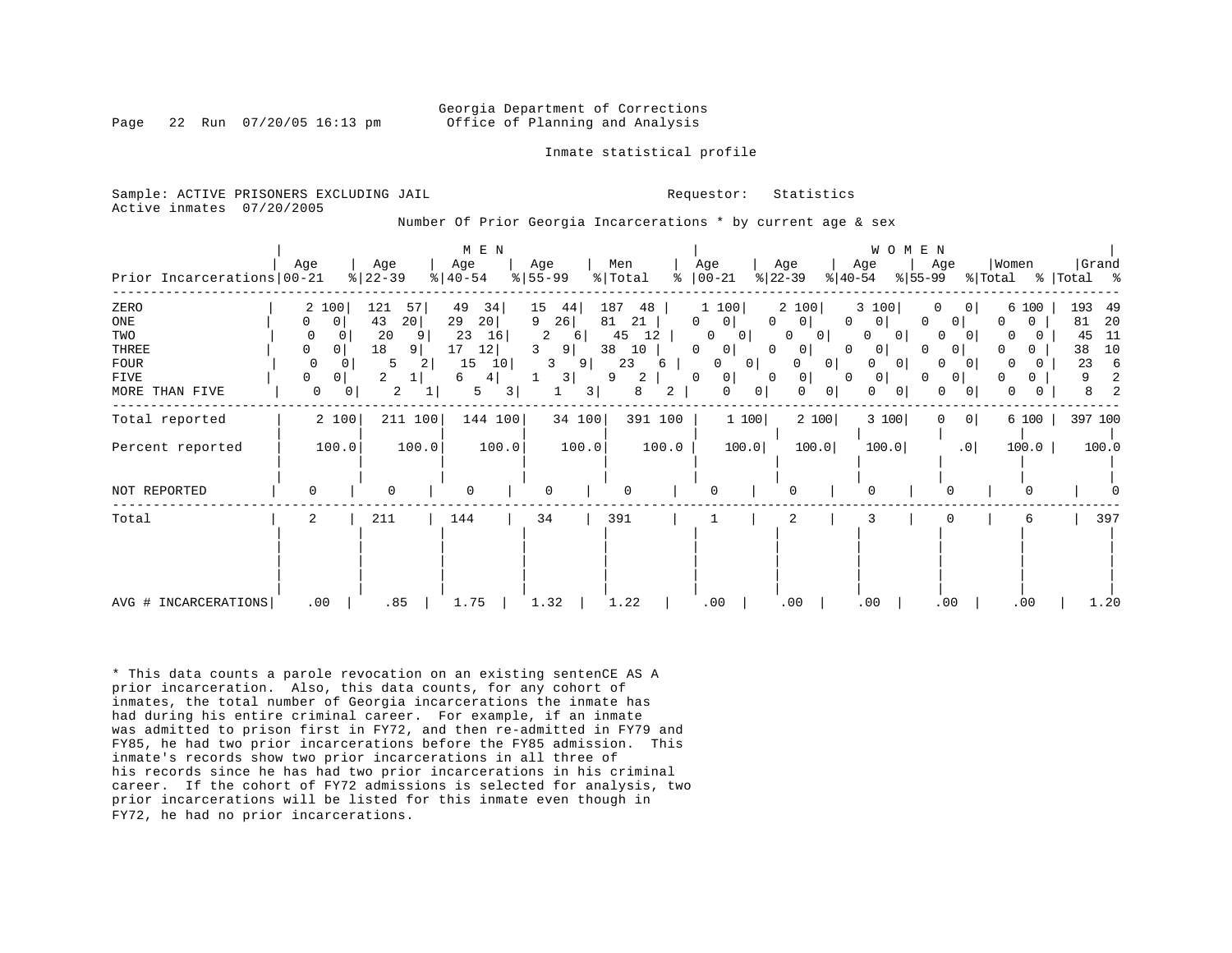Georgia Department of Corrections
Office of Planning and Analysis

Inmate statistical profile

Sample: ACTIVE PRISONERS EXCLUDING JAIL
Active inmates 07/20/2005

Requestor: Statistics

Number Of Prior Georgia Incarcerations * by current age & sex

| | MEN | | | | | | | | | | WOMEN | | | | | | | | | | | |
|---|---|---|---|---|---|---|---|---|---|---|---|---|---|---|---|---|---|---|---|---|---|---|
| Prior Incarcerations | Age 00-21 | % | Age 22-39 | % | Age 40-54 | % | Age 55-99 | % | Men Total | % | Age 00-21 | % | Age 22-39 | % | Age 40-54 | % | Age 55-99 | % | Women Total | % | Grand Total | % |
| ZERO | 2 | 100 | 121 | 57 | 49 | 34 | 15 | 44 | 187 | 48 | 1 | 100 | 2 | 100 | 3 | 100 | 0 | 0 | 6 | 100 | 193 | 49 |
| ONE | 0 | 0 | 43 | 20 | 29 | 20 | 9 | 26 | 81 | 21 | 0 | 0 | 0 | 0 | 0 | 0 | 0 | 0 | 0 | 0 | 81 | 20 |
| TWO | 0 | 0 | 20 | 9 | 23 | 16 | 2 | 6 | 45 | 12 | 0 | 0 | 0 | 0 | 0 | 0 | 0 | 0 | 0 | 0 | 45 | 11 |
| THREE | 0 | 0 | 18 | 9 | 17 | 12 | 3 | 9 | 38 | 10 | 0 | 0 | 0 | 0 | 0 | 0 | 0 | 0 | 0 | 0 | 38 | 10 |
| FOUR | 0 | 0 | 5 | 2 | 15 | 10 | 3 | 9 | 23 | 6 | 0 | 0 | 0 | 0 | 0 | 0 | 0 | 0 | 0 | 0 | 23 | 6 |
| FIVE | 0 | 0 | 2 | 1 | 6 | 4 | 1 | 3 | 9 | 2 | 0 | 0 | 0 | 0 | 0 | 0 | 0 | 0 | 0 | 0 | 9 | 2 |
| MORE THAN FIVE | 0 | 0 | 2 | 1 | 5 | 3 | 1 | 3 | 8 | 2 | 0 | 0 | 0 | 0 | 0 | 0 | 0 | 0 | 0 | 0 | 8 | 2 |
| Total reported | 2 | 100 | 211 | 100 | 144 | 100 | 34 | 100 | 391 | 100 | 1 | 100 | 2 | 100 | 3 | 100 | 0 | 0 | 6 | 100 | 397 | 100 |
| Percent reported | 100.0 | | 100.0 | | 100.0 | | 100.0 | | 100.0 | | 100.0 | | 100.0 | | 100.0 | | .0 | | 100.0 | | 100.0 | |
| NOT REPORTED | 0 | | 0 | | 0 | | 0 | | 0 | | 0 | | 0 | | 0 | | 0 | | 0 | | 0 | |
| Total | 2 | | 211 | | 144 | | 34 | | 391 | | 1 | | 2 | | 3 | | 0 | | 6 | | 397 | |
| AVG # INCARCERATIONS | .00 | | .85 | | 1.75 | | 1.32 | | 1.22 | | .00 | | .00 | | .00 | | .00 | | .00 | | 1.20 | |

* This data counts a parole revocation on an existing sentenCE AS A prior incarceration. Also, this data counts, for any cohort of inmates, the total number of Georgia incarcerations the inmate has had during his entire criminal career. For example, if an inmate was admitted to prison first in FY72, and then re-admitted in FY79 and FY85, he had two prior incarcerations before the FY85 admission. This inmate's records show two prior incarcerations in all three of his records since he has had two prior incarcerations in his criminal career. If the cohort of FY72 admissions is selected for analysis, two prior incarcerations will be listed for this inmate even though in FY72, he had no prior incarcerations.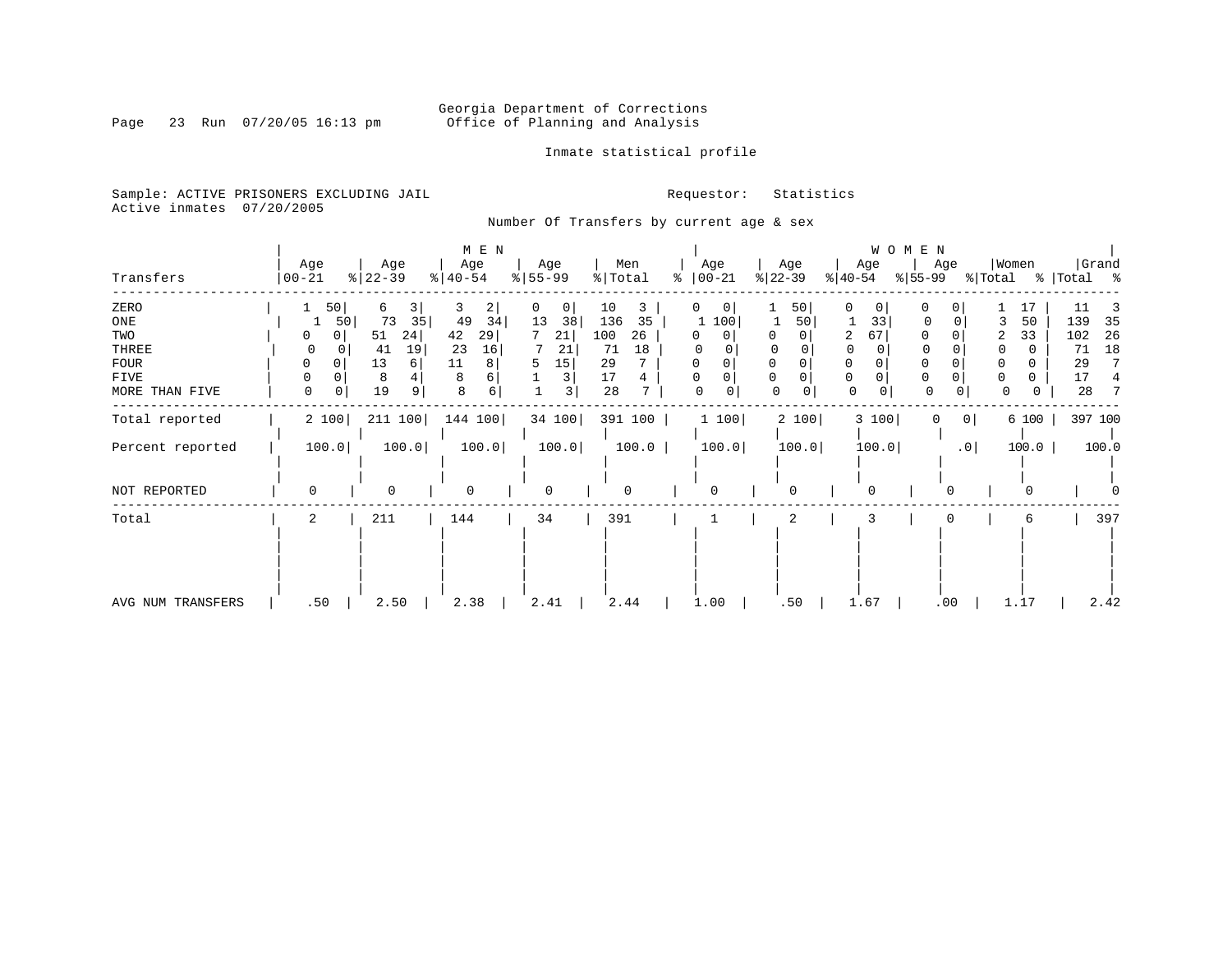Georgia Department of Corrections
Office of Planning and Analysis

Inmate statistical profile

Sample: ACTIVE PRISONERS EXCLUDING JAIL

Requestor: Statistics

Active inmates 07/20/2005

Number Of Transfers by current age & sex

| Transfers | MEN Age 00-21 | % | MEN Age 22-39 | % | MEN Age 40-54 | % | MEN Age 55-99 | % | Men Total | % | WOMEN Age 00-21 | % | WOMEN Age 22-39 | % | WOMEN Age 40-54 | % | WOMEN Age 55-99 | % | Women Total | % | Grand Total | % |
|---|---|---|---|---|---|---|---|---|---|---|---|---|---|---|---|---|---|---|---|---|---|---|
| ZERO | 1 | 50 | 6 | 3 | 3 | 2 | 0 | 0 | 10 | 3 | 0 | 0 | 1 | 50 | 0 | 0 | 0 | 0 | 1 | 17 | 11 | 3 |
| ONE | 1 | 50 | 73 | 35 | 49 | 34 | 13 | 38 | 136 | 35 | 1 | 100 | 1 | 50 | 1 | 33 | 0 | 0 | 3 | 50 | 139 | 35 |
| TWO | 0 | 0 | 51 | 24 | 42 | 29 | 7 | 21 | 100 | 26 | 0 | 0 | 0 | 0 | 2 | 67 | 0 | 0 | 2 | 33 | 102 | 26 |
| THREE | 0 | 0 | 41 | 19 | 23 | 16 | 7 | 21 | 71 | 18 | 0 | 0 | 0 | 0 | 0 | 0 | 0 | 0 | 0 | 0 | 71 | 18 |
| FOUR | 0 | 0 | 13 | 6 | 11 | 8 | 5 | 15 | 29 | 7 | 0 | 0 | 0 | 0 | 0 | 0 | 0 | 0 | 0 | 0 | 29 | 7 |
| FIVE | 0 | 0 | 8 | 4 | 8 | 6 | 1 | 3 | 17 | 4 | 0 | 0 | 0 | 0 | 0 | 0 | 0 | 0 | 0 | 0 | 17 | 4 |
| MORE THAN FIVE | 0 | 0 | 19 | 9 | 8 | 6 | 1 | 3 | 28 | 7 | 0 | 0 | 0 | 0 | 0 | 0 | 0 | 0 | 0 | 0 | 28 | 7 |
| Total reported | 2 | 100 | 211 | 100 | 144 | 100 | 34 | 100 | 391 | 100 | 1 | 100 | 2 | 100 | 3 | 100 | 0 | 0 | 6 | 100 | 397 | 100 |
| Percent reported | 100.0 | | 100.0 | | 100.0 | | 100.0 | | 100.0 | | 100.0 | | 100.0 | | 100.0 | | .0 | | 100.0 | | 100.0 | |
| NOT REPORTED | 0 | | 0 | | 0 | | 0 | | 0 | | 0 | | 0 | | 0 | | 0 | | 0 | | 0 | |
| Total | 2 | | 211 | | 144 | | 34 | | 391 | | 1 | | 2 | | 3 | | 0 | | 6 | | 397 | |
| AVG NUM TRANSFERS | .50 | | 2.50 | | 2.38 | | 2.41 | | 2.44 | | 1.00 | | .50 | | 1.67 | | .00 | | 1.17 | | 2.42 | |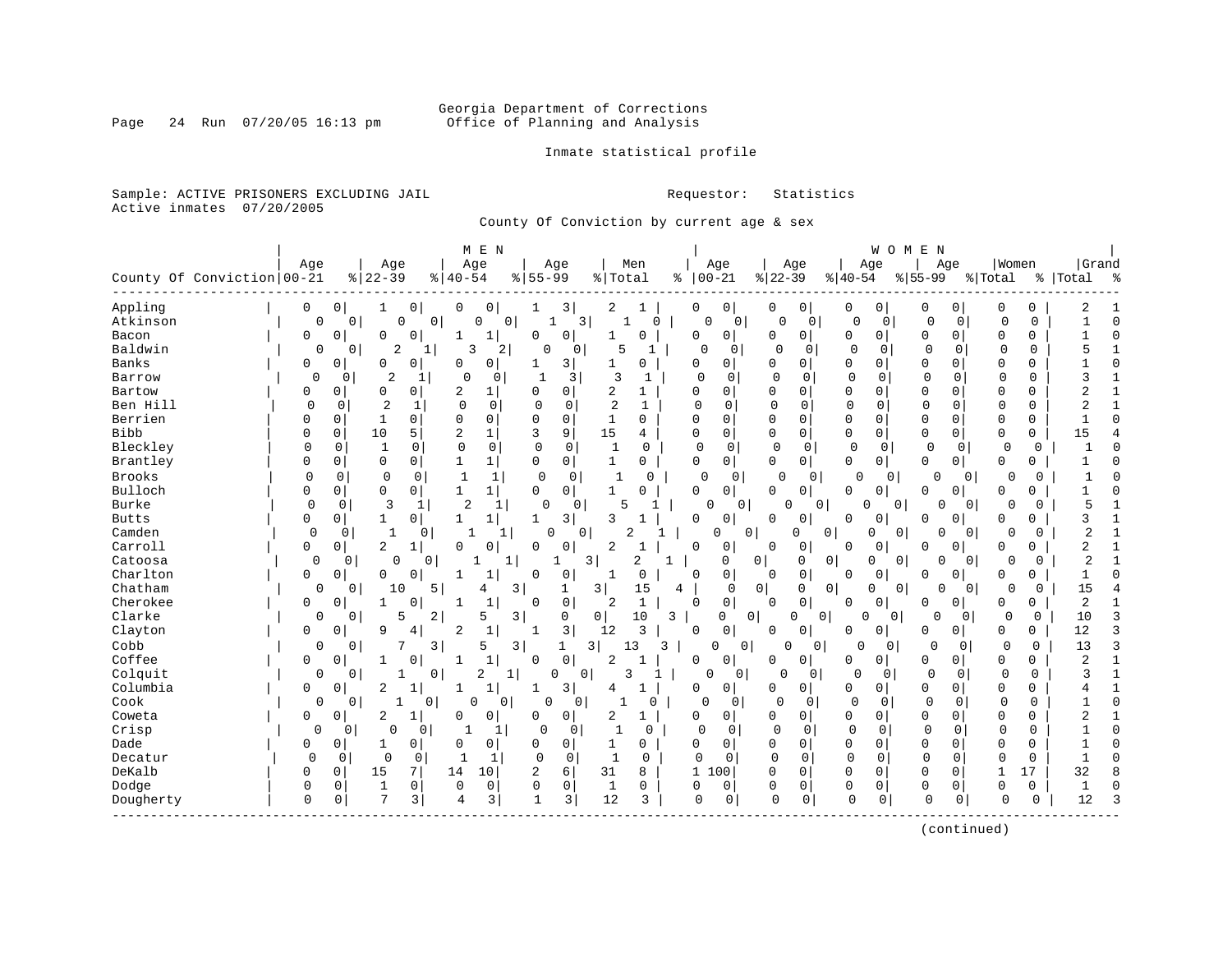Georgia Department of Corrections
Office of Planning and Analysis

Inmate statistical profile

Sample: ACTIVE PRISONERS EXCLUDING JAIL
Active inmates 07/20/2005

Requestor: Statistics

County Of Conviction by current age & sex

| | MEN | | | | | | | | | | WOMEN | | | | | | | | | | | |
|---|---|---|---|---|---|---|---|---|---|---|---|---|---|---|---|---|---|---|---|---|---|---|
| County Of Conviction | Age 00-21 | % | Age 22-39 | % | Age 40-54 | % | Age 55-99 | % | Men Total | % | Age 00-21 | % | Age 22-39 | % | Age 40-54 | % | Age 55-99 | % | Women Total | % | Grand Total | % |
| Appling | 0 | 0 | 1 | 0 | 0 | 0 | 1 | 3 | 2 | 1 | 0 | 0 | 0 | 0 | 0 | 0 | 0 | 0 | 0 | 0 | 2 | 1 |
| Atkinson | 0 | 0 | 0 | 0 | 0 | 0 | 1 | 3 | 1 | 0 | 0 | 0 | 0 | 0 | 0 | 0 | 0 | 0 | 0 | 0 | 1 | 0 |
| Bacon | 0 | 0 | 0 | 0 | 1 | 1 | 0 | 0 | 1 | 0 | 0 | 0 | 0 | 0 | 0 | 0 | 0 | 0 | 0 | 0 | 1 | 0 |
| Baldwin | 0 | 0 | 2 | 1 | 3 | 2 | 0 | 0 | 5 | 1 | 0 | 0 | 0 | 0 | 0 | 0 | 0 | 0 | 0 | 0 | 5 | 1 |
| Banks | 0 | 0 | 0 | 0 | 0 | 0 | 1 | 3 | 1 | 0 | 0 | 0 | 0 | 0 | 0 | 0 | 0 | 0 | 0 | 0 | 1 | 0 |
| Barrow | 0 | 0 | 2 | 1 | 0 | 0 | 1 | 3 | 3 | 1 | 0 | 0 | 0 | 0 | 0 | 0 | 0 | 0 | 0 | 0 | 3 | 1 |
| Bartow | 0 | 0 | 0 | 0 | 2 | 1 | 0 | 0 | 2 | 1 | 0 | 0 | 0 | 0 | 0 | 0 | 0 | 0 | 0 | 0 | 2 | 1 |
| Ben Hill | 0 | 0 | 2 | 1 | 0 | 0 | 0 | 0 | 2 | 1 | 0 | 0 | 0 | 0 | 0 | 0 | 0 | 0 | 0 | 0 | 2 | 1 |
| Berrien | 0 | 0 | 1 | 0 | 0 | 0 | 0 | 0 | 1 | 0 | 0 | 0 | 0 | 0 | 0 | 0 | 0 | 0 | 0 | 0 | 1 | 0 |
| Bibb | 0 | 0 | 10 | 5 | 2 | 1 | 3 | 9 | 15 | 4 | 0 | 0 | 0 | 0 | 0 | 0 | 0 | 0 | 0 | 0 | 15 | 4 |
| Bleckley | 0 | 0 | 1 | 0 | 0 | 0 | 0 | 0 | 1 | 0 | 0 | 0 | 0 | 0 | 0 | 0 | 0 | 0 | 0 | 0 | 1 | 0 |
| Brantley | 0 | 0 | 0 | 0 | 1 | 1 | 0 | 0 | 1 | 0 | 0 | 0 | 0 | 0 | 0 | 0 | 0 | 0 | 0 | 0 | 1 | 0 |
| Brooks | 0 | 0 | 0 | 0 | 1 | 1 | 0 | 0 | 1 | 0 | 0 | 0 | 0 | 0 | 0 | 0 | 0 | 0 | 0 | 0 | 1 | 0 |
| Bulloch | 0 | 0 | 0 | 0 | 1 | 1 | 0 | 0 | 1 | 0 | 0 | 0 | 0 | 0 | 0 | 0 | 0 | 0 | 0 | 0 | 1 | 0 |
| Burke | 0 | 0 | 3 | 1 | 2 | 1 | 0 | 0 | 5 | 1 | 0 | 0 | 0 | 0 | 0 | 0 | 0 | 0 | 0 | 0 | 5 | 1 |
| Butts | 0 | 0 | 1 | 0 | 1 | 1 | 1 | 3 | 3 | 1 | 0 | 0 | 0 | 0 | 0 | 0 | 0 | 0 | 0 | 0 | 3 | 1 |
| Camden | 0 | 0 | 1 | 0 | 1 | 1 | 0 | 0 | 2 | 1 | 0 | 0 | 0 | 0 | 0 | 0 | 0 | 0 | 0 | 0 | 2 | 1 |
| Carroll | 0 | 0 | 2 | 1 | 0 | 0 | 0 | 0 | 2 | 1 | 0 | 0 | 0 | 0 | 0 | 0 | 0 | 0 | 0 | 0 | 2 | 1 |
| Catoosa | 0 | 0 | 0 | 0 | 1 | 1 | 1 | 3 | 2 | 1 | 0 | 0 | 0 | 0 | 0 | 0 | 0 | 0 | 0 | 0 | 2 | 1 |
| Charlton | 0 | 0 | 0 | 0 | 1 | 1 | 0 | 0 | 1 | 0 | 0 | 0 | 0 | 0 | 0 | 0 | 0 | 0 | 0 | 0 | 1 | 0 |
| Chatham | 0 | 0 | 10 | 5 | 4 | 3 | 1 | 3 | 15 | 4 | 0 | 0 | 0 | 0 | 0 | 0 | 0 | 0 | 0 | 0 | 15 | 4 |
| Cherokee | 0 | 0 | 1 | 0 | 1 | 1 | 0 | 0 | 2 | 1 | 0 | 0 | 0 | 0 | 0 | 0 | 0 | 0 | 0 | 0 | 2 | 1 |
| Clarke | 0 | 0 | 5 | 2 | 5 | 3 | 0 | 0 | 10 | 3 | 0 | 0 | 0 | 0 | 0 | 0 | 0 | 0 | 0 | 0 | 10 | 3 |
| Clayton | 0 | 0 | 9 | 4 | 2 | 1 | 1 | 3 | 12 | 3 | 0 | 0 | 0 | 0 | 0 | 0 | 0 | 0 | 0 | 0 | 12 | 3 |
| Cobb | 0 | 0 | 7 | 3 | 5 | 3 | 1 | 3 | 13 | 3 | 0 | 0 | 0 | 0 | 0 | 0 | 0 | 0 | 0 | 0 | 13 | 3 |
| Coffee | 0 | 0 | 1 | 0 | 1 | 1 | 0 | 0 | 2 | 1 | 0 | 0 | 0 | 0 | 0 | 0 | 0 | 0 | 0 | 0 | 2 | 1 |
| Colquitt | 0 | 0 | 1 | 0 | 2 | 1 | 0 | 0 | 3 | 1 | 0 | 0 | 0 | 0 | 0 | 0 | 0 | 0 | 0 | 0 | 3 | 1 |
| Columbia | 0 | 0 | 2 | 1 | 1 | 1 | 1 | 3 | 4 | 1 | 0 | 0 | 0 | 0 | 0 | 0 | 0 | 0 | 0 | 0 | 4 | 1 |
| Cook | 0 | 0 | 1 | 0 | 0 | 0 | 0 | 0 | 1 | 0 | 0 | 0 | 0 | 0 | 0 | 0 | 0 | 0 | 0 | 0 | 1 | 0 |
| Coweta | 0 | 0 | 2 | 1 | 0 | 0 | 0 | 0 | 2 | 1 | 0 | 0 | 0 | 0 | 0 | 0 | 0 | 0 | 0 | 0 | 2 | 1 |
| Crisp | 0 | 0 | 0 | 0 | 1 | 1 | 0 | 0 | 1 | 0 | 0 | 0 | 0 | 0 | 0 | 0 | 0 | 0 | 0 | 0 | 1 | 0 |
| Dade | 0 | 0 | 1 | 0 | 0 | 0 | 0 | 0 | 1 | 0 | 0 | 0 | 0 | 0 | 0 | 0 | 0 | 0 | 0 | 0 | 1 | 0 |
| Decatur | 0 | 0 | 0 | 0 | 1 | 1 | 0 | 0 | 1 | 0 | 0 | 0 | 0 | 0 | 0 | 0 | 0 | 0 | 0 | 0 | 1 | 0 |
| DeKalb | 0 | 0 | 15 | 7 | 14 | 10 | 2 | 6 | 31 | 8 | 1 | 100 | 0 | 0 | 0 | 0 | 0 | 0 | 1 | 17 | 32 | 8 |
| Dodge | 0 | 0 | 1 | 0 | 0 | 0 | 0 | 0 | 1 | 0 | 0 | 0 | 0 | 0 | 0 | 0 | 0 | 0 | 0 | 0 | 1 | 0 |
| Dougherty | 0 | 0 | 7 | 3 | 4 | 3 | 1 | 3 | 12 | 3 | 0 | 0 | 0 | 0 | 0 | 0 | 0 | 0 | 0 | 0 | 12 | 3 |

(continued)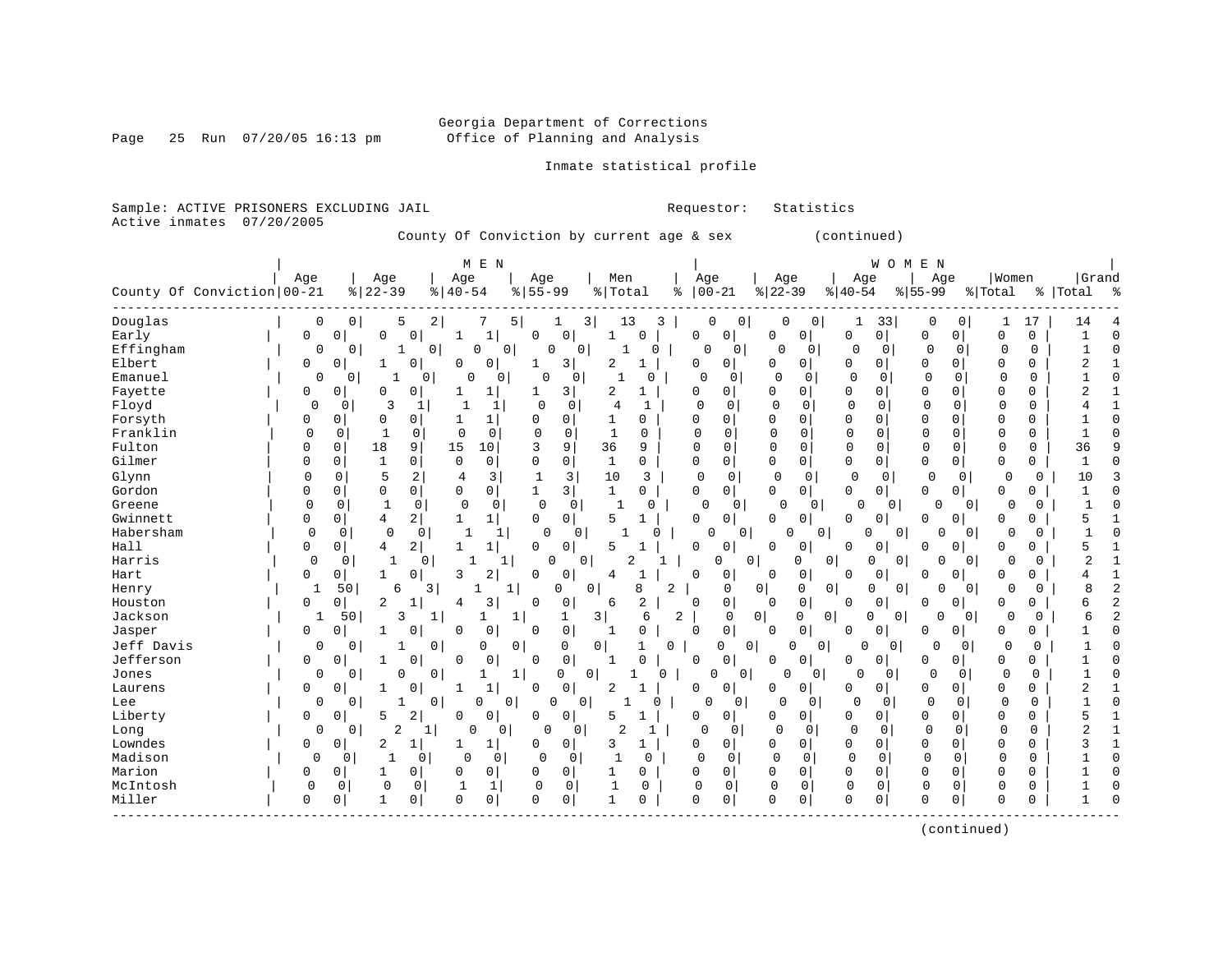Georgia Department of Corrections
Office of Planning and Analysis

Inmate statistical profile

Sample: ACTIVE PRISONERS EXCLUDING JAIL    Requestor: Statistics
Active inmates 07/20/2005

County Of Conviction by current age & sex (continued)

| County Of Conviction | MEN Age 00-21 | % | Age 22-39 | % | Age 40-54 | % | Age 55-99 | % | Men Total | % | WOMEN Age 00-21 | % | Age 22-39 | % | Age 40-54 | % | Age 55-99 | % | Women Total | % | Grand Total | % |
|---|---|---|---|---|---|---|---|---|---|---|---|---|---|---|---|---|---|---|---|---|---|---|
| Douglas | 0 | 0 | 5 | 2 | 7 | 5 | 1 | 3 | 13 | 3 | 0 | 0 | 0 | 0 | 1 | 33 | 0 | 0 | 1 | 17 | 14 | 4 |
| Early | 0 | 0 | 0 | 0 | 1 | 1 | 0 | 0 | 1 | 0 | 0 | 0 | 0 | 0 | 0 | 0 | 0 | 0 | 0 | 0 | 1 | 0 |
| Effingham | 0 | 0 | 1 | 0 | 0 | 0 | 0 | 0 | 1 | 0 | 0 | 0 | 0 | 0 | 0 | 0 | 0 | 0 | 0 | 0 | 1 | 0 |
| Elbert | 0 | 0 | 1 | 0 | 0 | 0 | 1 | 3 | 2 | 1 | 0 | 0 | 0 | 0 | 0 | 0 | 0 | 0 | 0 | 0 | 2 | 1 |
| Emanuel | 0 | 0 | 1 | 0 | 0 | 0 | 0 | 0 | 1 | 0 | 0 | 0 | 0 | 0 | 0 | 0 | 0 | 0 | 0 | 0 | 1 | 0 |
| Fayette | 0 | 0 | 0 | 0 | 1 | 1 | 1 | 3 | 2 | 1 | 0 | 0 | 0 | 0 | 0 | 0 | 0 | 0 | 0 | 0 | 2 | 1 |
| Floyd | 0 | 0 | 3 | 1 | 1 | 1 | 0 | 0 | 4 | 1 | 0 | 0 | 0 | 0 | 0 | 0 | 0 | 0 | 0 | 0 | 4 | 1 |
| Forsyth | 0 | 0 | 0 | 0 | 1 | 1 | 0 | 0 | 1 | 0 | 0 | 0 | 0 | 0 | 0 | 0 | 0 | 0 | 0 | 0 | 1 | 0 |
| Franklin | 0 | 0 | 1 | 0 | 0 | 0 | 0 | 0 | 1 | 0 | 0 | 0 | 0 | 0 | 0 | 0 | 0 | 0 | 0 | 0 | 1 | 0 |
| Fulton | 0 | 0 | 18 | 9 | 15 | 10 | 3 | 9 | 36 | 9 | 0 | 0 | 0 | 0 | 0 | 0 | 0 | 0 | 0 | 0 | 36 | 9 |
| Gilmer | 0 | 0 | 1 | 0 | 0 | 0 | 0 | 0 | 1 | 0 | 0 | 0 | 0 | 0 | 0 | 0 | 0 | 0 | 0 | 0 | 1 | 0 |
| Glynn | 0 | 0 | 5 | 2 | 4 | 3 | 1 | 3 | 10 | 3 | 0 | 0 | 0 | 0 | 0 | 0 | 0 | 0 | 0 | 0 | 10 | 3 |
| Gordon | 0 | 0 | 0 | 0 | 0 | 0 | 1 | 3 | 1 | 0 | 0 | 0 | 0 | 0 | 0 | 0 | 0 | 0 | 0 | 0 | 1 | 0 |
| Greene | 0 | 0 | 1 | 0 | 0 | 0 | 0 | 0 | 1 | 0 | 0 | 0 | 0 | 0 | 0 | 0 | 0 | 0 | 0 | 0 | 1 | 0 |
| Gwinnett | 0 | 0 | 4 | 2 | 1 | 1 | 0 | 0 | 5 | 1 | 0 | 0 | 0 | 0 | 0 | 0 | 0 | 0 | 0 | 0 | 5 | 1 |
| Habersham | 0 | 0 | 0 | 0 | 1 | 1 | 0 | 0 | 1 | 0 | 0 | 0 | 0 | 0 | 0 | 0 | 0 | 0 | 0 | 0 | 1 | 0 |
| Hall | 0 | 0 | 4 | 2 | 1 | 1 | 0 | 0 | 5 | 1 | 0 | 0 | 0 | 0 | 0 | 0 | 0 | 0 | 0 | 0 | 5 | 1 |
| Harris | 0 | 0 | 1 | 0 | 1 | 1 | 0 | 0 | 2 | 1 | 0 | 0 | 0 | 0 | 0 | 0 | 0 | 0 | 0 | 0 | 2 | 1 |
| Hart | 0 | 0 | 1 | 0 | 3 | 2 | 0 | 0 | 4 | 1 | 0 | 0 | 0 | 0 | 0 | 0 | 0 | 0 | 0 | 0 | 4 | 1 |
| Henry | 1 | 50 | 6 | 3 | 1 | 1 | 0 | 0 | 8 | 2 | 0 | 0 | 0 | 0 | 0 | 0 | 0 | 0 | 0 | 0 | 8 | 2 |
| Houston | 0 | 0 | 2 | 1 | 4 | 3 | 0 | 0 | 6 | 2 | 0 | 0 | 0 | 0 | 0 | 0 | 0 | 0 | 0 | 0 | 6 | 2 |
| Jackson | 1 | 50 | 3 | 1 | 1 | 1 | 1 | 3 | 6 | 2 | 0 | 0 | 0 | 0 | 0 | 0 | 0 | 0 | 0 | 0 | 6 | 2 |
| Jasper | 0 | 0 | 1 | 0 | 0 | 0 | 0 | 0 | 1 | 0 | 0 | 0 | 0 | 0 | 0 | 0 | 0 | 0 | 0 | 0 | 1 | 0 |
| Jeff Davis | 0 | 0 | 1 | 0 | 0 | 0 | 0 | 0 | 1 | 0 | 0 | 0 | 0 | 0 | 0 | 0 | 0 | 0 | 0 | 0 | 1 | 0 |
| Jefferson | 0 | 0 | 1 | 0 | 0 | 0 | 0 | 0 | 1 | 0 | 0 | 0 | 0 | 0 | 0 | 0 | 0 | 0 | 0 | 0 | 1 | 0 |
| Jones | 0 | 0 | 0 | 0 | 1 | 1 | 0 | 0 | 1 | 0 | 0 | 0 | 0 | 0 | 0 | 0 | 0 | 0 | 0 | 0 | 1 | 0 |
| Laurens | 0 | 0 | 1 | 0 | 1 | 1 | 0 | 0 | 2 | 1 | 0 | 0 | 0 | 0 | 0 | 0 | 0 | 0 | 0 | 0 | 2 | 1 |
| Lee | 0 | 0 | 1 | 0 | 0 | 0 | 0 | 0 | 1 | 0 | 0 | 0 | 0 | 0 | 0 | 0 | 0 | 0 | 0 | 0 | 1 | 0 |
| Liberty | 0 | 0 | 5 | 2 | 0 | 0 | 0 | 0 | 5 | 1 | 0 | 0 | 0 | 0 | 0 | 0 | 0 | 0 | 0 | 0 | 5 | 1 |
| Long | 0 | 0 | 2 | 1 | 0 | 0 | 0 | 0 | 2 | 1 | 0 | 0 | 0 | 0 | 0 | 0 | 0 | 0 | 0 | 0 | 2 | 1 |
| Lowndes | 0 | 0 | 2 | 1 | 1 | 1 | 0 | 0 | 3 | 1 | 0 | 0 | 0 | 0 | 0 | 0 | 0 | 0 | 0 | 0 | 3 | 1 |
| Madison | 0 | 0 | 1 | 0 | 0 | 0 | 0 | 0 | 1 | 0 | 0 | 0 | 0 | 0 | 0 | 0 | 0 | 0 | 0 | 0 | 1 | 0 |
| Marion | 0 | 0 | 1 | 0 | 0 | 0 | 0 | 0 | 1 | 0 | 0 | 0 | 0 | 0 | 0 | 0 | 0 | 0 | 0 | 0 | 1 | 0 |
| McIntosh | 0 | 0 | 0 | 0 | 1 | 1 | 0 | 0 | 1 | 0 | 0 | 0 | 0 | 0 | 0 | 0 | 0 | 0 | 0 | 0 | 1 | 0 |
| Miller | 0 | 0 | 1 | 0 | 0 | 0 | 0 | 0 | 1 | 0 | 0 | 0 | 0 | 0 | 0 | 0 | 0 | 0 | 0 | 0 | 1 | 0 |

(continued)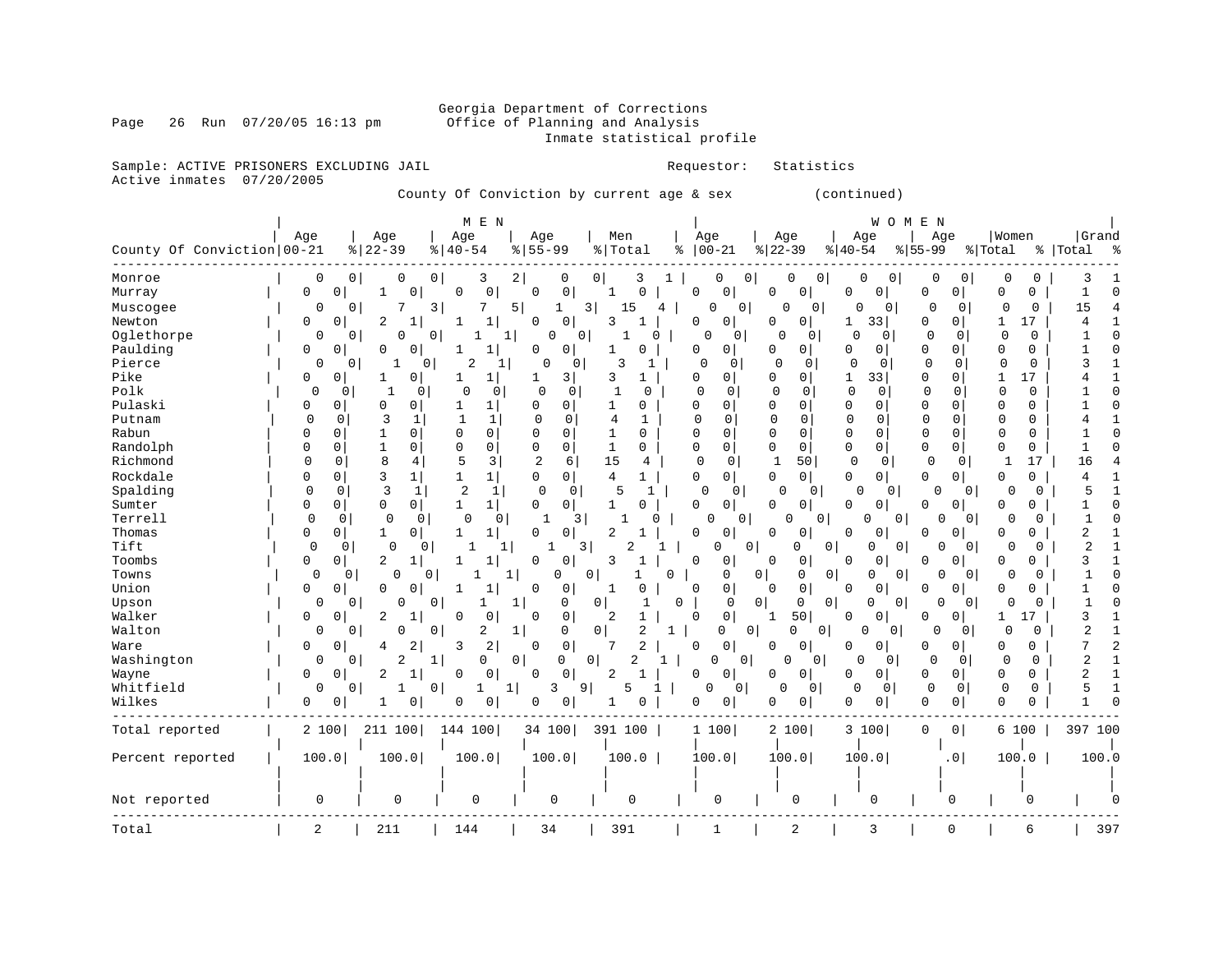Georgia Department of Corrections
Office of Planning and Analysis
Inmate statistical profile

Sample: ACTIVE PRISONERS EXCLUDING JAIL    Requestor: Statistics
Active inmates 07/20/2005

County Of Conviction by current age & sex (continued)

| County Of Conviction | MEN Age 00-21 | % | Age 22-39 | % | Age 40-54 | % | Age 55-99 | % | Men Total | % | WOMEN Age 00-21 | % | Age 22-39 | % | Age 40-54 | % | Age 55-99 | % | Women Total | % | Grand Total | % |
|---|---|---|---|---|---|---|---|---|---|---|---|---|---|---|---|---|---|---|---|---|---|---|
| Monroe | 0 | 0 | 0 | 0 | 3 | 2 | 0 | 0 | 3 | 1 | 0 | 0 | 0 | 0 | 0 | 0 | 0 | 0 | 0 | 0 | 3 | 1 |
| Murray | 0 | 0 | 1 | 0 | 0 | 0 | 0 | 0 | 1 | 0 | 0 | 0 | 0 | 0 | 0 | 0 | 0 | 0 | 0 | 0 | 1 | 0 |
| Muscogee | 0 | 0 | 7 | 3 | 7 | 5 | 1 | 3 | 15 | 4 | 0 | 0 | 0 | 0 | 0 | 0 | 0 | 0 | 0 | 0 | 15 | 4 |
| Newton | 0 | 0 | 2 | 1 | 1 | 1 | 0 | 0 | 3 | 1 | 0 | 0 | 0 | 0 | 1 | 33 | 0 | 0 | 1 | 17 | 4 | 1 |
| Oglethorpe | 0 | 0 | 0 | 0 | 1 | 1 | 0 | 0 | 1 | 0 | 0 | 0 | 0 | 0 | 0 | 0 | 0 | 0 | 0 | 0 | 1 | 0 |
| Paulding | 0 | 0 | 0 | 0 | 1 | 1 | 0 | 0 | 1 | 0 | 0 | 0 | 0 | 0 | 0 | 0 | 0 | 0 | 0 | 0 | 1 | 0 |
| Pierce | 0 | 0 | 1 | 0 | 2 | 1 | 0 | 0 | 3 | 1 | 0 | 0 | 0 | 0 | 0 | 0 | 0 | 0 | 0 | 0 | 3 | 1 |
| Pike | 0 | 0 | 1 | 0 | 1 | 1 | 1 | 3 | 3 | 1 | 0 | 0 | 0 | 0 | 1 | 33 | 0 | 0 | 1 | 17 | 4 | 1 |
| Polk | 0 | 0 | 1 | 0 | 0 | 0 | 0 | 0 | 1 | 0 | 0 | 0 | 0 | 0 | 0 | 0 | 0 | 0 | 0 | 0 | 1 | 0 |
| Pulaski | 0 | 0 | 0 | 0 | 1 | 1 | 0 | 0 | 1 | 0 | 0 | 0 | 0 | 0 | 0 | 0 | 0 | 0 | 0 | 0 | 1 | 0 |
| Putnam | 0 | 0 | 3 | 1 | 1 | 1 | 0 | 0 | 4 | 1 | 0 | 0 | 0 | 0 | 0 | 0 | 0 | 0 | 0 | 0 | 4 | 1 |
| Rabun | 0 | 0 | 1 | 0 | 0 | 0 | 0 | 0 | 1 | 0 | 0 | 0 | 0 | 0 | 0 | 0 | 0 | 0 | 0 | 0 | 1 | 0 |
| Randolph | 0 | 0 | 1 | 0 | 0 | 0 | 0 | 0 | 1 | 0 | 0 | 0 | 0 | 0 | 0 | 0 | 0 | 0 | 0 | 0 | 1 | 0 |
| Richmond | 0 | 0 | 8 | 4 | 5 | 3 | 2 | 6 | 15 | 4 | 0 | 0 | 1 | 50 | 0 | 0 | 0 | 0 | 1 | 17 | 16 | 4 |
| Rockdale | 0 | 0 | 3 | 1 | 1 | 1 | 0 | 0 | 4 | 1 | 0 | 0 | 0 | 0 | 0 | 0 | 0 | 0 | 0 | 0 | 4 | 1 |
| Spalding | 0 | 0 | 3 | 1 | 2 | 1 | 0 | 0 | 5 | 1 | 0 | 0 | 0 | 0 | 0 | 0 | 0 | 0 | 0 | 0 | 5 | 1 |
| Sumter | 0 | 0 | 0 | 0 | 1 | 1 | 0 | 0 | 1 | 0 | 0 | 0 | 0 | 0 | 0 | 0 | 0 | 0 | 0 | 0 | 1 | 0 |
| Terrell | 0 | 0 | 0 | 0 | 0 | 0 | 1 | 3 | 1 | 0 | 0 | 0 | 0 | 0 | 0 | 0 | 0 | 0 | 0 | 0 | 1 | 0 |
| Thomas | 0 | 0 | 1 | 0 | 1 | 1 | 0 | 0 | 2 | 1 | 0 | 0 | 0 | 0 | 0 | 0 | 0 | 0 | 0 | 0 | 2 | 1 |
| Tift | 0 | 0 | 0 | 0 | 1 | 1 | 1 | 3 | 2 | 1 | 0 | 0 | 0 | 0 | 0 | 0 | 0 | 0 | 0 | 0 | 2 | 1 |
| Toombs | 0 | 0 | 2 | 1 | 1 | 1 | 0 | 0 | 3 | 1 | 0 | 0 | 0 | 0 | 0 | 0 | 0 | 0 | 0 | 0 | 3 | 1 |
| Towns | 0 | 0 | 0 | 0 | 1 | 1 | 0 | 0 | 1 | 0 | 0 | 0 | 0 | 0 | 0 | 0 | 0 | 0 | 0 | 0 | 1 | 0 |
| Union | 0 | 0 | 0 | 0 | 1 | 1 | 0 | 0 | 1 | 0 | 0 | 0 | 0 | 0 | 0 | 0 | 0 | 0 | 0 | 0 | 1 | 0 |
| Upson | 0 | 0 | 0 | 0 | 1 | 1 | 0 | 0 | 1 | 0 | 0 | 0 | 0 | 0 | 0 | 0 | 0 | 0 | 0 | 0 | 1 | 0 |
| Walker | 0 | 0 | 2 | 1 | 0 | 0 | 0 | 0 | 2 | 1 | 0 | 0 | 1 | 50 | 0 | 0 | 0 | 0 | 1 | 17 | 3 | 1 |
| Walton | 0 | 0 | 0 | 0 | 2 | 1 | 0 | 0 | 2 | 1 | 0 | 0 | 0 | 0 | 0 | 0 | 0 | 0 | 0 | 0 | 2 | 1 |
| Ware | 0 | 0 | 4 | 2 | 3 | 2 | 0 | 0 | 7 | 2 | 0 | 0 | 0 | 0 | 0 | 0 | 0 | 0 | 0 | 0 | 7 | 2 |
| Washington | 0 | 0 | 2 | 1 | 0 | 0 | 0 | 0 | 2 | 1 | 0 | 0 | 0 | 0 | 0 | 0 | 0 | 0 | 0 | 0 | 2 | 1 |
| Wayne | 0 | 0 | 2 | 1 | 0 | 0 | 0 | 0 | 2 | 1 | 0 | 0 | 0 | 0 | 0 | 0 | 0 | 0 | 0 | 0 | 2 | 1 |
| Whitfield | 0 | 0 | 1 | 0 | 1 | 1 | 3 | 9 | 5 | 1 | 0 | 0 | 0 | 0 | 0 | 0 | 0 | 0 | 0 | 0 | 5 | 1 |
| Wilkes | 0 | 0 | 1 | 0 | 0 | 0 | 0 | 0 | 1 | 0 | 0 | 0 | 0 | 0 | 0 | 0 | 0 | 0 | 0 | 0 | 1 | 0 |
| Total reported | 2 | 100 | 211 | 100 | 144 | 100 | 34 | 100 | 391 | 100 | 1 | 100 | 2 | 100 | 3 | 100 | 0 | 0 | 6 | 100 | 397 | 100 |
| Percent reported | 100.0 | | 100.0 | | 100.0 | | 100.0 | | 100.0 | | 100.0 | | 100.0 | | 100.0 | | .0 | | 100.0 | | 100.0 | |
| Not reported | 0 | | 0 | | 0 | | 0 | | 0 | | 0 | | 0 | | 0 | | 0 | | 0 | | 0 | |
| Total | 2 | | 211 | | 144 | | 34 | | 391 | | 1 | | 2 | | 3 | | 0 | | 6 | | 397 | |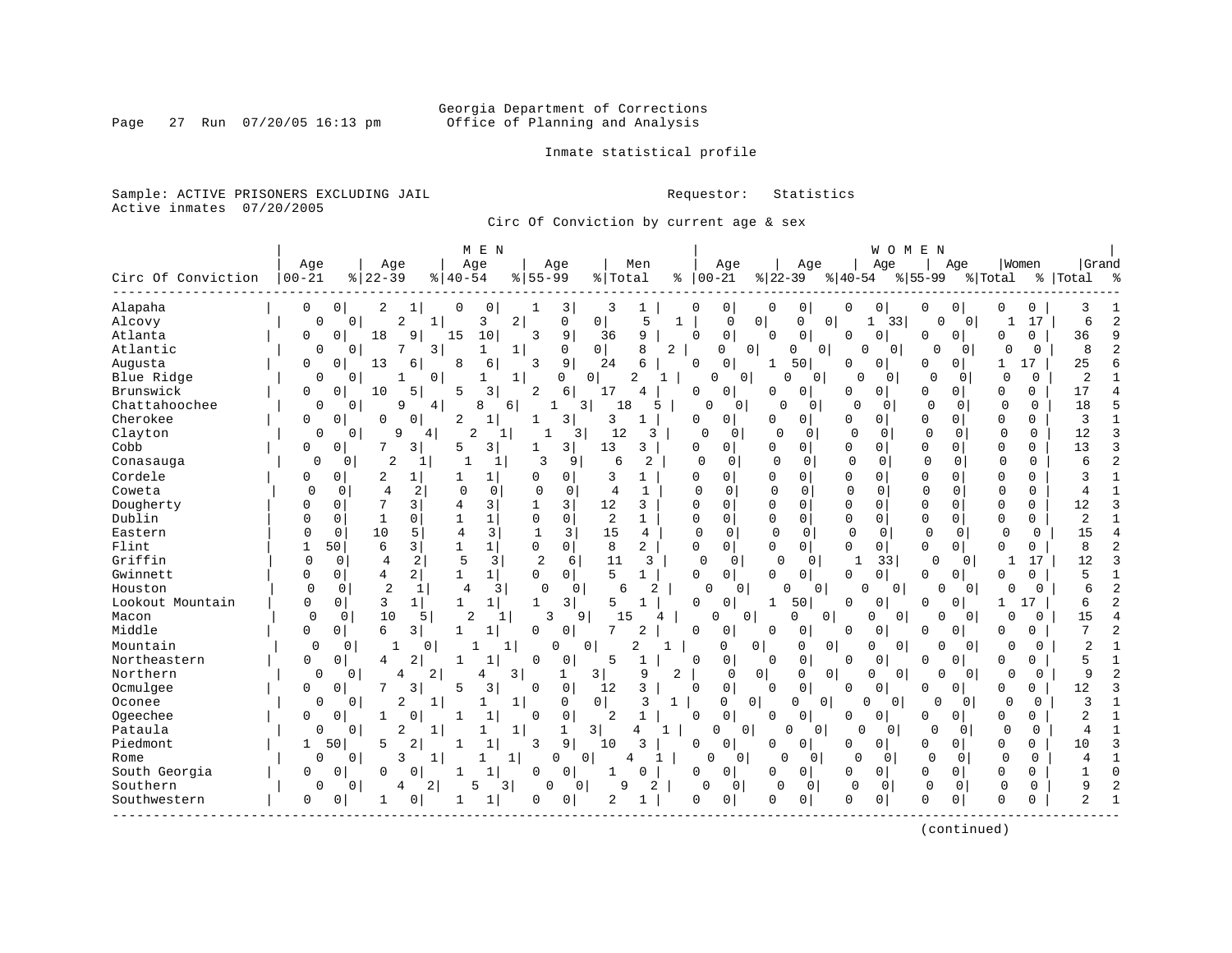Georgia Department of Corrections
Office of Planning and Analysis

Inmate statistical profile

Sample: ACTIVE PRISONERS EXCLUDING JAIL

Active inmates 07/20/2005

Requestor: Statistics

Circ Of Conviction by current age & sex

| Circ Of Conviction | MEN Age 00-21 | % | Age 22-39 | % | Age 40-54 | % | Age 55-99 | % | Men Total | % | WOMEN Age 00-21 | % | Age 22-39 | % | Age 40-54 | % | Age 55-99 | % | Women Total | % | Grand Total | % |
|---|---|---|---|---|---|---|---|---|---|---|---|---|---|---|---|---|---|---|---|---|---|---|
| Alapaha | 0 | 0 | 2 | 1 | 0 | 0 | 1 | 3 | 3 | 1 | 0 | 0 | 0 | 0 | 0 | 0 | 0 | 0 | 0 | 0 | 3 | 1 |
| Alcovy | 0 | 0 | 2 | 1 | 3 | 2 | 0 | 0 | 5 | 1 | 0 | 0 | 0 | 0 | 1 | 33 | 0 | 0 | 1 | 17 | 6 | 2 |
| Atlanta | 0 | 0 | 18 | 9 | 15 | 10 | 3 | 9 | 36 | 9 | 0 | 0 | 0 | 0 | 0 | 0 | 0 | 0 | 0 | 0 | 36 | 9 |
| Atlantic | 0 | 0 | 7 | 3 | 1 | 1 | 0 | 0 | 8 | 2 | 0 | 0 | 0 | 0 | 0 | 0 | 0 | 0 | 0 | 0 | 8 | 2 |
| Augusta | 0 | 0 | 13 | 6 | 8 | 6 | 3 | 9 | 24 | 6 | 0 | 0 | 1 | 50 | 0 | 0 | 0 | 0 | 1 | 17 | 25 | 6 |
| Blue Ridge | 0 | 0 | 1 | 0 | 1 | 1 | 0 | 0 | 2 | 1 | 0 | 0 | 0 | 0 | 0 | 0 | 0 | 0 | 0 | 0 | 2 | 1 |
| Brunswick | 0 | 0 | 10 | 5 | 5 | 3 | 2 | 6 | 17 | 4 | 0 | 0 | 0 | 0 | 0 | 0 | 0 | 0 | 0 | 0 | 17 | 4 |
| Chattahoochee | 0 | 0 | 9 | 4 | 8 | 6 | 1 | 3 | 18 | 5 | 0 | 0 | 0 | 0 | 0 | 0 | 0 | 0 | 0 | 0 | 18 | 5 |
| Cherokee | 0 | 0 | 0 | 0 | 2 | 1 | 1 | 3 | 3 | 1 | 0 | 0 | 0 | 0 | 0 | 0 | 0 | 0 | 0 | 0 | 3 | 1 |
| Clayton | 0 | 0 | 9 | 4 | 2 | 1 | 1 | 3 | 12 | 3 | 0 | 0 | 0 | 0 | 0 | 0 | 0 | 0 | 0 | 0 | 12 | 3 |
| Cobb | 0 | 0 | 7 | 3 | 5 | 3 | 1 | 3 | 13 | 3 | 0 | 0 | 0 | 0 | 0 | 0 | 0 | 0 | 0 | 0 | 13 | 3 |
| Conasauga | 0 | 0 | 2 | 1 | 1 | 1 | 3 | 9 | 6 | 2 | 0 | 0 | 0 | 0 | 0 | 0 | 0 | 0 | 0 | 0 | 6 | 2 |
| Cordele | 0 | 0 | 2 | 1 | 1 | 1 | 0 | 0 | 3 | 1 | 0 | 0 | 0 | 0 | 0 | 0 | 0 | 0 | 0 | 0 | 3 | 1 |
| Coweta | 0 | 0 | 4 | 2 | 0 | 0 | 0 | 0 | 4 | 1 | 0 | 0 | 0 | 0 | 0 | 0 | 0 | 0 | 0 | 0 | 4 | 1 |
| Dougherty | 0 | 0 | 7 | 3 | 4 | 3 | 1 | 3 | 12 | 3 | 0 | 0 | 0 | 0 | 0 | 0 | 0 | 0 | 0 | 0 | 12 | 3 |
| Dublin | 0 | 0 | 1 | 0 | 1 | 1 | 0 | 0 | 2 | 1 | 0 | 0 | 0 | 0 | 0 | 0 | 0 | 0 | 0 | 0 | 2 | 1 |
| Eastern | 0 | 0 | 10 | 5 | 4 | 3 | 1 | 3 | 15 | 4 | 0 | 0 | 0 | 0 | 0 | 0 | 0 | 0 | 0 | 0 | 15 | 4 |
| Flint | 1 | 50 | 6 | 3 | 1 | 1 | 0 | 0 | 8 | 2 | 0 | 0 | 0 | 0 | 0 | 0 | 0 | 0 | 0 | 0 | 8 | 2 |
| Griffin | 0 | 0 | 4 | 2 | 5 | 3 | 2 | 6 | 11 | 3 | 0 | 0 | 0 | 0 | 1 | 33 | 0 | 0 | 1 | 17 | 12 | 3 |
| Gwinnett | 0 | 0 | 4 | 2 | 1 | 1 | 0 | 0 | 5 | 1 | 0 | 0 | 0 | 0 | 0 | 0 | 0 | 0 | 0 | 0 | 5 | 1 |
| Houston | 0 | 0 | 2 | 1 | 4 | 3 | 0 | 0 | 6 | 2 | 0 | 0 | 0 | 0 | 0 | 0 | 0 | 0 | 0 | 0 | 6 | 2 |
| Lookout Mountain | 0 | 0 | 3 | 1 | 1 | 1 | 1 | 3 | 5 | 1 | 0 | 0 | 1 | 50 | 0 | 0 | 0 | 0 | 1 | 17 | 6 | 2 |
| Macon | 0 | 0 | 10 | 5 | 2 | 1 | 3 | 9 | 15 | 4 | 0 | 0 | 0 | 0 | 0 | 0 | 0 | 0 | 0 | 0 | 15 | 4 |
| Middle | 0 | 0 | 6 | 3 | 1 | 1 | 0 | 0 | 7 | 2 | 0 | 0 | 0 | 0 | 0 | 0 | 0 | 0 | 0 | 0 | 7 | 2 |
| Mountain | 0 | 0 | 1 | 0 | 1 | 1 | 0 | 0 | 2 | 1 | 0 | 0 | 0 | 0 | 0 | 0 | 0 | 0 | 0 | 0 | 2 | 1 |
| Northeastern | 0 | 0 | 4 | 2 | 1 | 1 | 0 | 0 | 5 | 1 | 0 | 0 | 0 | 0 | 0 | 0 | 0 | 0 | 0 | 0 | 5 | 1 |
| Northern | 0 | 0 | 4 | 2 | 4 | 3 | 1 | 3 | 9 | 2 | 0 | 0 | 0 | 0 | 0 | 0 | 0 | 0 | 0 | 0 | 9 | 2 |
| Ocmulgee | 0 | 0 | 7 | 3 | 5 | 3 | 0 | 0 | 12 | 3 | 0 | 0 | 0 | 0 | 0 | 0 | 0 | 0 | 0 | 0 | 12 | 3 |
| Oconee | 0 | 0 | 2 | 1 | 1 | 1 | 0 | 0 | 3 | 1 | 0 | 0 | 0 | 0 | 0 | 0 | 0 | 0 | 0 | 0 | 3 | 1 |
| Ogeechee | 0 | 0 | 1 | 0 | 1 | 1 | 0 | 0 | 2 | 1 | 0 | 0 | 0 | 0 | 0 | 0 | 0 | 0 | 0 | 0 | 2 | 1 |
| Pataula | 0 | 0 | 2 | 1 | 1 | 1 | 1 | 3 | 4 | 1 | 0 | 0 | 0 | 0 | 0 | 0 | 0 | 0 | 0 | 0 | 4 | 1 |
| Piedmont | 1 | 50 | 5 | 2 | 1 | 1 | 3 | 9 | 10 | 3 | 0 | 0 | 0 | 0 | 0 | 0 | 0 | 0 | 0 | 0 | 10 | 3 |
| Rome | 0 | 0 | 3 | 1 | 1 | 1 | 0 | 0 | 4 | 1 | 0 | 0 | 0 | 0 | 0 | 0 | 0 | 0 | 0 | 0 | 4 | 1 |
| South Georgia | 0 | 0 | 0 | 0 | 1 | 1 | 0 | 0 | 1 | 0 | 0 | 0 | 0 | 0 | 0 | 0 | 0 | 0 | 0 | 0 | 1 | 0 |
| Southern | 0 | 0 | 4 | 2 | 5 | 3 | 0 | 0 | 9 | 2 | 0 | 0 | 0 | 0 | 0 | 0 | 0 | 0 | 0 | 0 | 9 | 2 |
| Southwestern | 0 | 0 | 1 | 0 | 1 | 1 | 0 | 0 | 2 | 1 | 0 | 0 | 0 | 0 | 0 | 0 | 0 | 0 | 0 | 0 | 2 | 1 |

(continued)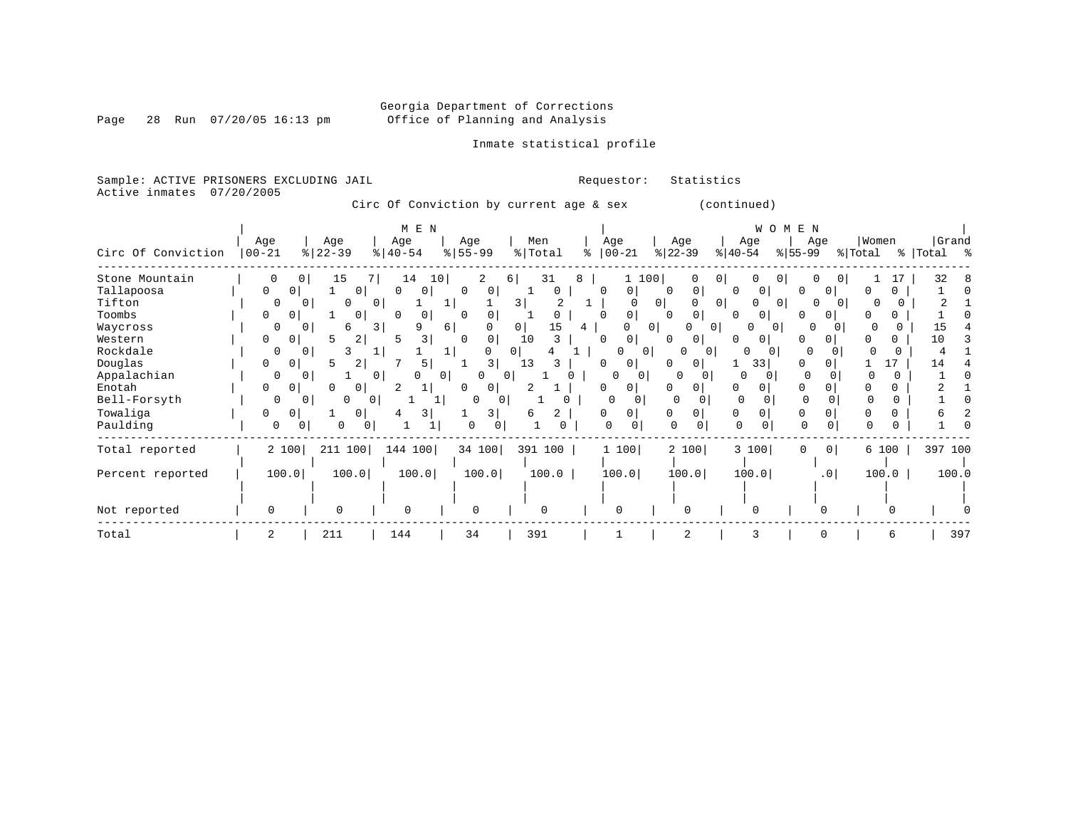Georgia Department of Corrections
Office of Planning and Analysis

Inmate statistical profile

Sample: ACTIVE PRISONERS EXCLUDING JAIL    Requestor: Statistics
Active inmates 07/20/2005

Circ Of Conviction by current age & sex (continued)

| Circ Of Conviction | MEN Age 00-21 | % | Age 22-39 | % | Age 40-54 | % | Age 55-99 | % | Men Total | % | WOMEN Age 00-21 | % | Age 22-39 | % | Age 40-54 | % | Age 55-99 | % | Women Total | % | Grand Total | % |
|---|---|---|---|---|---|---|---|---|---|---|---|---|---|---|---|---|---|---|---|---|---|---|
| Stone Mountain | 0 | 0 | 15 | 7 | 14 | 10 | 2 | 6 | 31 | 8 | 1 | 100 | 0 | 0 | 0 | 0 | 0 | 0 | 1 | 17 | 32 | 8 |
| Tallapoosa | 0 | 0 | 1 | 0 | 0 | 0 | 0 | 0 | 1 | 0 | 0 | 0 | 0 | 0 | 0 | 0 | 0 | 0 | 0 | 0 | 1 | 0 |
| Tifton | 0 | 0 | 0 | 0 | 1 | 1 | 1 | 3 | 2 | 1 | 0 | 0 | 0 | 0 | 0 | 0 | 0 | 0 | 0 | 0 | 2 | 1 |
| Toombs | 0 | 0 | 1 | 0 | 0 | 0 | 0 | 0 | 1 | 0 | 0 | 0 | 0 | 0 | 0 | 0 | 0 | 0 | 0 | 0 | 1 | 0 |
| Waycross | 0 | 0 | 6 | 3 | 9 | 6 | 0 | 0 | 15 | 4 | 0 | 0 | 0 | 0 | 0 | 0 | 0 | 0 | 0 | 0 | 15 | 4 |
| Western | 0 | 0 | 5 | 2 | 5 | 3 | 0 | 0 | 10 | 3 | 0 | 0 | 0 | 0 | 0 | 0 | 0 | 0 | 0 | 0 | 10 | 3 |
| Rockdale | 0 | 0 | 3 | 1 | 1 | 1 | 0 | 0 | 4 | 1 | 0 | 0 | 0 | 0 | 0 | 0 | 0 | 0 | 0 | 0 | 4 | 1 |
| Douglas | 0 | 0 | 5 | 2 | 7 | 5 | 1 | 3 | 13 | 3 | 0 | 0 | 0 | 0 | 1 | 33 | 0 | 0 | 1 | 17 | 14 | 4 |
| Appalachian | 0 | 0 | 1 | 0 | 0 | 0 | 0 | 0 | 1 | 0 | 0 | 0 | 0 | 0 | 0 | 0 | 0 | 0 | 0 | 0 | 1 | 0 |
| Enotah | 0 | 0 | 0 | 0 | 2 | 1 | 0 | 0 | 2 | 1 | 0 | 0 | 0 | 0 | 0 | 0 | 0 | 0 | 0 | 0 | 2 | 1 |
| Bell-Forsyth | 0 | 0 | 0 | 0 | 1 | 1 | 0 | 0 | 1 | 0 | 0 | 0 | 0 | 0 | 0 | 0 | 0 | 0 | 0 | 0 | 1 | 0 |
| Towaliga | 0 | 0 | 1 | 0 | 4 | 3 | 1 | 3 | 6 | 2 | 0 | 0 | 0 | 0 | 0 | 0 | 0 | 0 | 0 | 0 | 6 | 2 |
| Paulding | 0 | 0 | 0 | 0 | 1 | 1 | 0 | 0 | 1 | 0 | 0 | 0 | 0 | 0 | 0 | 0 | 0 | 0 | 0 | 0 | 1 | 0 |
| Total reported | 2 | 100 | 211 | 100 | 144 | 100 | 34 | 100 | 391 | 100 | 1 | 100 | 2 | 100 | 3 | 100 | 0 | 0 | 6 | 100 | 397 | 100 |
| Percent reported | 100.0 | | 100.0 | | 100.0 | | 100.0 | | 100.0 | | 100.0 | | 100.0 | | 100.0 | | .0 | | 100.0 | | 100.0 | |
| Not reported | 0 | | 0 | | 0 | | 0 | | 0 | | 0 | | 0 | | 0 | | 0 | | 0 | | 0 | |
| Total | 2 | | 211 | | 144 | | 34 | | 391 | | 1 | | 2 | | 3 | | 0 | | 6 | | 397 | |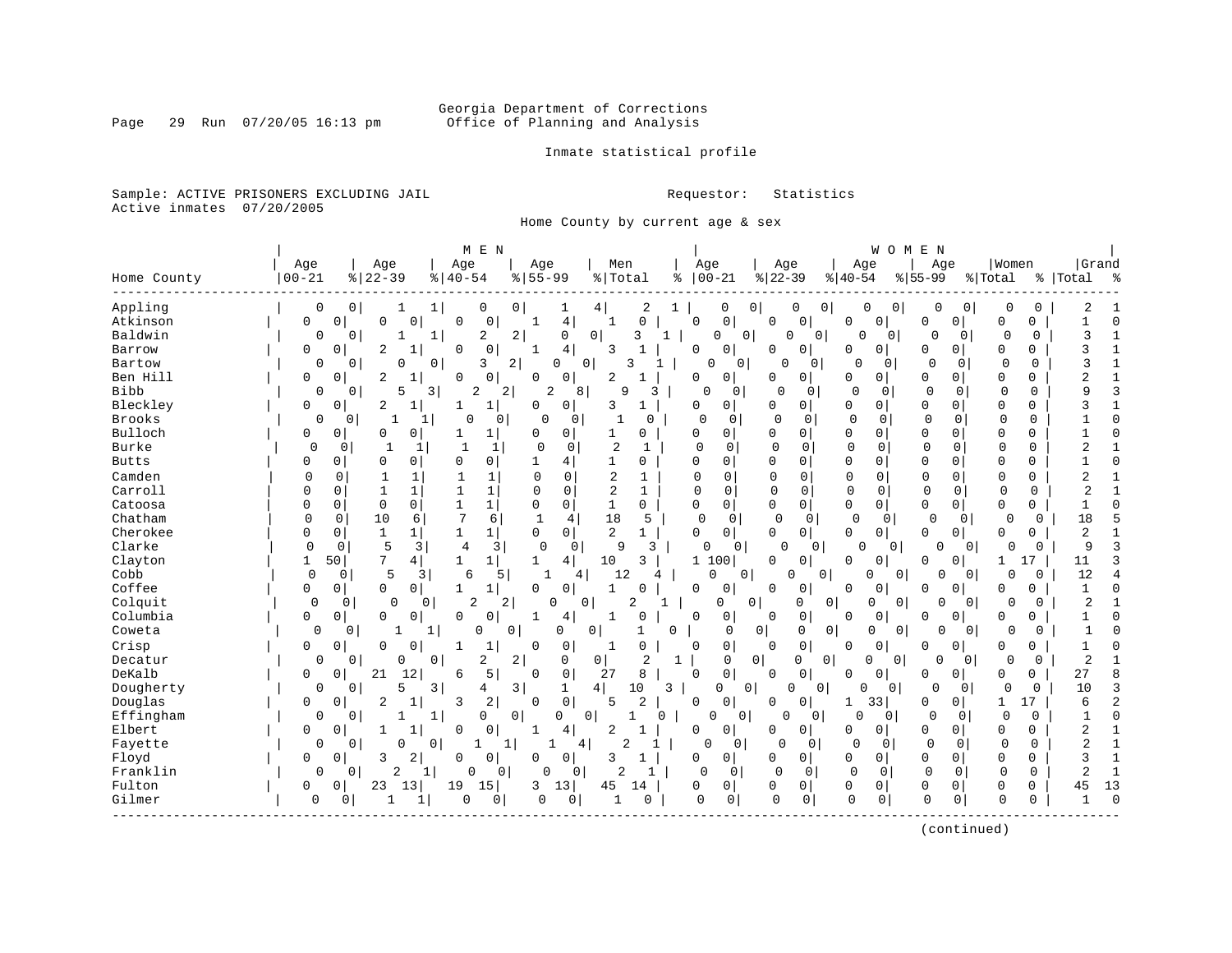Georgia Department of Corrections
Office of Planning and Analysis

Inmate statistical profile

Sample: ACTIVE PRISONERS EXCLUDING JAIL    Requestor: Statistics
Active inmates 07/20/2005

Home County by current age & sex

| Home County | MEN Age 00-21 | % | Age 22-39 | % | Age 40-54 | % | Age 55-99 | % | Men Total | % | WOMEN Age 00-21 | % | Age 22-39 | % | Age 40-54 | % | Age 55-99 | % | Women Total | % | Grand Total | % |
|---|---|---|---|---|---|---|---|---|---|---|---|---|---|---|---|---|---|---|---|---|---|---|
| Appling | 0 | 0 | 1 | 1 | 0 | 0 | 1 | 4 | 2 | 1 | 0 | 0 | 0 | 0 | 0 | 0 | 0 | 0 | 0 | 0 | 2 | 1 |
| Atkinson | 0 | 0 | 0 | 0 | 0 | 0 | 1 | 4 | 1 | 0 | 0 | 0 | 0 | 0 | 0 | 0 | 0 | 0 | 0 | 0 | 1 | 0 |
| Baldwin | 0 | 0 | 1 | 1 | 2 | 2 | 0 | 0 | 3 | 1 | 0 | 0 | 0 | 0 | 0 | 0 | 0 | 0 | 0 | 0 | 3 | 1 |
| Barrow | 0 | 0 | 2 | 1 | 0 | 0 | 1 | 4 | 3 | 1 | 0 | 0 | 0 | 0 | 0 | 0 | 0 | 0 | 0 | 0 | 3 | 1 |
| Bartow | 0 | 0 | 0 | 0 | 3 | 2 | 0 | 0 | 3 | 1 | 0 | 0 | 0 | 0 | 0 | 0 | 0 | 0 | 0 | 0 | 3 | 1 |
| Ben Hill | 0 | 0 | 2 | 1 | 0 | 0 | 0 | 0 | 2 | 1 | 0 | 0 | 0 | 0 | 0 | 0 | 0 | 0 | 0 | 0 | 2 | 1 |
| Bibb | 0 | 0 | 5 | 3 | 2 | 2 | 2 | 8 | 9 | 3 | 0 | 0 | 0 | 0 | 0 | 0 | 0 | 0 | 0 | 0 | 9 | 3 |
| Bleckley | 0 | 0 | 2 | 1 | 1 | 1 | 0 | 0 | 3 | 1 | 0 | 0 | 0 | 0 | 0 | 0 | 0 | 0 | 0 | 0 | 3 | 1 |
| Brooks | 0 | 0 | 1 | 1 | 0 | 0 | 0 | 0 | 1 | 0 | 0 | 0 | 0 | 0 | 0 | 0 | 0 | 0 | 0 | 0 | 1 | 0 |
| Bulloch | 0 | 0 | 0 | 0 | 1 | 1 | 0 | 0 | 1 | 0 | 0 | 0 | 0 | 0 | 0 | 0 | 0 | 0 | 0 | 0 | 1 | 0 |
| Burke | 0 | 0 | 1 | 1 | 1 | 1 | 0 | 0 | 2 | 1 | 0 | 0 | 0 | 0 | 0 | 0 | 0 | 0 | 0 | 0 | 2 | 1 |
| Butts | 0 | 0 | 0 | 0 | 0 | 0 | 1 | 4 | 1 | 0 | 0 | 0 | 0 | 0 | 0 | 0 | 0 | 0 | 0 | 0 | 1 | 0 |
| Camden | 0 | 0 | 1 | 1 | 1 | 1 | 0 | 0 | 2 | 1 | 0 | 0 | 0 | 0 | 0 | 0 | 0 | 0 | 0 | 0 | 2 | 1 |
| Carroll | 0 | 0 | 1 | 1 | 1 | 1 | 0 | 0 | 2 | 1 | 0 | 0 | 0 | 0 | 0 | 0 | 0 | 0 | 0 | 0 | 2 | 1 |
| Catoosa | 0 | 0 | 0 | 0 | 1 | 1 | 0 | 0 | 1 | 0 | 0 | 0 | 0 | 0 | 0 | 0 | 0 | 0 | 0 | 0 | 1 | 0 |
| Chatham | 0 | 0 | 10 | 6 | 7 | 6 | 1 | 4 | 18 | 5 | 0 | 0 | 0 | 0 | 0 | 0 | 0 | 0 | 0 | 0 | 18 | 5 |
| Cherokee | 0 | 0 | 1 | 1 | 1 | 1 | 0 | 0 | 2 | 1 | 0 | 0 | 0 | 0 | 0 | 0 | 0 | 0 | 0 | 0 | 2 | 1 |
| Clarke | 0 | 0 | 5 | 3 | 4 | 3 | 0 | 0 | 9 | 3 | 0 | 0 | 0 | 0 | 0 | 0 | 0 | 0 | 0 | 0 | 9 | 3 |
| Clayton | 1 | 50 | 7 | 4 | 1 | 1 | 1 | 4 | 10 | 3 | 1 | 100 | 0 | 0 | 0 | 0 | 0 | 0 | 1 | 17 | 11 | 3 |
| Cobb | 0 | 0 | 5 | 3 | 6 | 5 | 1 | 4 | 12 | 4 | 0 | 0 | 0 | 0 | 0 | 0 | 0 | 0 | 0 | 0 | 12 | 4 |
| Coffee | 0 | 0 | 0 | 0 | 1 | 1 | 0 | 0 | 1 | 0 | 0 | 0 | 0 | 0 | 0 | 0 | 0 | 0 | 0 | 0 | 1 | 0 |
| Colquit | 0 | 0 | 0 | 0 | 2 | 2 | 0 | 0 | 2 | 1 | 0 | 0 | 0 | 0 | 0 | 0 | 0 | 0 | 0 | 0 | 2 | 1 |
| Columbia | 0 | 0 | 0 | 0 | 0 | 0 | 1 | 4 | 1 | 0 | 0 | 0 | 0 | 0 | 0 | 0 | 0 | 0 | 0 | 0 | 1 | 0 |
| Coweta | 0 | 0 | 1 | 1 | 0 | 0 | 0 | 0 | 1 | 0 | 0 | 0 | 0 | 0 | 0 | 0 | 0 | 0 | 0 | 0 | 1 | 0 |
| Crisp | 0 | 0 | 0 | 0 | 1 | 1 | 0 | 0 | 1 | 0 | 0 | 0 | 0 | 0 | 0 | 0 | 0 | 0 | 0 | 0 | 1 | 0 |
| Decatur | 0 | 0 | 0 | 0 | 2 | 2 | 0 | 0 | 2 | 1 | 0 | 0 | 0 | 0 | 0 | 0 | 0 | 0 | 0 | 0 | 2 | 1 |
| DeKalb | 0 | 0 | 21 | 12 | 6 | 5 | 0 | 0 | 27 | 8 | 0 | 0 | 0 | 0 | 0 | 0 | 0 | 0 | 0 | 0 | 27 | 8 |
| Dougherty | 0 | 0 | 5 | 3 | 4 | 3 | 1 | 4 | 10 | 3 | 0 | 0 | 0 | 0 | 0 | 0 | 0 | 0 | 0 | 0 | 10 | 3 |
| Douglas | 0 | 0 | 2 | 1 | 3 | 2 | 0 | 0 | 5 | 2 | 0 | 0 | 0 | 0 | 1 | 33 | 0 | 0 | 1 | 17 | 6 | 2 |
| Effingham | 0 | 0 | 1 | 1 | 0 | 0 | 0 | 0 | 1 | 0 | 0 | 0 | 0 | 0 | 0 | 0 | 0 | 0 | 0 | 0 | 1 | 0 |
| Elbert | 0 | 0 | 1 | 1 | 0 | 0 | 1 | 4 | 2 | 1 | 0 | 0 | 0 | 0 | 0 | 0 | 0 | 0 | 0 | 0 | 2 | 1 |
| Fayette | 0 | 0 | 0 | 0 | 1 | 1 | 1 | 4 | 2 | 1 | 0 | 0 | 0 | 0 | 0 | 0 | 0 | 0 | 0 | 0 | 2 | 1 |
| Floyd | 0 | 0 | 3 | 2 | 0 | 0 | 0 | 0 | 3 | 1 | 0 | 0 | 0 | 0 | 0 | 0 | 0 | 0 | 0 | 0 | 3 | 1 |
| Franklin | 0 | 0 | 2 | 1 | 0 | 0 | 0 | 0 | 2 | 1 | 0 | 0 | 0 | 0 | 0 | 0 | 0 | 0 | 0 | 0 | 2 | 1 |
| Fulton | 0 | 0 | 23 | 13 | 19 | 15 | 3 | 13 | 45 | 14 | 0 | 0 | 0 | 0 | 0 | 0 | 0 | 0 | 0 | 0 | 45 | 13 |
| Gilmer | 0 | 0 | 1 | 1 | 0 | 0 | 0 | 0 | 1 | 0 | 0 | 0 | 0 | 0 | 0 | 0 | 0 | 0 | 0 | 0 | 1 | 0 |

(continued)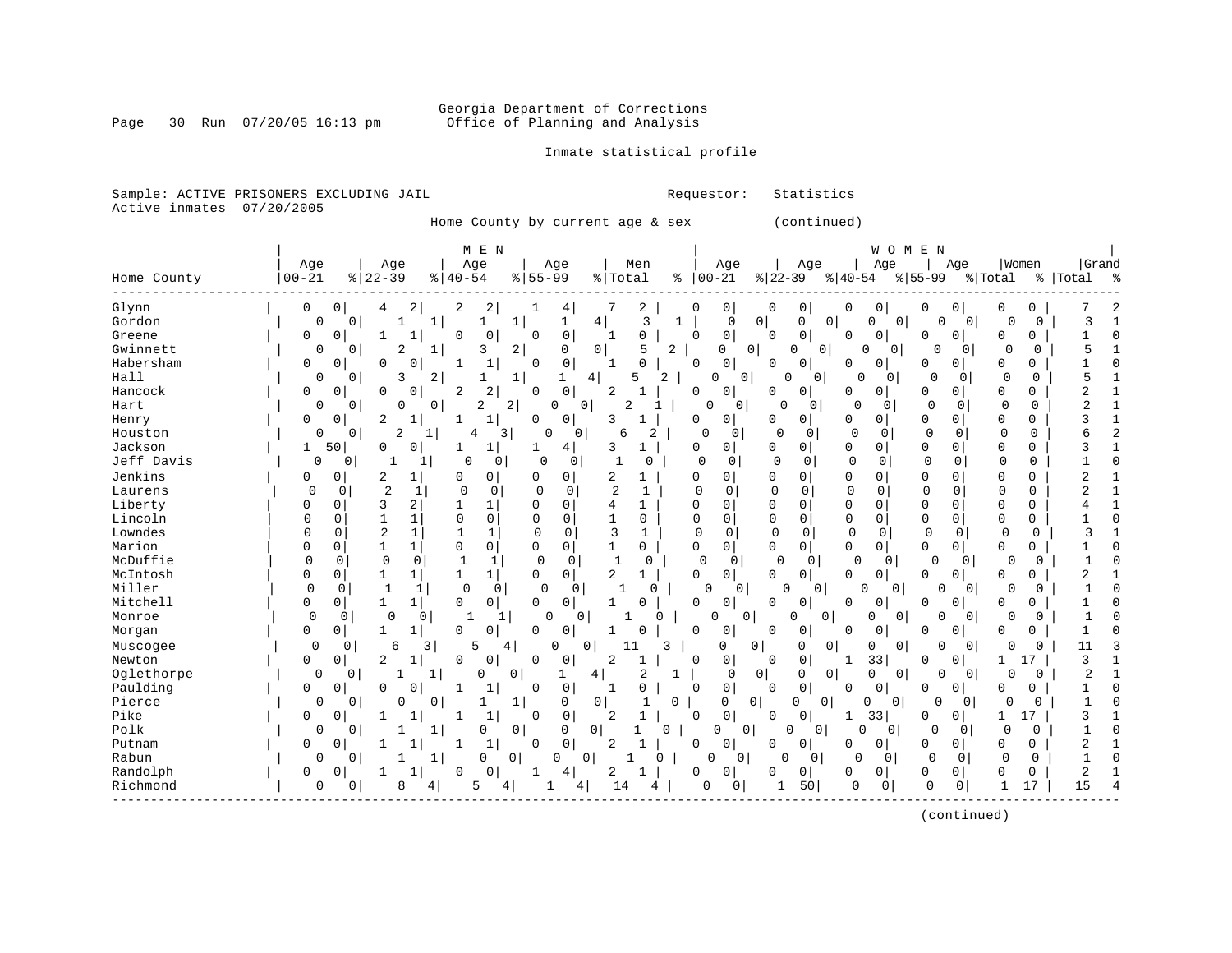Georgia Department of Corrections
Office of Planning and Analysis

Inmate statistical profile

Sample: ACTIVE PRISONERS EXCLUDING JAIL  Requestor: Statistics
Active inmates 07/20/2005

Home County by current age & sex (continued)

| Home County | MEN Age 00-21 | % | Age 22-39 | % | Age 40-54 | % | Age 55-99 | % | Men Total | % | WOMEN Age 00-21 | % | Age 22-39 | % | Age 40-54 | % | Age 55-99 | % | Women Total | % | Grand Total | % |
|---|---|---|---|---|---|---|---|---|---|---|---|---|---|---|---|---|---|---|---|---|---|---|
| Glynn | 0 | 0 | 4 | 2 | 2 | 2 | 1 | 4 | 7 | 2 | 0 | 0 | 0 | 0 | 0 | 0 | 0 | 0 | 0 | 0 | 7 | 2 |
| Gordon | 0 | 0 | 1 | 1 | 1 | 1 | 1 | 4 | 3 | 1 | 0 | 0 | 0 | 0 | 0 | 0 | 0 | 0 | 0 | 0 | 3 | 1 |
| Greene | 0 | 0 | 1 | 1 | 0 | 0 | 0 | 0 | 1 | 0 | 0 | 0 | 0 | 0 | 0 | 0 | 0 | 0 | 0 | 0 | 1 | 0 |
| Gwinnett | 0 | 0 | 2 | 1 | 3 | 2 | 0 | 0 | 5 | 2 | 0 | 0 | 0 | 0 | 0 | 0 | 0 | 0 | 0 | 0 | 5 | 1 |
| Habersham | 0 | 0 | 0 | 0 | 1 | 1 | 0 | 0 | 1 | 0 | 0 | 0 | 0 | 0 | 0 | 0 | 0 | 0 | 0 | 0 | 1 | 0 |
| Hall | 0 | 0 | 3 | 2 | 1 | 1 | 1 | 4 | 5 | 2 | 0 | 0 | 0 | 0 | 0 | 0 | 0 | 0 | 0 | 0 | 5 | 1 |
| Hancock | 0 | 0 | 0 | 0 | 2 | 2 | 0 | 0 | 2 | 1 | 0 | 0 | 0 | 0 | 0 | 0 | 0 | 0 | 0 | 0 | 2 | 1 |
| Hart | 0 | 0 | 0 | 0 | 2 | 2 | 0 | 0 | 2 | 1 | 0 | 0 | 0 | 0 | 0 | 0 | 0 | 0 | 0 | 0 | 2 | 1 |
| Henry | 0 | 0 | 2 | 1 | 1 | 1 | 0 | 0 | 3 | 1 | 0 | 0 | 0 | 0 | 0 | 0 | 0 | 0 | 0 | 0 | 3 | 1 |
| Houston | 0 | 0 | 2 | 1 | 4 | 3 | 0 | 0 | 6 | 2 | 0 | 0 | 0 | 0 | 0 | 0 | 0 | 0 | 0 | 0 | 6 | 2 |
| Jackson | 1 | 50 | 0 | 0 | 1 | 1 | 1 | 4 | 3 | 1 | 0 | 0 | 0 | 0 | 0 | 0 | 0 | 0 | 0 | 0 | 3 | 1 |
| Jeff Davis | 0 | 0 | 1 | 1 | 0 | 0 | 0 | 0 | 1 | 0 | 0 | 0 | 0 | 0 | 0 | 0 | 0 | 0 | 0 | 0 | 1 | 0 |
| Jenkins | 0 | 0 | 2 | 1 | 0 | 0 | 0 | 0 | 2 | 1 | 0 | 0 | 0 | 0 | 0 | 0 | 0 | 0 | 0 | 0 | 2 | 1 |
| Laurens | 0 | 0 | 2 | 1 | 0 | 0 | 0 | 0 | 2 | 1 | 0 | 0 | 0 | 0 | 0 | 0 | 0 | 0 | 0 | 0 | 2 | 1 |
| Liberty | 0 | 0 | 3 | 2 | 1 | 1 | 0 | 0 | 4 | 1 | 0 | 0 | 0 | 0 | 0 | 0 | 0 | 0 | 0 | 0 | 4 | 1 |
| Lincoln | 0 | 0 | 1 | 1 | 0 | 0 | 0 | 0 | 1 | 0 | 0 | 0 | 0 | 0 | 0 | 0 | 0 | 0 | 0 | 0 | 1 | 0 |
| Lowndes | 0 | 0 | 2 | 1 | 1 | 1 | 0 | 0 | 3 | 1 | 0 | 0 | 0 | 0 | 0 | 0 | 0 | 0 | 0 | 0 | 3 | 1 |
| Marion | 0 | 0 | 1 | 1 | 0 | 0 | 0 | 0 | 1 | 0 | 0 | 0 | 0 | 0 | 0 | 0 | 0 | 0 | 0 | 0 | 1 | 0 |
| McDuffie | 0 | 0 | 0 | 0 | 1 | 1 | 0 | 0 | 1 | 0 | 0 | 0 | 0 | 0 | 0 | 0 | 0 | 0 | 0 | 0 | 1 | 0 |
| McIntosh | 0 | 0 | 1 | 1 | 1 | 1 | 0 | 0 | 2 | 1 | 0 | 0 | 0 | 0 | 0 | 0 | 0 | 0 | 0 | 0 | 2 | 1 |
| Miller | 0 | 0 | 1 | 1 | 0 | 0 | 0 | 0 | 1 | 0 | 0 | 0 | 0 | 0 | 0 | 0 | 0 | 0 | 0 | 0 | 1 | 0 |
| Mitchell | 0 | 0 | 1 | 1 | 0 | 0 | 0 | 0 | 1 | 0 | 0 | 0 | 0 | 0 | 0 | 0 | 0 | 0 | 0 | 0 | 1 | 0 |
| Monroe | 0 | 0 | 0 | 0 | 1 | 1 | 0 | 0 | 1 | 0 | 0 | 0 | 0 | 0 | 0 | 0 | 0 | 0 | 0 | 0 | 1 | 0 |
| Morgan | 0 | 0 | 1 | 1 | 0 | 0 | 0 | 0 | 1 | 0 | 0 | 0 | 0 | 0 | 0 | 0 | 0 | 0 | 0 | 0 | 1 | 0 |
| Muscogee | 0 | 0 | 6 | 3 | 5 | 4 | 0 | 0 | 11 | 3 | 0 | 0 | 0 | 0 | 0 | 0 | 0 | 0 | 0 | 0 | 11 | 3 |
| Newton | 0 | 0 | 2 | 1 | 0 | 0 | 0 | 0 | 2 | 1 | 0 | 0 | 0 | 0 | 1 | 33 | 0 | 0 | 1 | 17 | 3 | 1 |
| Oglethorpe | 0 | 0 | 1 | 1 | 0 | 0 | 1 | 4 | 2 | 1 | 0 | 0 | 0 | 0 | 0 | 0 | 0 | 0 | 0 | 0 | 2 | 1 |
| Paulding | 0 | 0 | 0 | 0 | 1 | 1 | 0 | 0 | 1 | 0 | 0 | 0 | 0 | 0 | 0 | 0 | 0 | 0 | 0 | 0 | 1 | 0 |
| Pierce | 0 | 0 | 0 | 0 | 1 | 1 | 0 | 0 | 1 | 0 | 0 | 0 | 0 | 0 | 0 | 0 | 0 | 0 | 0 | 0 | 1 | 0 |
| Pike | 0 | 0 | 1 | 1 | 1 | 1 | 0 | 0 | 2 | 1 | 0 | 0 | 0 | 0 | 1 | 33 | 0 | 0 | 1 | 17 | 3 | 1 |
| Polk | 0 | 0 | 1 | 1 | 0 | 0 | 0 | 0 | 1 | 0 | 0 | 0 | 0 | 0 | 0 | 0 | 0 | 0 | 0 | 0 | 1 | 0 |
| Putnam | 0 | 0 | 1 | 1 | 1 | 1 | 0 | 0 | 2 | 1 | 0 | 0 | 0 | 0 | 0 | 0 | 0 | 0 | 0 | 0 | 2 | 1 |
| Rabun | 0 | 0 | 1 | 1 | 0 | 0 | 0 | 0 | 1 | 0 | 0 | 0 | 0 | 0 | 0 | 0 | 0 | 0 | 0 | 0 | 1 | 0 |
| Randolph | 0 | 0 | 1 | 1 | 0 | 0 | 1 | 4 | 2 | 1 | 0 | 0 | 0 | 0 | 0 | 0 | 0 | 0 | 0 | 0 | 2 | 1 |
| Richmond | 0 | 0 | 8 | 4 | 5 | 4 | 1 | 4 | 14 | 4 | 0 | 0 | 1 | 50 | 0 | 0 | 0 | 0 | 1 | 17 | 15 | 4 |

(continued)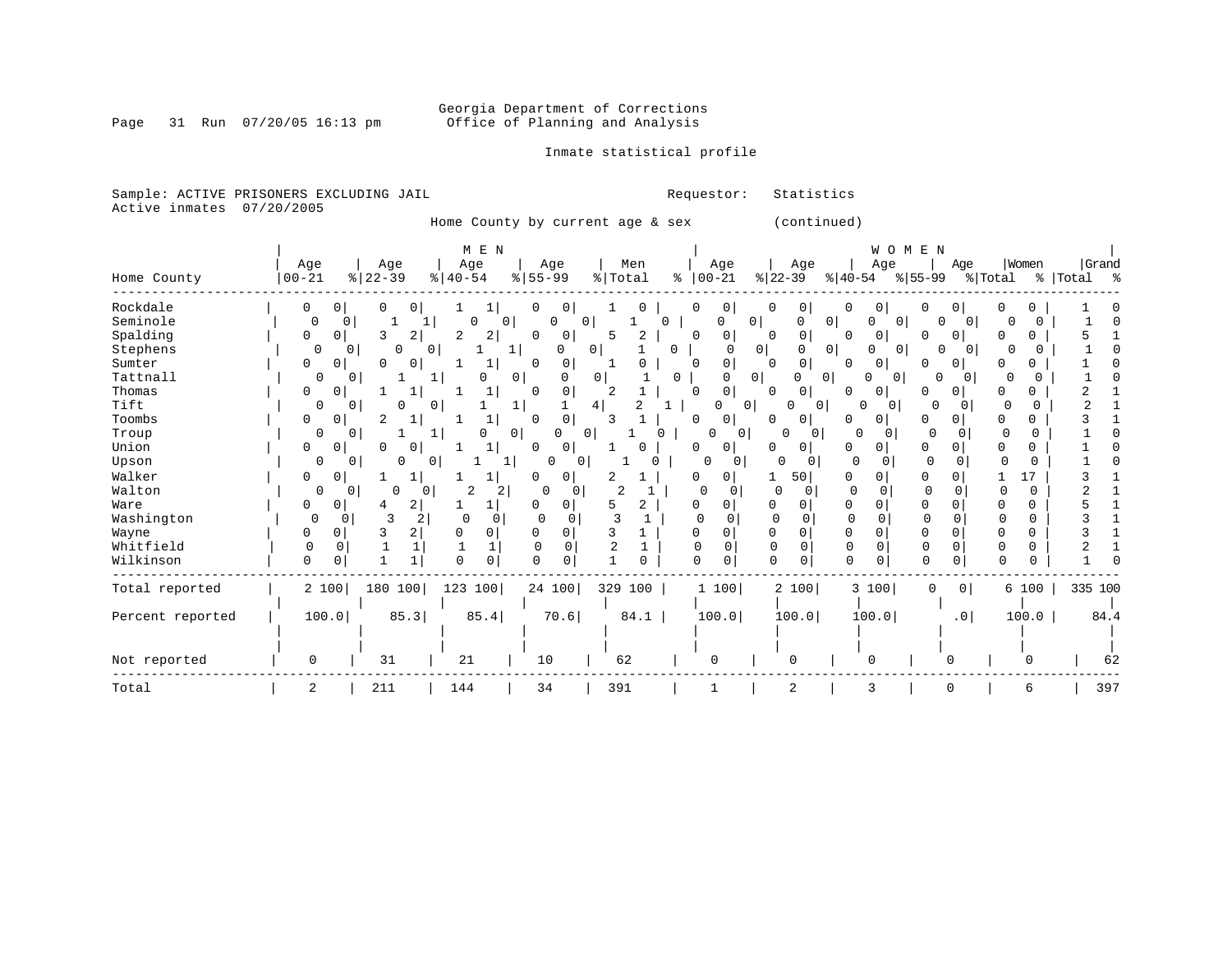Georgia Department of Corrections
Office of Planning and Analysis

Inmate statistical profile

Sample: ACTIVE PRISONERS EXCLUDING JAIL                    Requestor: Statistics
Active inmates 07/20/2005

Home County by current age & sex (continued)

| Home County | MEN Age 00-21 | % | Age 22-39 | % | Age 40-54 | % | Age 55-99 | % | Men Total | % | WOMEN Age 00-21 | % | Age 22-39 | % | Age 40-54 | % | Age 55-99 | % | Women Total | % | Grand Total | % |
|---|---|---|---|---|---|---|---|---|---|---|---|---|---|---|---|---|---|---|---|---|---|---|
| Rockdale | 0 | 0 | 0 | 0 | 1 | 1 | 0 | 0 | 1 | 0 | 0 | 0 | 0 | 0 | 0 | 0 | 0 | 0 | 0 | 0 | 1 | 0 |
| Seminole | 0 | 0 | 1 | 1 | 0 | 0 | 0 | 0 | 1 | 0 | 0 | 0 | 0 | 0 | 0 | 0 | 0 | 0 | 0 | 0 | 1 | 0 |
| Spalding | 0 | 0 | 3 | 2 | 2 | 2 | 0 | 0 | 5 | 2 | 0 | 0 | 0 | 0 | 0 | 0 | 0 | 0 | 0 | 0 | 5 | 1 |
| Stephens | 0 | 0 | 0 | 0 | 1 | 1 | 0 | 0 | 1 | 0 | 0 | 0 | 0 | 0 | 0 | 0 | 0 | 0 | 0 | 0 | 1 | 0 |
| Sumter | 0 | 0 | 0 | 0 | 1 | 1 | 0 | 0 | 1 | 0 | 0 | 0 | 0 | 0 | 0 | 0 | 0 | 0 | 0 | 0 | 1 | 0 |
| Tattnall | 0 | 0 | 1 | 1 | 0 | 0 | 0 | 0 | 1 | 0 | 0 | 0 | 0 | 0 | 0 | 0 | 0 | 0 | 0 | 0 | 1 | 0 |
| Thomas | 0 | 0 | 1 | 1 | 1 | 1 | 0 | 0 | 2 | 1 | 0 | 0 | 0 | 0 | 0 | 0 | 0 | 0 | 0 | 0 | 2 | 1 |
| Tift | 0 | 0 | 0 | 0 | 1 | 1 | 1 | 4 | 2 | 1 | 0 | 0 | 0 | 0 | 0 | 0 | 0 | 0 | 0 | 0 | 2 | 1 |
| Toombs | 0 | 0 | 2 | 1 | 1 | 1 | 0 | 0 | 3 | 1 | 0 | 0 | 0 | 0 | 0 | 0 | 0 | 0 | 0 | 0 | 3 | 1 |
| Troup | 0 | 0 | 1 | 1 | 0 | 0 | 0 | 0 | 1 | 0 | 0 | 0 | 0 | 0 | 0 | 0 | 0 | 0 | 0 | 0 | 1 | 0 |
| Union | 0 | 0 | 0 | 0 | 1 | 1 | 0 | 0 | 1 | 0 | 0 | 0 | 0 | 0 | 0 | 0 | 0 | 0 | 0 | 0 | 1 | 0 |
| Upson | 0 | 0 | 0 | 0 | 1 | 1 | 0 | 0 | 1 | 0 | 0 | 0 | 0 | 0 | 0 | 0 | 0 | 0 | 0 | 0 | 1 | 0 |
| Walker | 0 | 0 | 1 | 1 | 1 | 1 | 0 | 0 | 2 | 1 | 0 | 0 | 1 | 50 | 0 | 0 | 0 | 0 | 1 | 17 | 3 | 1 |
| Walton | 0 | 0 | 0 | 0 | 2 | 2 | 0 | 0 | 2 | 1 | 0 | 0 | 0 | 0 | 0 | 0 | 0 | 0 | 0 | 0 | 2 | 1 |
| Ware | 0 | 0 | 4 | 2 | 1 | 1 | 0 | 0 | 5 | 2 | 0 | 0 | 0 | 0 | 0 | 0 | 0 | 0 | 0 | 0 | 5 | 1 |
| Washington | 0 | 0 | 3 | 2 | 0 | 0 | 0 | 0 | 3 | 1 | 0 | 0 | 0 | 0 | 0 | 0 | 0 | 0 | 0 | 0 | 3 | 1 |
| Wayne | 0 | 0 | 3 | 2 | 0 | 0 | 0 | 0 | 3 | 1 | 0 | 0 | 0 | 0 | 0 | 0 | 0 | 0 | 0 | 0 | 3 | 1 |
| Whitfield | 0 | 0 | 1 | 1 | 1 | 1 | 0 | 0 | 2 | 1 | 0 | 0 | 0 | 0 | 0 | 0 | 0 | 0 | 0 | 0 | 2 | 1 |
| Wilkinson | 0 | 0 | 1 | 1 | 0 | 0 | 0 | 0 | 1 | 0 | 0 | 0 | 0 | 0 | 0 | 0 | 0 | 0 | 0 | 0 | 1 | 0 |
| Total reported | 2 | 100 | 180 | 100 | 123 | 100 | 24 | 100 | 329 | 100 | 1 | 100 | 2 | 100 | 3 | 100 | 0 | 0 | 6 | 100 | 335 | 100 |
| Percent reported | 100.0 | | 85.3 | | 85.4 | | 70.6 | | 84.1 | | 100.0 | | 100.0 | | 100.0 | | .0 | | 100.0 | | 84.4 | |
| Not reported | 0 | | 31 | | 21 | | 10 | | 62 | | 0 | | 0 | | 0 | | 0 | | 0 | | 62 | |
| Total | 2 | | 211 | | 144 | | 34 | | 391 | | 1 | | 2 | | 3 | | 0 | | 6 | | 397 | |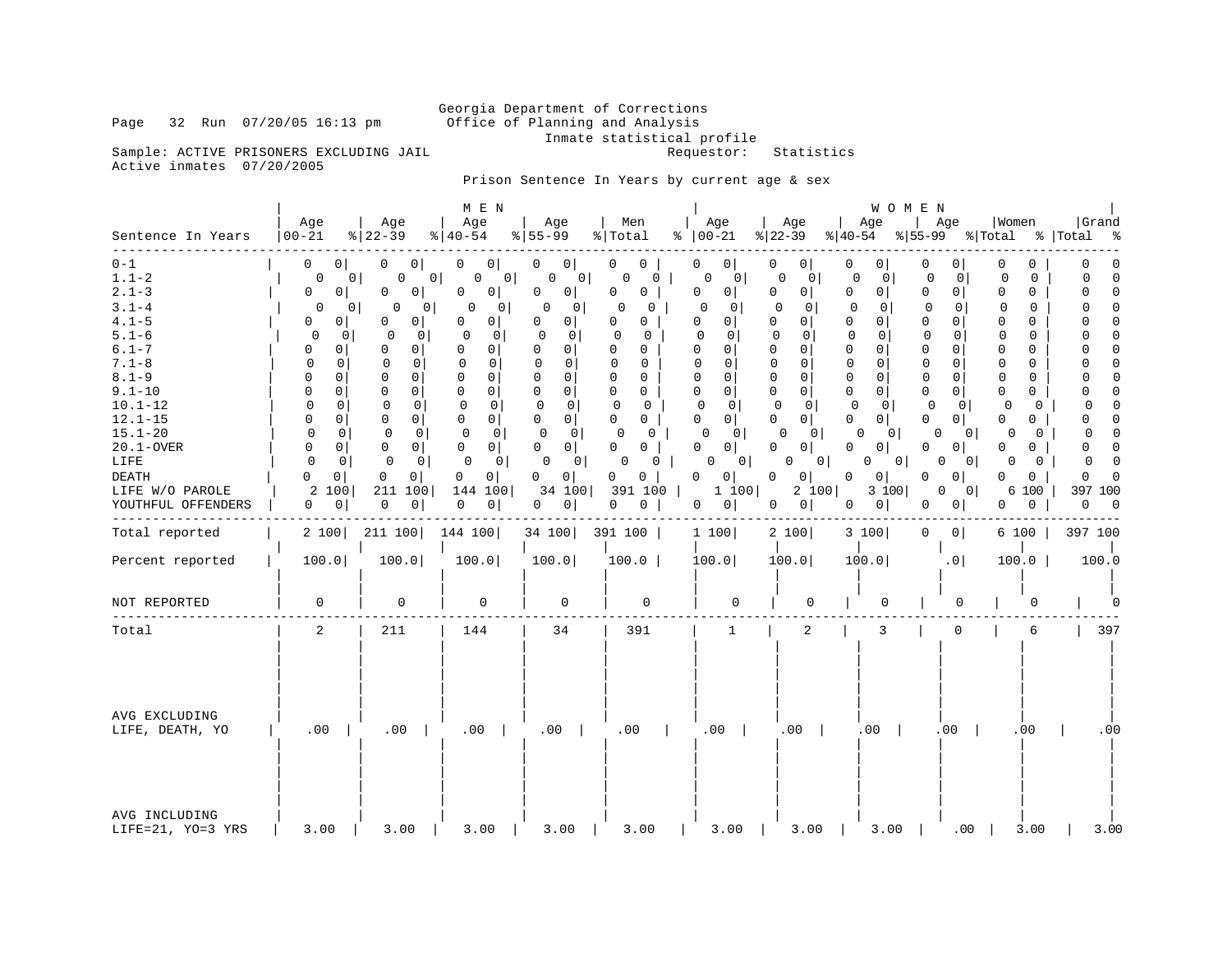Georgia Department of Corrections
Office of Planning and Analysis
Inmate statistical profile

Sample: ACTIVE PRISONERS EXCLUDING JAIL — Requestor: Statistics
Active inmates 07/20/2005

Prison Sentence In Years by current age & sex

| | MEN | | | | | | | | | | WOMEN | | | | | | | | | | | |
|---|---|---|---|---|---|---|---|---|---|---|---|---|---|---|---|---|---|---|---|---|---|---|
| Sentence In Years | Age 00-21 | % | Age 22-39 | % | Age 40-54 | % | Age 55-99 | % | Men Total | % | Age 00-21 | % | Age 22-39 | % | Age 40-54 | % | Age 55-99 | % | Women Total | % | Grand Total | % |
| 0-1 | 0 | 0 | 0 | 0 | 0 | 0 | 0 | 0 | 0 | 0 | 0 | 0 | 0 | 0 | 0 | 0 | 0 | 0 | 0 | 0 | 0 | 0 |
| 1.1-2 | 0 | 0 | 0 | 0 | 0 | 0 | 0 | 0 | 0 | 0 | 0 | 0 | 0 | 0 | 0 | 0 | 0 | 0 | 0 | 0 | 0 | 0 |
| 2.1-3 | 0 | 0 | 0 | 0 | 0 | 0 | 0 | 0 | 0 | 0 | 0 | 0 | 0 | 0 | 0 | 0 | 0 | 0 | 0 | 0 | 0 | 0 |
| 3.1-4 | 0 | 0 | 0 | 0 | 0 | 0 | 0 | 0 | 0 | 0 | 0 | 0 | 0 | 0 | 0 | 0 | 0 | 0 | 0 | 0 | 0 | 0 |
| 4.1-5 | 0 | 0 | 0 | 0 | 0 | 0 | 0 | 0 | 0 | 0 | 0 | 0 | 0 | 0 | 0 | 0 | 0 | 0 | 0 | 0 | 0 | 0 |
| 5.1-6 | 0 | 0 | 0 | 0 | 0 | 0 | 0 | 0 | 0 | 0 | 0 | 0 | 0 | 0 | 0 | 0 | 0 | 0 | 0 | 0 | 0 | 0 |
| 6.1-7 | 0 | 0 | 0 | 0 | 0 | 0 | 0 | 0 | 0 | 0 | 0 | 0 | 0 | 0 | 0 | 0 | 0 | 0 | 0 | 0 | 0 | 0 |
| 7.1-8 | 0 | 0 | 0 | 0 | 0 | 0 | 0 | 0 | 0 | 0 | 0 | 0 | 0 | 0 | 0 | 0 | 0 | 0 | 0 | 0 | 0 | 0 |
| 8.1-9 | 0 | 0 | 0 | 0 | 0 | 0 | 0 | 0 | 0 | 0 | 0 | 0 | 0 | 0 | 0 | 0 | 0 | 0 | 0 | 0 | 0 | 0 |
| 9.1-10 | 0 | 0 | 0 | 0 | 0 | 0 | 0 | 0 | 0 | 0 | 0 | 0 | 0 | 0 | 0 | 0 | 0 | 0 | 0 | 0 | 0 | 0 |
| 10.1-12 | 0 | 0 | 0 | 0 | 0 | 0 | 0 | 0 | 0 | 0 | 0 | 0 | 0 | 0 | 0 | 0 | 0 | 0 | 0 | 0 | 0 | 0 |
| 12.1-15 | 0 | 0 | 0 | 0 | 0 | 0 | 0 | 0 | 0 | 0 | 0 | 0 | 0 | 0 | 0 | 0 | 0 | 0 | 0 | 0 | 0 | 0 |
| 15.1-20 | 0 | 0 | 0 | 0 | 0 | 0 | 0 | 0 | 0 | 0 | 0 | 0 | 0 | 0 | 0 | 0 | 0 | 0 | 0 | 0 | 0 | 0 |
| 20.1-OVER | 0 | 0 | 0 | 0 | 0 | 0 | 0 | 0 | 0 | 0 | 0 | 0 | 0 | 0 | 0 | 0 | 0 | 0 | 0 | 0 | 0 | 0 |
| LIFE | 0 | 0 | 0 | 0 | 0 | 0 | 0 | 0 | 0 | 0 | 0 | 0 | 0 | 0 | 0 | 0 | 0 | 0 | 0 | 0 | 0 | 0 |
| DEATH | 0 | 0 | 0 | 0 | 0 | 0 | 0 | 0 | 0 | 0 | 0 | 0 | 0 | 0 | 0 | 0 | 0 | 0 | 0 | 0 | 0 | 0 |
| LIFE W/O PAROLE | 2 | 100 | 211 | 100 | 144 | 100 | 34 | 100 | 391 | 100 | 1 | 100 | 2 | 100 | 3 | 100 | 0 | 0 | 6 | 100 | 397 | 100 |
| YOUTHFUL OFFENDERS | 0 | 0 | 0 | 0 | 0 | 0 | 0 | 0 | 0 | 0 | 0 | 0 | 0 | 0 | 0 | 0 | 0 | 0 | 0 | 0 | 0 | 0 |
| Total reported | 2 | 100 | 211 | 100 | 144 | 100 | 34 | 100 | 391 | 100 | 1 | 100 | 2 | 100 | 3 | 100 | 0 | 0 | 6 | 100 | 397 | 100 |
| Percent reported | 100.0 | | 100.0 | | 100.0 | | 100.0 | | 100.0 | | 100.0 | | 100.0 | | 100.0 | | .0 | | 100.0 | | 100.0 | |
| NOT REPORTED | 0 | | 0 | | 0 | | 0 | | 0 | | 0 | | 0 | | 0 | | 0 | | 0 | | 0 | |
| Total | 2 | | 211 | | 144 | | 34 | | 391 | | 1 | | 2 | | 3 | | 0 | | 6 | | 397 | |
| AVG EXCLUDING LIFE, DEATH, YO | .00 | | .00 | | .00 | | .00 | | .00 | | .00 | | .00 | | .00 | | .00 | | .00 | | .00 | |
| AVG INCLUDING LIFE=21, YO=3 YRS | 3.00 | | 3.00 | | 3.00 | | 3.00 | | 3.00 | | 3.00 | | 3.00 | | 3.00 | | .00 | | 3.00 | | 3.00 | |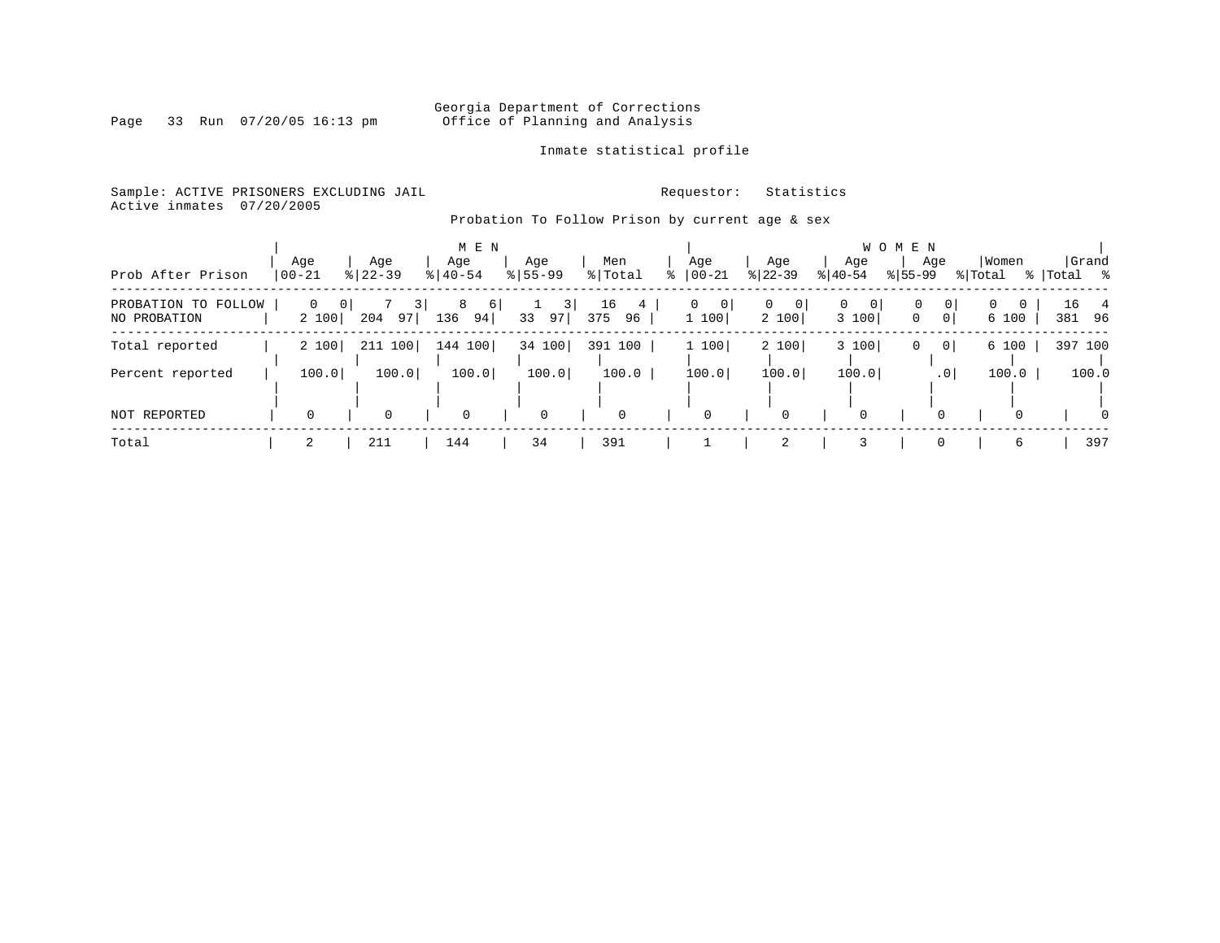Georgia Department of Corrections
Office of Planning and Analysis

Inmate statistical profile

Sample: ACTIVE PRISONERS EXCLUDING JAIL
Active inmates 07/20/2005

Requestor: Statistics

Probation To Follow Prison by current age & sex

| Prob After Prison | MEN Age 00-21 | % | Age 22-39 | % | Age 40-54 | % | Age 55-99 | % | Men Total | % | WOMEN Age 00-21 | % | Age 22-39 | % | Age 40-54 | % | Age 55-99 | % | Women Total | % | Grand Total | % |
|---|---|---|---|---|---|---|---|---|---|---|---|---|---|---|---|---|---|---|---|---|---|---|
| PROBATION TO FOLLOW | 0 | 0 | 7 | 3 | 8 | 6 | 1 | 3 | 16 | 4 | 0 | 0 | 0 | 0 | 0 | 0 | 0 | 0 | 0 | 0 | 16 | 4 |
| NO PROBATION | 2 | 100 | 204 | 97 | 136 | 94 | 33 | 97 | 375 | 96 | 1 | 100 | 2 | 100 | 3 | 100 | 0 | 0 | 6 | 100 | 381 | 96 |
| Total reported | 2 | 100 | 211 | 100 | 144 | 100 | 34 | 100 | 391 | 100 | 1 | 100 | 2 | 100 | 3 | 100 | 0 | 0 | 6 | 100 | 397 | 100 |
| Percent reported | 100.0 | | 100.0 | | 100.0 | | 100.0 | | 100.0 | | 100.0 | | 100.0 | | 100.0 | | .0 | | 100.0 | | 100.0 | |
| NOT REPORTED | 0 | | 0 | | 0 | | 0 | | 0 | | 0 | | 0 | | 0 | | 0 | | 0 | | 0 | |
| Total | 2 | | 211 | | 144 | | 34 | | 391 | | 1 | | 2 | | 3 | | 0 | | 6 | | 397 | |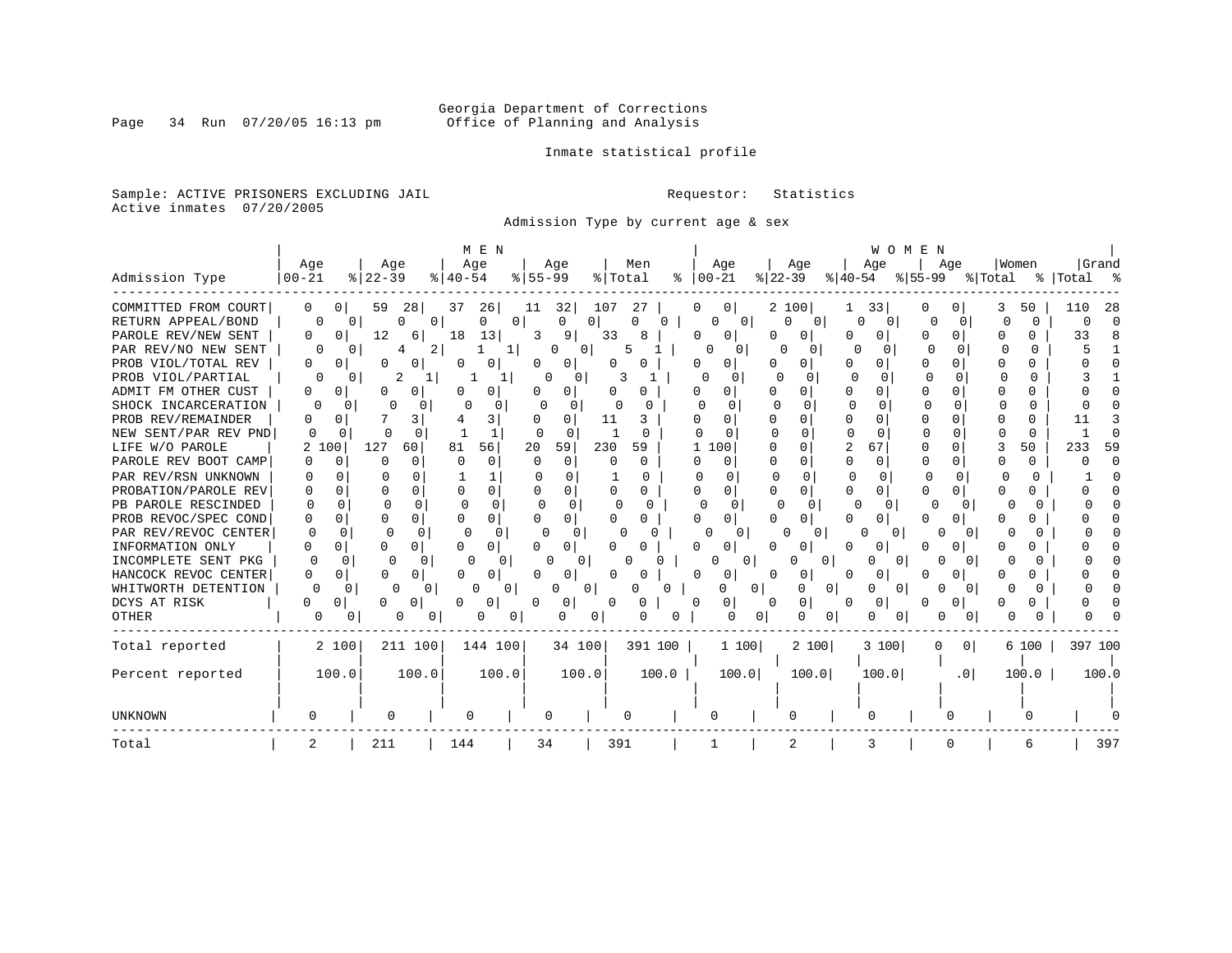Georgia Department of Corrections
Office of Planning and Analysis

Inmate statistical profile

Sample: ACTIVE PRISONERS EXCLUDING JAIL　　Requestor: Statistics
Active inmates 07/20/2005

Admission Type by current age & sex

| Admission Type | MEN Age 00-21 | % | Age 22-39 | % | Age 40-54 | % | Age 55-99 | % | Men Total | % | WOMEN Age 00-21 | % | Age 22-39 | % | Age 40-54 | % | Age 55-99 | % | Women Total | % | Grand Total | % |
|---|---|---|---|---|---|---|---|---|---|---|---|---|---|---|---|---|---|---|---|---|---|---|
| COMMITTED FROM COURT | 0 | 0 | 59 | 28 | 37 | 26 | 11 | 32 | 107 | 27 | 0 | 0 | 2 | 100 | 1 | 33 | 0 | 0 | 3 | 50 | 110 | 28 |
| RETURN APPEAL/BOND | 0 | 0 | 0 | 0 | 0 | 0 | 0 | 0 | 0 | 0 | 0 | 0 | 0 | 0 | 0 | 0 | 0 | 0 | 0 | 0 | 0 | 0 |
| PAROLE REV/NEW SENT | 0 | 0 | 12 | 6 | 18 | 13 | 3 | 9 | 33 | 8 | 0 | 0 | 0 | 0 | 0 | 0 | 0 | 0 | 0 | 0 | 33 | 8 |
| PAR REV/NO NEW SENT | 0 | 0 | 4 | 2 | 1 | 1 | 0 | 0 | 5 | 1 | 0 | 0 | 0 | 0 | 0 | 0 | 0 | 0 | 0 | 0 | 5 | 1 |
| PROB VIOL/TOTAL REV | 0 | 0 | 0 | 0 | 0 | 0 | 0 | 0 | 0 | 0 | 0 | 0 | 0 | 0 | 0 | 0 | 0 | 0 | 0 | 0 | 0 | 0 |
| PROB VIOL/PARTIAL | 0 | 0 | 2 | 1 | 1 | 1 | 0 | 0 | 3 | 1 | 0 | 0 | 0 | 0 | 0 | 0 | 0 | 0 | 0 | 0 | 3 | 1 |
| ADMIT FM OTHER CUST | 0 | 0 | 0 | 0 | 0 | 0 | 0 | 0 | 0 | 0 | 0 | 0 | 0 | 0 | 0 | 0 | 0 | 0 | 0 | 0 | 0 | 0 |
| SHOCK INCARCERATION | 0 | 0 | 0 | 0 | 0 | 0 | 0 | 0 | 0 | 0 | 0 | 0 | 0 | 0 | 0 | 0 | 0 | 0 | 0 | 0 | 0 | 0 |
| PROB REV/REMAINDER | 0 | 0 | 7 | 3 | 4 | 3 | 0 | 0 | 11 | 3 | 0 | 0 | 0 | 0 | 0 | 0 | 0 | 0 | 0 | 0 | 11 | 3 |
| NEW SENT/PAR REV PND | 0 | 0 | 0 | 0 | 1 | 1 | 0 | 0 | 1 | 0 | 0 | 0 | 0 | 0 | 0 | 0 | 0 | 0 | 0 | 0 | 1 | 0 |
| LIFE W/O PAROLE | 2 | 100 | 127 | 60 | 81 | 56 | 20 | 59 | 230 | 59 | 1 | 100 | 0 | 0 | 2 | 67 | 0 | 0 | 3 | 50 | 233 | 59 |
| PAROLE REV BOOT CAMP | 0 | 0 | 0 | 0 | 0 | 0 | 0 | 0 | 0 | 0 | 0 | 0 | 0 | 0 | 0 | 0 | 0 | 0 | 0 | 0 | 0 | 0 |
| PAR REV/RSN UNKNOWN | 0 | 0 | 0 | 0 | 1 | 1 | 0 | 0 | 1 | 0 | 0 | 0 | 0 | 0 | 0 | 0 | 0 | 0 | 0 | 0 | 1 | 0 |
| PROBATION/PAROLE REV | 0 | 0 | 0 | 0 | 0 | 0 | 0 | 0 | 0 | 0 | 0 | 0 | 0 | 0 | 0 | 0 | 0 | 0 | 0 | 0 | 0 | 0 |
| PB PAROLE RESCINDED | 0 | 0 | 0 | 0 | 0 | 0 | 0 | 0 | 0 | 0 | 0 | 0 | 0 | 0 | 0 | 0 | 0 | 0 | 0 | 0 | 0 | 0 |
| PROB REVOC/SPEC COND | 0 | 0 | 0 | 0 | 0 | 0 | 0 | 0 | 0 | 0 | 0 | 0 | 0 | 0 | 0 | 0 | 0 | 0 | 0 | 0 | 0 | 0 |
| PAR REV/REVOC CENTER | 0 | 0 | 0 | 0 | 0 | 0 | 0 | 0 | 0 | 0 | 0 | 0 | 0 | 0 | 0 | 0 | 0 | 0 | 0 | 0 | 0 | 0 |
| INFORMATION ONLY | 0 | 0 | 0 | 0 | 0 | 0 | 0 | 0 | 0 | 0 | 0 | 0 | 0 | 0 | 0 | 0 | 0 | 0 | 0 | 0 | 0 | 0 |
| INCOMPLETE SENT PKG | 0 | 0 | 0 | 0 | 0 | 0 | 0 | 0 | 0 | 0 | 0 | 0 | 0 | 0 | 0 | 0 | 0 | 0 | 0 | 0 | 0 | 0 |
| HANCOCK REVOC CENTER | 0 | 0 | 0 | 0 | 0 | 0 | 0 | 0 | 0 | 0 | 0 | 0 | 0 | 0 | 0 | 0 | 0 | 0 | 0 | 0 | 0 | 0 |
| WHITWORTH DETENTION | 0 | 0 | 0 | 0 | 0 | 0 | 0 | 0 | 0 | 0 | 0 | 0 | 0 | 0 | 0 | 0 | 0 | 0 | 0 | 0 | 0 | 0 |
| DCYS AT RISK | 0 | 0 | 0 | 0 | 0 | 0 | 0 | 0 | 0 | 0 | 0 | 0 | 0 | 0 | 0 | 0 | 0 | 0 | 0 | 0 | 0 | 0 |
| OTHER | 0 | 0 | 0 | 0 | 0 | 0 | 0 | 0 | 0 | 0 | 0 | 0 | 0 | 0 | 0 | 0 | 0 | 0 | 0 | 0 | 0 | 0 |
| Total reported | 2 | 100 | 211 | 100 | 144 | 100 | 34 | 100 | 391 | 100 | 1 | 100 | 2 | 100 | 3 | 100 | 0 | 0 | 6 | 100 | 397 | 100 |
| Percent reported | 100.0 | | 100.0 | | 100.0 | | 100.0 | | 100.0 | | 100.0 | | 100.0 | | 100.0 | | .0 | | 100.0 | | 100.0 | |
| UNKNOWN | 0 | | 0 | | 0 | | 0 | | 0 | | 0 | | 0 | | 0 | | 0 | | 0 | | 0 | |
| Total | 2 | | 211 | | 144 | | 34 | | 391 | | 1 | | 2 | | 3 | | 0 | | 6 | | 397 | |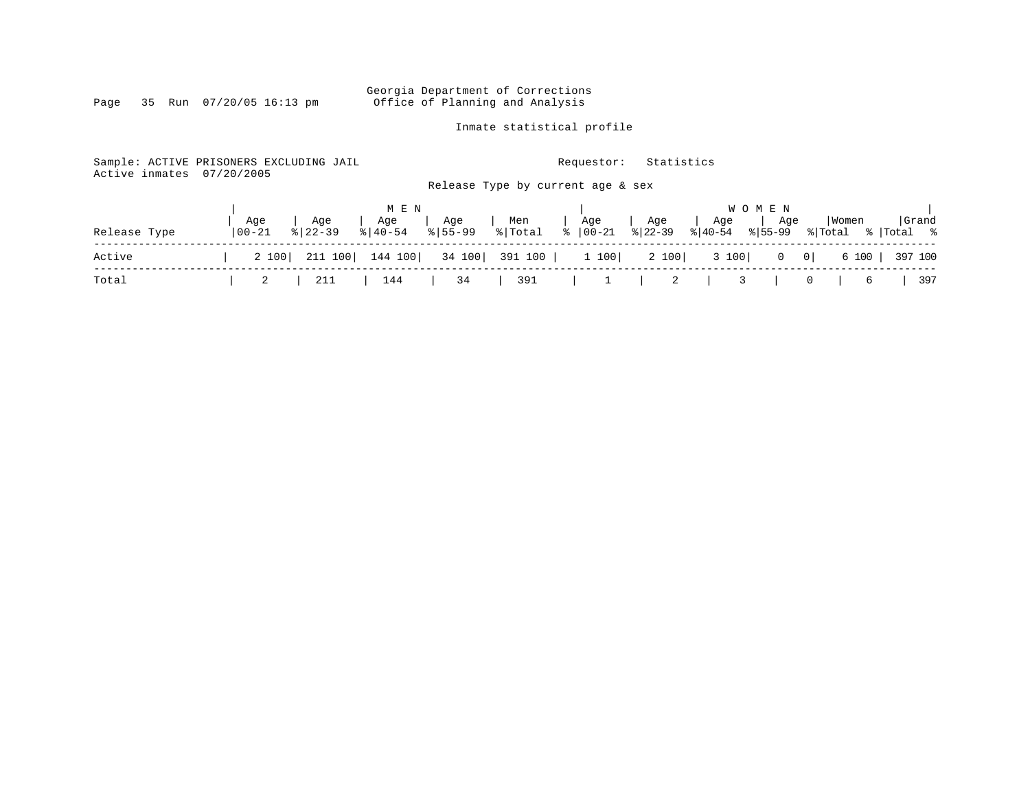Georgia Department of Corrections
Office of Planning and Analysis

Inmate statistical profile

Sample: ACTIVE PRISONERS EXCLUDING JAIL
Active inmates 07/20/2005

Requestor: Statistics

Release Type by current age & sex

| | MEN | | | | | | | | | | WOMEN | | | | | | | | | | | |
|---|---|---|---|---|---|---|---|---|---|---|---|---|---|---|---|---|---|---|---|---|---|---|
| Release Type | Age 00-21 | % | Age 22-39 | % | Age 40-54 | % | Age 55-99 | % | Men Total | % | Age 00-21 | % | Age 22-39 | % | Age 40-54 | % | Age 55-99 | % | Women Total | % | Grand Total | % |
| Active | 2 | 100 | 211 | 100 | 144 | 100 | 34 | 100 | 391 | 100 | 1 | 100 | 2 | 100 | 3 | 100 | 0 | 0 | 6 | 100 | 397 | 100 |
| Total | 2 | | 211 | | 144 | | 34 | | 391 | | 1 | | 2 | | 3 | | 0 | | 6 | | 397 | |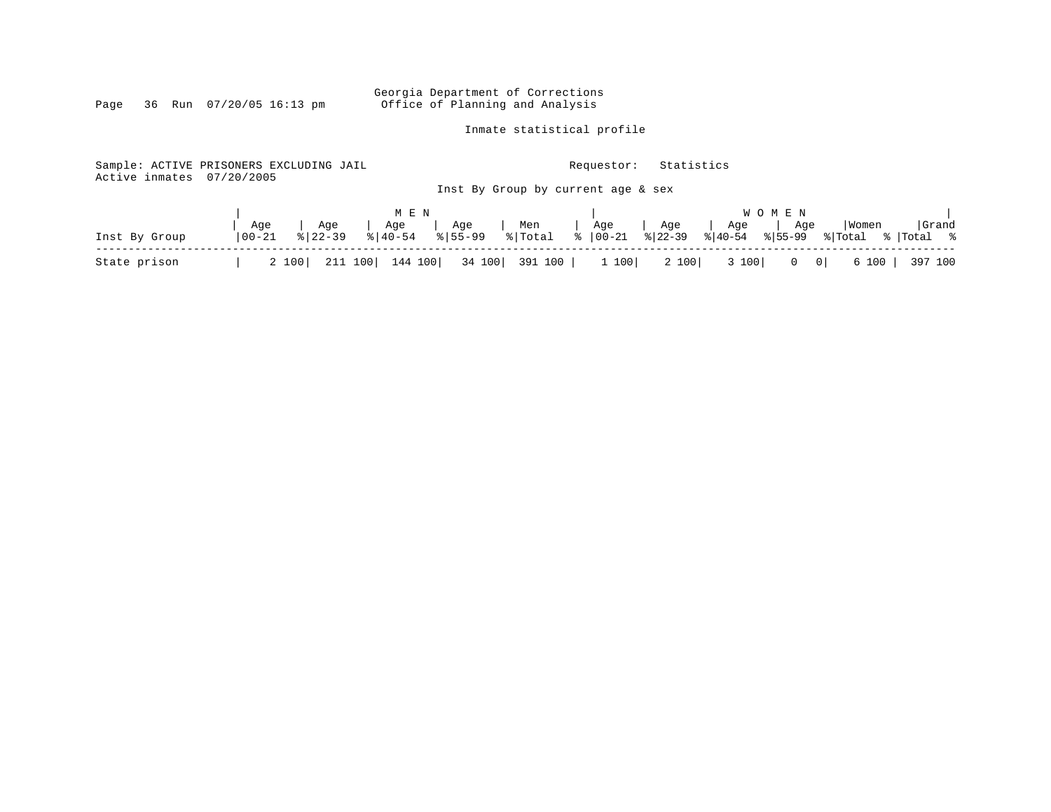Georgia Department of Corrections
Office of Planning and Analysis

Inmate statistical profile

Sample: ACTIVE PRISONERS EXCLUDING JAIL  Requestor: Statistics
Active inmates 07/20/2005

Inst By Group by current age & sex

| | MEN | | | | | | | | | | WOMEN | | | | | | | | | | | |
|---|---|---|---|---|---|---|---|---|---|---|---|---|---|---|---|---|---|---|---|---|---|---|
| Inst By Group | Age 00-21 | % | Age 22-39 | % | Age 40-54 | % | Age 55-99 | % | Men Total | % | Age 00-21 | % | Age 22-39 | % | Age 40-54 | % | Age 55-99 | % | Women Total | % | Grand Total | % |
| State prison | 2 | 100 | 211 | 100 | 144 | 100 | 34 | 100 | 391 | 100 | 1 | 100 | 2 | 100 | 3 | 100 | 0 | 0 | 6 | 100 | 397 | 100 |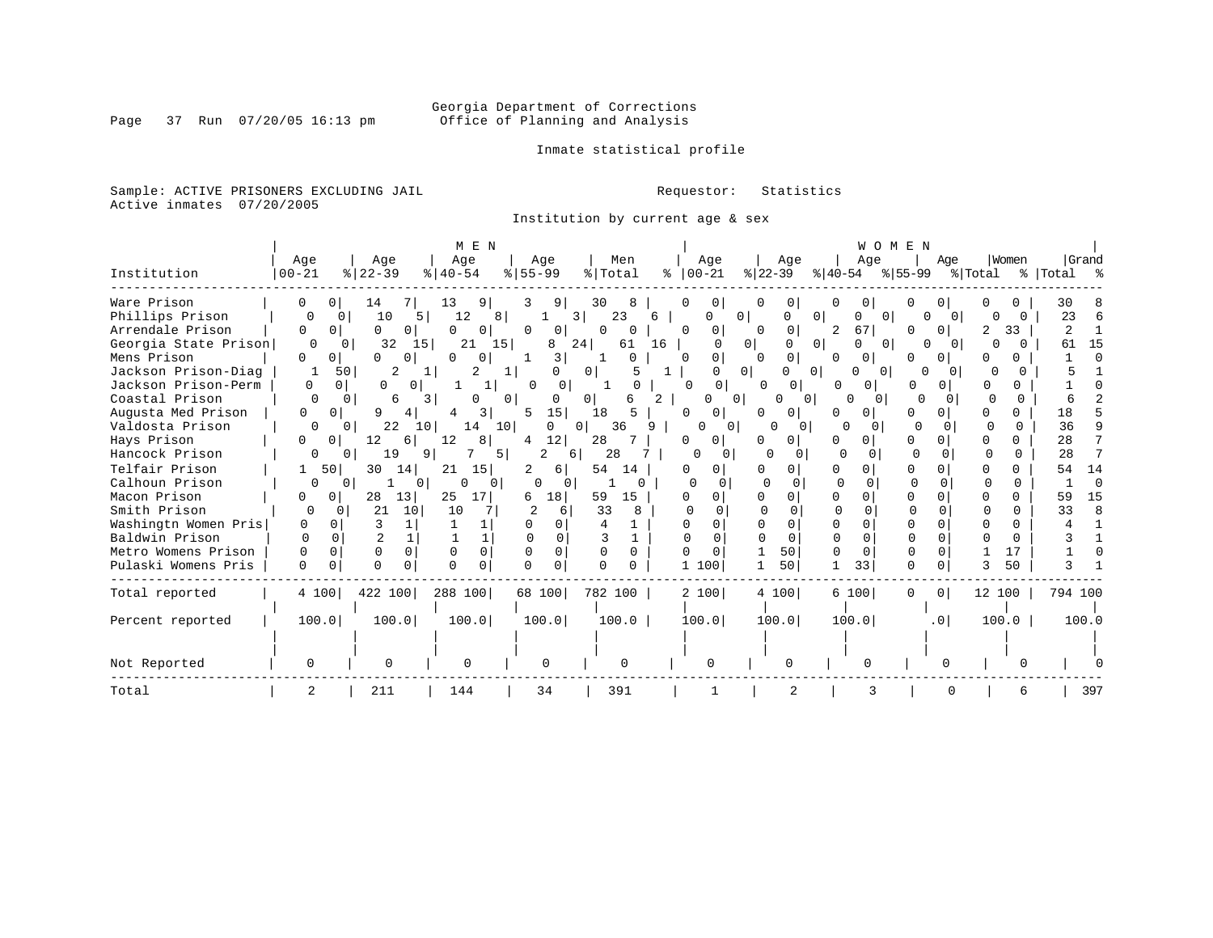Georgia Department of Corrections
Office of Planning and Analysis

Inmate statistical profile

Sample: ACTIVE PRISONERS EXCLUDING JAIL

Active inmates 07/20/2005

Requestor: Statistics

Institution by current age & sex

| Institution | MEN Age 00-21 | % | MEN Age 22-39 | % | MEN Age 40-54 | % | MEN Age 55-99 | % | Men Total | % | WOMEN Age 00-21 | % | WOMEN Age 22-39 | % | WOMEN Age 40-54 | % | WOMEN Age 55-99 | % | Women Total | % | Grand Total | % |
|---|---|---|---|---|---|---|---|---|---|---|---|---|---|---|---|---|---|---|---|---|---|---|
| Ware Prison | 0 | 0 | 14 | 7 | 13 | 9 | 3 | 9 | 30 | 8 | 0 | 0 | 0 | 0 | 0 | 0 | 0 | 0 | 0 | 0 | 30 | 8 |
| Phillips Prison | 0 | 0 | 10 | 5 | 12 | 8 | 1 | 3 | 23 | 6 | 0 | 0 | 0 | 0 | 0 | 0 | 0 | 0 | 0 | 0 | 23 | 6 |
| Arrendale Prison | 0 | 0 | 0 | 0 | 0 | 0 | 0 | 0 | 0 | 0 | 0 | 0 | 0 | 0 | 2 | 67 | 0 | 0 | 2 | 33 | 2 | 1 |
| Georgia State Prison | 0 | 0 | 32 | 15 | 21 | 15 | 8 | 24 | 61 | 16 | 0 | 0 | 0 | 0 | 0 | 0 | 0 | 0 | 0 | 0 | 61 | 15 |
| Mens Prison | 0 | 0 | 0 | 0 | 0 | 0 | 1 | 3 | 1 | 0 | 0 | 0 | 0 | 0 | 0 | 0 | 0 | 0 | 0 | 0 | 1 | 0 |
| Jackson Prison-Diag | 1 | 50 | 2 | 1 | 2 | 1 | 0 | 0 | 5 | 1 | 0 | 0 | 0 | 0 | 0 | 0 | 0 | 0 | 0 | 0 | 5 | 1 |
| Jackson Prison-Perm | 0 | 0 | 0 | 0 | 1 | 1 | 0 | 0 | 1 | 0 | 0 | 0 | 0 | 0 | 0 | 0 | 0 | 0 | 0 | 0 | 1 | 0 |
| Coastal Prison | 0 | 0 | 6 | 3 | 0 | 0 | 0 | 0 | 6 | 2 | 0 | 0 | 0 | 0 | 0 | 0 | 0 | 0 | 0 | 0 | 6 | 2 |
| Augusta Med Prison | 0 | 0 | 9 | 4 | 4 | 3 | 5 | 15 | 18 | 5 | 0 | 0 | 0 | 0 | 0 | 0 | 0 | 0 | 0 | 0 | 18 | 5 |
| Valdosta Prison | 0 | 0 | 22 | 10 | 14 | 10 | 0 | 0 | 36 | 9 | 0 | 0 | 0 | 0 | 0 | 0 | 0 | 0 | 0 | 0 | 36 | 9 |
| Hays Prison | 0 | 0 | 12 | 6 | 12 | 8 | 4 | 12 | 28 | 7 | 0 | 0 | 0 | 0 | 0 | 0 | 0 | 0 | 0 | 0 | 28 | 7 |
| Hancock Prison | 0 | 0 | 19 | 9 | 7 | 5 | 2 | 6 | 28 | 7 | 0 | 0 | 0 | 0 | 0 | 0 | 0 | 0 | 0 | 0 | 28 | 7 |
| Telfair Prison | 1 | 50 | 30 | 14 | 21 | 15 | 2 | 6 | 54 | 14 | 0 | 0 | 0 | 0 | 0 | 0 | 0 | 0 | 0 | 0 | 54 | 14 |
| Calhoun Prison | 0 | 0 | 1 | 0 | 0 | 0 | 0 | 0 | 1 | 0 | 0 | 0 | 0 | 0 | 0 | 0 | 0 | 0 | 0 | 0 | 1 | 0 |
| Macon Prison | 0 | 0 | 28 | 13 | 25 | 17 | 6 | 18 | 59 | 15 | 0 | 0 | 0 | 0 | 0 | 0 | 0 | 0 | 0 | 0 | 59 | 15 |
| Smith Prison | 0 | 0 | 21 | 10 | 10 | 7 | 2 | 6 | 33 | 8 | 0 | 0 | 0 | 0 | 0 | 0 | 0 | 0 | 0 | 0 | 33 | 8 |
| Washingtn Women Pris | 0 | 0 | 3 | 1 | 1 | 1 | 0 | 0 | 4 | 1 | 0 | 0 | 0 | 0 | 0 | 0 | 0 | 0 | 0 | 0 | 4 | 1 |
| Baldwin Prison | 0 | 0 | 2 | 1 | 1 | 1 | 0 | 0 | 3 | 1 | 0 | 0 | 0 | 0 | 0 | 0 | 0 | 0 | 0 | 0 | 3 | 1 |
| Metro Womens Prison | 0 | 0 | 0 | 0 | 0 | 0 | 0 | 0 | 0 | 0 | 0 | 0 | 1 | 50 | 0 | 0 | 0 | 0 | 1 | 17 | 1 | 0 |
| Pulaski Womens Pris | 0 | 0 | 0 | 0 | 0 | 0 | 0 | 0 | 0 | 0 | 1 | 100 | 1 | 50 | 1 | 33 | 0 | 0 | 3 | 50 | 3 | 1 |
| Total reported | 4 | 100 | 422 | 100 | 288 | 100 | 68 | 100 | 782 | 100 | 2 | 100 | 4 | 100 | 6 | 100 | 0 | 0 | 12 | 100 | 794 | 100 |
| Percent reported | 100.0 | | 100.0 | | 100.0 | | 100.0 | | 100.0 | | 100.0 | | 100.0 | | 100.0 | | .0 | | 100.0 | | 100.0 | |
| Not Reported | 0 | | 0 | | 0 | | 0 | | 0 | | 0 | | 0 | | 0 | | 0 | | 0 | | 0 | |
| Total | 2 | | 211 | | 144 | | 34 | | 391 | | 1 | | 2 | | 3 | | 0 | | 6 | | 397 | |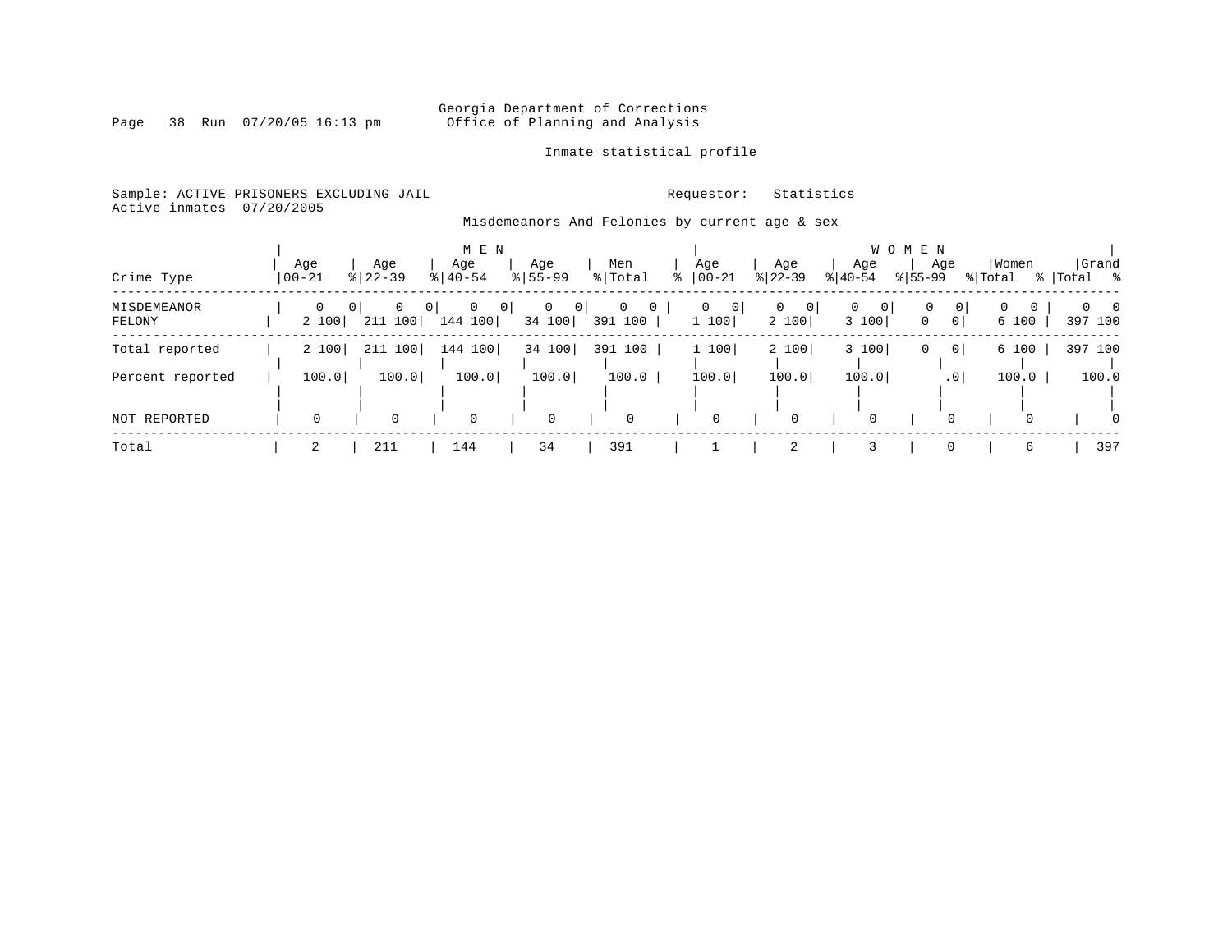Georgia Department of Corrections
Office of Planning and Analysis

Inmate statistical profile

Sample: ACTIVE PRISONERS EXCLUDING JAIL

Requestor: Statistics

Active inmates 07/20/2005

Misdemeanors And Felonies by current age & sex

| Crime Type | MEN Age 00-21 | % | Age 22-39 | % | Age 40-54 | % | Age 55-99 | % | Men Total | % | WOMEN Age 00-21 | % | Age 22-39 | % | Age 40-54 | % | Age 55-99 | % | Women Total | % | Grand Total | % |
|---|---|---|---|---|---|---|---|---|---|---|---|---|---|---|---|---|---|---|---|---|---|---|
| MISDEMEANOR | 0 | 0 | 0 | 0 | 0 | 0 | 0 | 0 | 0 | 0 | 0 | 0 | 0 | 0 | 0 | 0 | 0 | 0 | 0 | 0 | 0 | 0 |
| FELONY | 2 | 100 | 211 | 100 | 144 | 100 | 34 | 100 | 391 | 100 | 1 | 100 | 2 | 100 | 3 | 100 | 0 | 0 | 6 | 100 | 397 | 100 |
| Total reported | 2 | 100 | 211 | 100 | 144 | 100 | 34 | 100 | 391 | 100 | 1 | 100 | 2 | 100 | 3 | 100 | 0 | 0 | 6 | 100 | 397 | 100 |
| Percent reported | 100.0 | | 100.0 | | 100.0 | | 100.0 | | 100.0 | | 100.0 | | 100.0 | | 100.0 | | .0 | | 100.0 | | 100.0 | |
| NOT REPORTED | 0 | | 0 | | 0 | | 0 | | 0 | | 0 | | 0 | | 0 | | 0 | | 0 | | 0 | |
| Total | 2 | | 211 | | 144 | | 34 | | 391 | | 1 | | 2 | | 3 | | 0 | | 6 | | 397 | |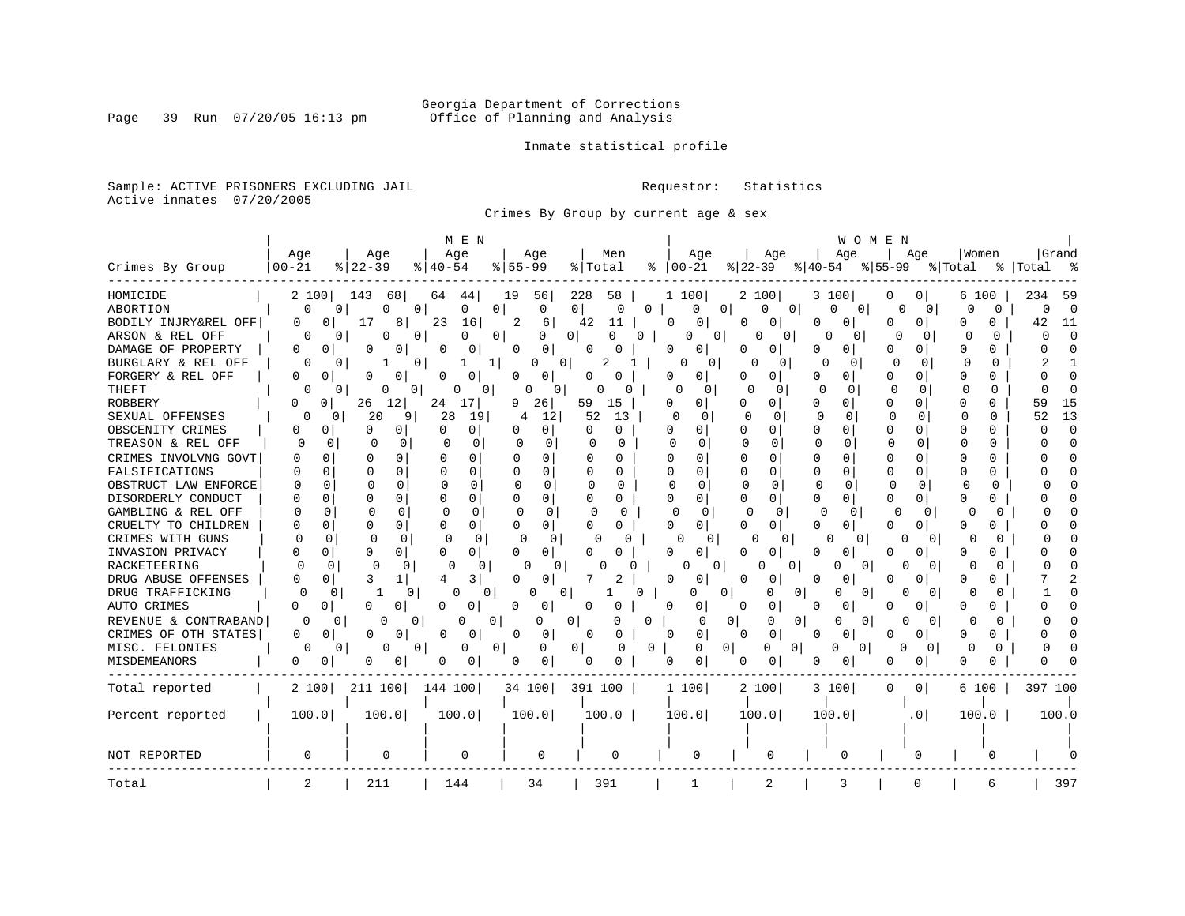Georgia Department of Corrections
Office of Planning and Analysis

Inmate statistical profile

Sample: ACTIVE PRISONERS EXCLUDING JAIL
Active inmates 07/20/2005

Requestor: Statistics

Crimes By Group by current age & sex

| Crimes By Group | MEN Age 00-21 | % | Age 22-39 | % | Age 40-54 | % | Age 55-99 | % | Men Total | % | WOMEN Age 00-21 | % | Age 22-39 | % | Age 40-54 | % | Age 55-99 | % | Women Total | % | Grand Total | % |
|---|---|---|---|---|---|---|---|---|---|---|---|---|---|---|---|---|---|---|---|---|---|---|
| HOMICIDE | 2 | 100 | 143 | 68 | 64 | 44 | 19 | 56 | 228 | 58 | 1 | 100 | 2 | 100 | 3 | 100 | 0 | 0 | 6 | 100 | 234 | 59 |
| ABORTION | 0 | 0 | 0 | 0 | 0 | 0 | 0 | 0 | 0 | 0 | 0 | 0 | 0 | 0 | 0 | 0 | 0 | 0 | 0 | 0 | 0 | 0 |
| BODILY INJRY&REL OFF | 0 | 0 | 17 | 8 | 23 | 16 | 2 | 6 | 42 | 11 | 0 | 0 | 0 | 0 | 0 | 0 | 0 | 0 | 0 | 0 | 42 | 11 |
| ARSON & REL OFF | 0 | 0 | 0 | 0 | 0 | 0 | 0 | 0 | 0 | 0 | 0 | 0 | 0 | 0 | 0 | 0 | 0 | 0 | 0 | 0 | 0 | 0 |
| DAMAGE OF PROPERTY | 0 | 0 | 0 | 0 | 0 | 0 | 0 | 0 | 0 | 0 | 0 | 0 | 0 | 0 | 0 | 0 | 0 | 0 | 0 | 0 | 0 | 0 |
| BURGLARY & REL OFF | 0 | 0 | 1 | 0 | 1 | 1 | 0 | 0 | 2 | 1 | 0 | 0 | 0 | 0 | 0 | 0 | 0 | 0 | 0 | 0 | 2 | 1 |
| FORGERY & REL OFF | 0 | 0 | 0 | 0 | 0 | 0 | 0 | 0 | 0 | 0 | 0 | 0 | 0 | 0 | 0 | 0 | 0 | 0 | 0 | 0 | 0 | 0 |
| THEFT | 0 | 0 | 0 | 0 | 0 | 0 | 0 | 0 | 0 | 0 | 0 | 0 | 0 | 0 | 0 | 0 | 0 | 0 | 0 | 0 | 0 | 0 |
| ROBBERY | 0 | 0 | 26 | 12 | 24 | 17 | 9 | 26 | 59 | 15 | 0 | 0 | 0 | 0 | 0 | 0 | 0 | 0 | 0 | 0 | 59 | 15 |
| SEXUAL OFFENSES | 0 | 0 | 20 | 9 | 28 | 19 | 4 | 12 | 52 | 13 | 0 | 0 | 0 | 0 | 0 | 0 | 0 | 0 | 0 | 0 | 52 | 13 |
| OBSCENITY CRIMES | 0 | 0 | 0 | 0 | 0 | 0 | 0 | 0 | 0 | 0 | 0 | 0 | 0 | 0 | 0 | 0 | 0 | 0 | 0 | 0 | 0 | 0 |
| TREASON & REL OFF | 0 | 0 | 0 | 0 | 0 | 0 | 0 | 0 | 0 | 0 | 0 | 0 | 0 | 0 | 0 | 0 | 0 | 0 | 0 | 0 | 0 | 0 |
| CRIMES INVOLVNG GOVT | 0 | 0 | 0 | 0 | 0 | 0 | 0 | 0 | 0 | 0 | 0 | 0 | 0 | 0 | 0 | 0 | 0 | 0 | 0 | 0 | 0 | 0 |
| FALSIFICATIONS | 0 | 0 | 0 | 0 | 0 | 0 | 0 | 0 | 0 | 0 | 0 | 0 | 0 | 0 | 0 | 0 | 0 | 0 | 0 | 0 | 0 | 0 |
| OBSTRUCT LAW ENFORCE | 0 | 0 | 0 | 0 | 0 | 0 | 0 | 0 | 0 | 0 | 0 | 0 | 0 | 0 | 0 | 0 | 0 | 0 | 0 | 0 | 0 | 0 |
| DISORDERLY CONDUCT | 0 | 0 | 0 | 0 | 0 | 0 | 0 | 0 | 0 | 0 | 0 | 0 | 0 | 0 | 0 | 0 | 0 | 0 | 0 | 0 | 0 | 0 |
| GAMBLING & REL OFF | 0 | 0 | 0 | 0 | 0 | 0 | 0 | 0 | 0 | 0 | 0 | 0 | 0 | 0 | 0 | 0 | 0 | 0 | 0 | 0 | 0 | 0 |
| CRUELTY TO CHILDREN | 0 | 0 | 0 | 0 | 0 | 0 | 0 | 0 | 0 | 0 | 0 | 0 | 0 | 0 | 0 | 0 | 0 | 0 | 0 | 0 | 0 | 0 |
| CRIMES WITH GUNS | 0 | 0 | 0 | 0 | 0 | 0 | 0 | 0 | 0 | 0 | 0 | 0 | 0 | 0 | 0 | 0 | 0 | 0 | 0 | 0 | 0 | 0 |
| INVASION PRIVACY | 0 | 0 | 0 | 0 | 0 | 0 | 0 | 0 | 0 | 0 | 0 | 0 | 0 | 0 | 0 | 0 | 0 | 0 | 0 | 0 | 0 | 0 |
| RACKETEERING | 0 | 0 | 0 | 0 | 0 | 0 | 0 | 0 | 0 | 0 | 0 | 0 | 0 | 0 | 0 | 0 | 0 | 0 | 0 | 0 | 0 | 0 |
| DRUG ABUSE OFFENSES | 0 | 0 | 3 | 1 | 4 | 3 | 0 | 0 | 7 | 2 | 0 | 0 | 0 | 0 | 0 | 0 | 0 | 0 | 0 | 0 | 7 | 2 |
| DRUG TRAFFICKING | 0 | 0 | 1 | 0 | 0 | 0 | 0 | 0 | 1 | 0 | 0 | 0 | 0 | 0 | 0 | 0 | 0 | 0 | 0 | 0 | 1 | 0 |
| AUTO CRIMES | 0 | 0 | 0 | 0 | 0 | 0 | 0 | 0 | 0 | 0 | 0 | 0 | 0 | 0 | 0 | 0 | 0 | 0 | 0 | 0 | 0 | 0 |
| REVENUE & CONTRABAND | 0 | 0 | 0 | 0 | 0 | 0 | 0 | 0 | 0 | 0 | 0 | 0 | 0 | 0 | 0 | 0 | 0 | 0 | 0 | 0 | 0 | 0 |
| CRIMES OF OTH STATES | 0 | 0 | 0 | 0 | 0 | 0 | 0 | 0 | 0 | 0 | 0 | 0 | 0 | 0 | 0 | 0 | 0 | 0 | 0 | 0 | 0 | 0 |
| MISC. FELONIES | 0 | 0 | 0 | 0 | 0 | 0 | 0 | 0 | 0 | 0 | 0 | 0 | 0 | 0 | 0 | 0 | 0 | 0 | 0 | 0 | 0 | 0 |
| MISDEMEANORS | 0 | 0 | 0 | 0 | 0 | 0 | 0 | 0 | 0 | 0 | 0 | 0 | 0 | 0 | 0 | 0 | 0 | 0 | 0 | 0 | 0 | 0 |
| Total reported | 2 | 100 | 211 | 100 | 144 | 100 | 34 | 100 | 391 | 100 | 1 | 100 | 2 | 100 | 3 | 100 | 0 | 0 | 6 | 100 | 397 | 100 |
| Percent reported | 100.0 | | 100.0 | | 100.0 | | 100.0 | | 100.0 | | 100.0 | | 100.0 | | 100.0 | | .0 | | 100.0 | | 100.0 | |
| NOT REPORTED | 0 | | 0 | | 0 | | 0 | | 0 | | 0 | | 0 | | 0 | | 0 | | 0 | | 0 | |
| Total | 2 | | 211 | | 144 | | 34 | | 391 | | 1 | | 2 | | 3 | | 0 | | 6 | | 397 | |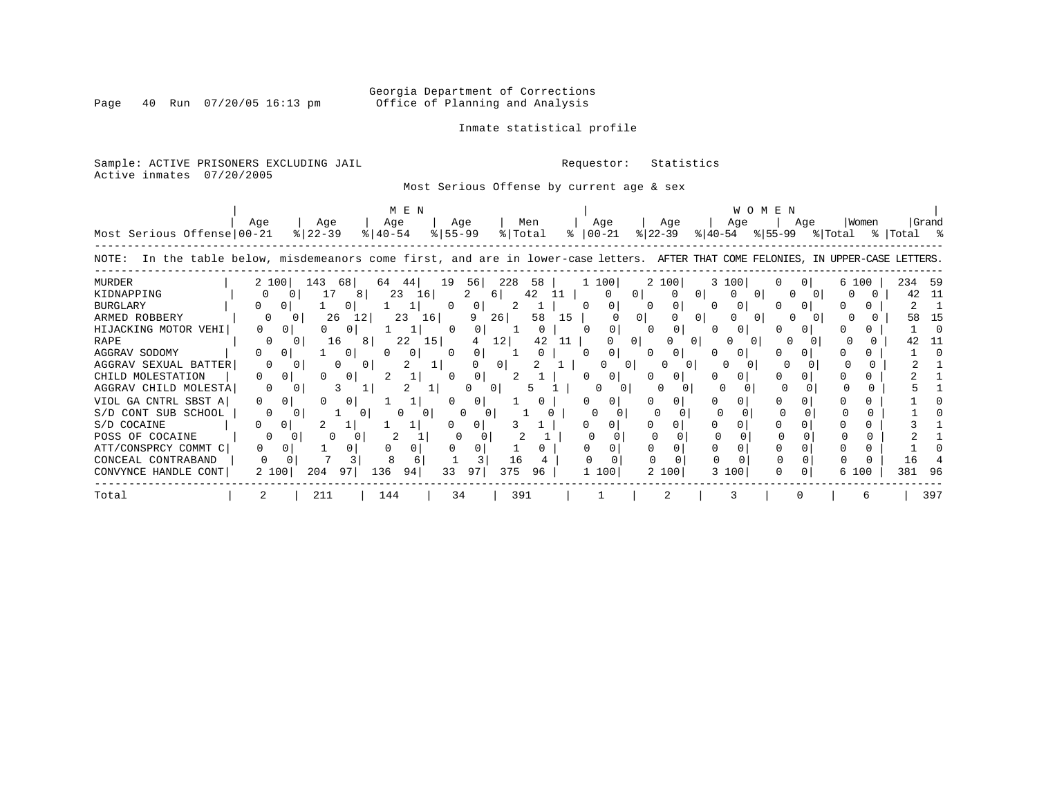Georgia Department of Corrections
Office of Planning and Analysis

Inmate statistical profile

Sample: ACTIVE PRISONERS EXCLUDING JAIL  Requestor: Statistics
Active inmates 07/20/2005

Most Serious Offense by current age & sex

| Most Serious Offense | MEN Age 00-21 | % | Age 22-39 | % | Age 40-54 | % | Age 55-99 | % | Men Total | % | WOMEN Age 00-21 | % | Age 22-39 | % | Age 40-54 | % | Age 55-99 | % | Women Total | % | Grand Total | % |
|---|---|---|---|---|---|---|---|---|---|---|---|---|---|---|---|---|---|---|---|---|---|---|
| NOTE: In the table below, misdemeanors come first, and are in lower-case letters. AFTER THAT COME FELONIES, IN UPPER-CASE LETTERS. | | | | | | | | | | | | | | | | | | | | | | |
| MURDER | 2 | 100 | 143 | 68 | 64 | 44 | 19 | 56 | 228 | 58 | 1 | 100 | 2 | 100 | 3 | 100 | 0 | 0 | 6 | 100 | 234 | 59 |
| KIDNAPPING | 0 | 0 | 17 | 8 | 23 | 16 | 2 | 6 | 42 | 11 | 0 | 0 | 0 | 0 | 0 | 0 | 0 | 0 | 0 | 0 | 42 | 11 |
| BURGLARY | 0 | 0 | 1 | 0 | 1 | 1 | 0 | 0 | 2 | 1 | 0 | 0 | 0 | 0 | 0 | 0 | 0 | 0 | 0 | 0 | 2 | 1 |
| ARMED ROBBERY | 0 | 0 | 26 | 12 | 23 | 16 | 9 | 26 | 58 | 15 | 0 | 0 | 0 | 0 | 0 | 0 | 0 | 0 | 0 | 0 | 58 | 15 |
| HIJACKING MOTOR VEHI | 0 | 0 | 0 | 0 | 1 | 1 | 0 | 0 | 1 | 0 | 0 | 0 | 0 | 0 | 0 | 0 | 0 | 0 | 0 | 0 | 1 | 0 |
| RAPE | 0 | 0 | 16 | 8 | 22 | 15 | 4 | 12 | 42 | 11 | 0 | 0 | 0 | 0 | 0 | 0 | 0 | 0 | 0 | 0 | 42 | 11 |
| AGGRAV SODOMY | 0 | 0 | 1 | 0 | 0 | 0 | 0 | 0 | 1 | 0 | 0 | 0 | 0 | 0 | 0 | 0 | 0 | 0 | 0 | 0 | 1 | 0 |
| AGGRAV SEXUAL BATTER | 0 | 0 | 0 | 0 | 2 | 1 | 0 | 0 | 2 | 1 | 0 | 0 | 0 | 0 | 0 | 0 | 0 | 0 | 0 | 0 | 2 | 1 |
| CHILD MOLESTATION | 0 | 0 | 0 | 0 | 2 | 1 | 0 | 0 | 2 | 1 | 0 | 0 | 0 | 0 | 0 | 0 | 0 | 0 | 0 | 0 | 2 | 1 |
| AGGRAV CHILD MOLESTA | 0 | 0 | 3 | 1 | 2 | 1 | 0 | 0 | 5 | 1 | 0 | 0 | 0 | 0 | 0 | 0 | 0 | 0 | 0 | 0 | 5 | 1 |
| VIOL GA CNTRL SBST A | 0 | 0 | 0 | 0 | 1 | 1 | 0 | 0 | 1 | 0 | 0 | 0 | 0 | 0 | 0 | 0 | 0 | 0 | 0 | 0 | 1 | 0 |
| S/D CONT SUB SCHOOL | 0 | 0 | 1 | 0 | 0 | 0 | 0 | 0 | 1 | 0 | 0 | 0 | 0 | 0 | 0 | 0 | 0 | 0 | 0 | 0 | 1 | 0 |
| S/D COCAINE | 0 | 0 | 2 | 1 | 1 | 1 | 0 | 0 | 3 | 1 | 0 | 0 | 0 | 0 | 0 | 0 | 0 | 0 | 0 | 0 | 3 | 1 |
| POSS OF COCAINE | 0 | 0 | 0 | 0 | 2 | 1 | 0 | 0 | 2 | 1 | 0 | 0 | 0 | 0 | 0 | 0 | 0 | 0 | 0 | 0 | 2 | 1 |
| ATT/CONSPRCY COMMT C | 0 | 0 | 1 | 0 | 0 | 0 | 0 | 0 | 1 | 0 | 0 | 0 | 0 | 0 | 0 | 0 | 0 | 0 | 0 | 0 | 1 | 0 |
| CONCEAL CONTRABAND | 0 | 0 | 7 | 3 | 8 | 6 | 1 | 3 | 16 | 4 | 0 | 0 | 0 | 0 | 0 | 0 | 0 | 0 | 0 | 0 | 16 | 4 |
| CONVYNCE HANDLE CONT | 2 | 100 | 204 | 97 | 136 | 94 | 33 | 97 | 375 | 96 | 1 | 100 | 2 | 100 | 3 | 100 | 0 | 0 | 6 | 100 | 381 | 96 |
| Total | 2 | | 211 | | 144 | | 34 | | 391 | | 1 | | 2 | | 3 | | 0 | | 6 | | 397 | |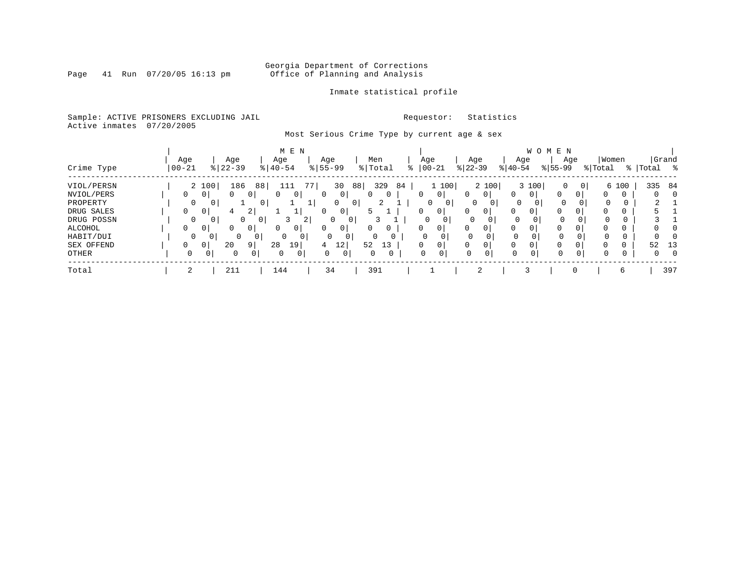Georgia Department of Corrections
Office of Planning and Analysis

Inmate statistical profile

Sample: ACTIVE PRISONERS EXCLUDING JAIL

Requestor: Statistics

Active inmates 07/20/2005

Most Serious Crime Type by current age & sex

| | MEN | | | | | | | | | | WOMEN | | | | | | | | | | Grand | |
|---|---|---|---|---|---|---|---|---|---|---|---|---|---|---|---|---|---|---|---|---|---|---|
| Crime Type | Age 00-21 | % | Age 22-39 | % | Age 40-54 | % | Age 55-99 | % | Men Total | % | Age 00-21 | % | Age 22-39 | % | Age 40-54 | % | Age 55-99 | % | Women Total | % | Total | % |
| VIOL/PERSN | 2 | 100 | 186 | 88 | 111 | 77 | 30 | 88 | 329 | 84 | 1 | 100 | 2 | 100 | 3 | 100 | 0 | 0 | 6 | 100 | 335 | 84 |
| NVIOL/PERS | 0 | 0 | 0 | 0 | 0 | 0 | 0 | 0 | 0 | 0 | 0 | 0 | 0 | 0 | 0 | 0 | 0 | 0 | 0 | 0 | 0 | 0 |
| PROPERTY | 0 | 0 | 1 | 0 | 1 | 1 | 0 | 0 | 2 | 1 | 0 | 0 | 0 | 0 | 0 | 0 | 0 | 0 | 0 | 0 | 2 | 1 |
| DRUG SALES | 0 | 0 | 4 | 2 | 1 | 1 | 0 | 0 | 5 | 1 | 0 | 0 | 0 | 0 | 0 | 0 | 0 | 0 | 0 | 0 | 5 | 1 |
| DRUG POSSN | 0 | 0 | 0 | 0 | 3 | 2 | 0 | 0 | 3 | 1 | 0 | 0 | 0 | 0 | 0 | 0 | 0 | 0 | 0 | 0 | 3 | 1 |
| ALCOHOL | 0 | 0 | 0 | 0 | 0 | 0 | 0 | 0 | 0 | 0 | 0 | 0 | 0 | 0 | 0 | 0 | 0 | 0 | 0 | 0 | 0 | 0 |
| HABIT/DUI | 0 | 0 | 0 | 0 | 0 | 0 | 0 | 0 | 0 | 0 | 0 | 0 | 0 | 0 | 0 | 0 | 0 | 0 | 0 | 0 | 0 | 0 |
| SEX OFFEND | 0 | 0 | 20 | 9 | 28 | 19 | 4 | 12 | 52 | 13 | 0 | 0 | 0 | 0 | 0 | 0 | 0 | 0 | 0 | 0 | 52 | 13 |
| OTHER | 0 | 0 | 0 | 0 | 0 | 0 | 0 | 0 | 0 | 0 | 0 | 0 | 0 | 0 | 0 | 0 | 0 | 0 | 0 | 0 | 0 | 0 |
| Total | 2 | | 211 | | 144 | | 34 | | 391 | | 1 | | 2 | | 3 | | 0 | | 6 | | 397 | |